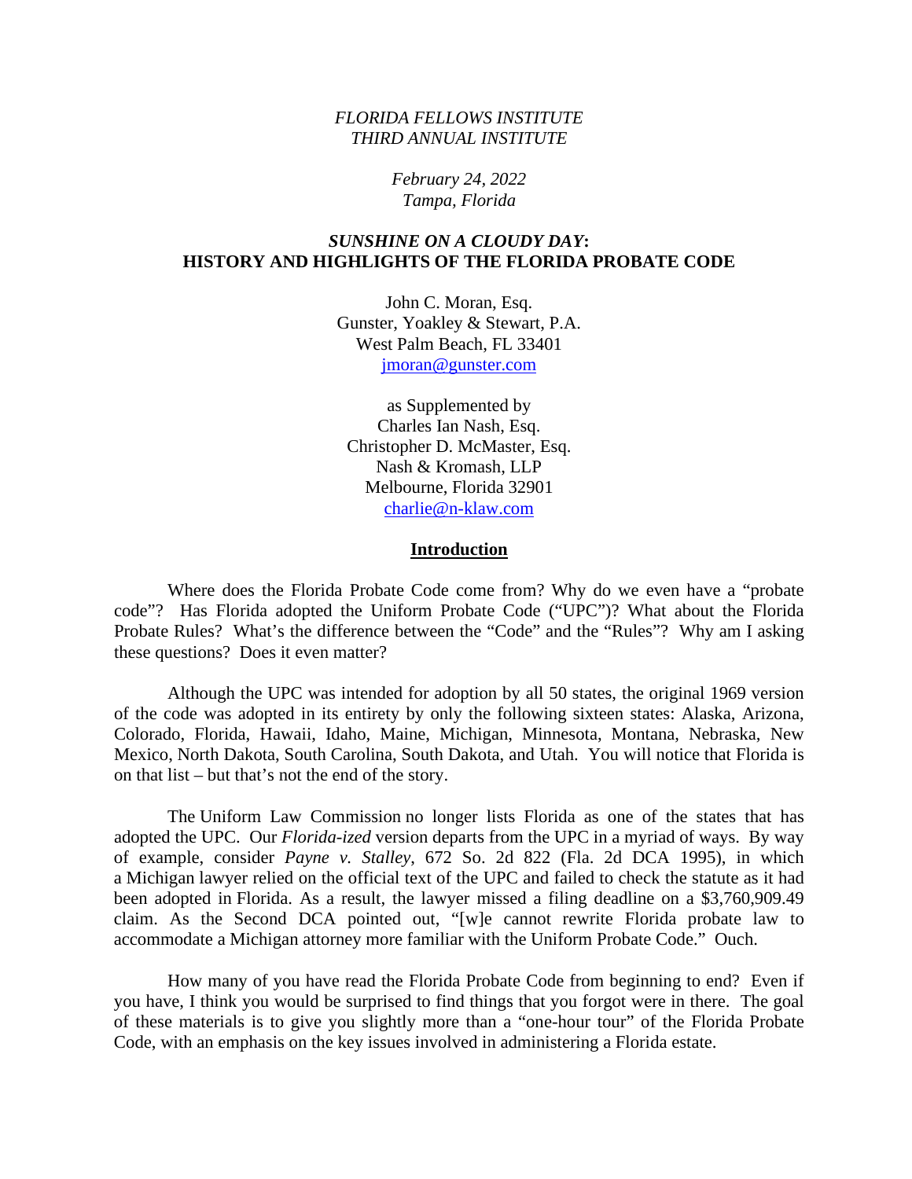*FLORIDA FELLOWS INSTITUTE*
*THIRD ANNUAL INSTITUTE*

*February 24, 2022*
*Tampa, Florida*

# *SUNSHINE ON A CLOUDY DAY*: HISTORY AND HIGHLIGHTS OF THE FLORIDA PROBATE CODE

John C. Moran, Esq.
Gunster, Yoakley & Stewart, P.A.
West Palm Beach, FL 33401
jmoran@gunster.com

as Supplemented by
Charles Ian Nash, Esq.
Christopher D. McMaster, Esq.
Nash & Kromash, LLP
Melbourne, Florida 32901
charlie@n-klaw.com

## Introduction

Where does the Florida Probate Code come from? Why do we even have a "probate code"? Has Florida adopted the Uniform Probate Code ("UPC")? What about the Florida Probate Rules? What's the difference between the "Code" and the "Rules"? Why am I asking these questions? Does it even matter?

Although the UPC was intended for adoption by all 50 states, the original 1969 version of the code was adopted in its entirety by only the following sixteen states: Alaska, Arizona, Colorado, Florida, Hawaii, Idaho, Maine, Michigan, Minnesota, Montana, Nebraska, New Mexico, North Dakota, South Carolina, South Dakota, and Utah. You will notice that Florida is on that list – but that's not the end of the story.

The Uniform Law Commission no longer lists Florida as one of the states that has adopted the UPC. Our *Florida-ized* version departs from the UPC in a myriad of ways. By way of example, consider *Payne v. Stalley*, 672 So. 2d 822 (Fla. 2d DCA 1995), in which a Michigan lawyer relied on the official text of the UPC and failed to check the statute as it had been adopted in Florida. As a result, the lawyer missed a filing deadline on a $3,760,909.49 claim. As the Second DCA pointed out, "[w]e cannot rewrite Florida probate law to accommodate a Michigan attorney more familiar with the Uniform Probate Code." Ouch.

How many of you have read the Florida Probate Code from beginning to end? Even if you have, I think you would be surprised to find things that you forgot were in there. The goal of these materials is to give you slightly more than a "one-hour tour" of the Florida Probate Code, with an emphasis on the key issues involved in administering a Florida estate.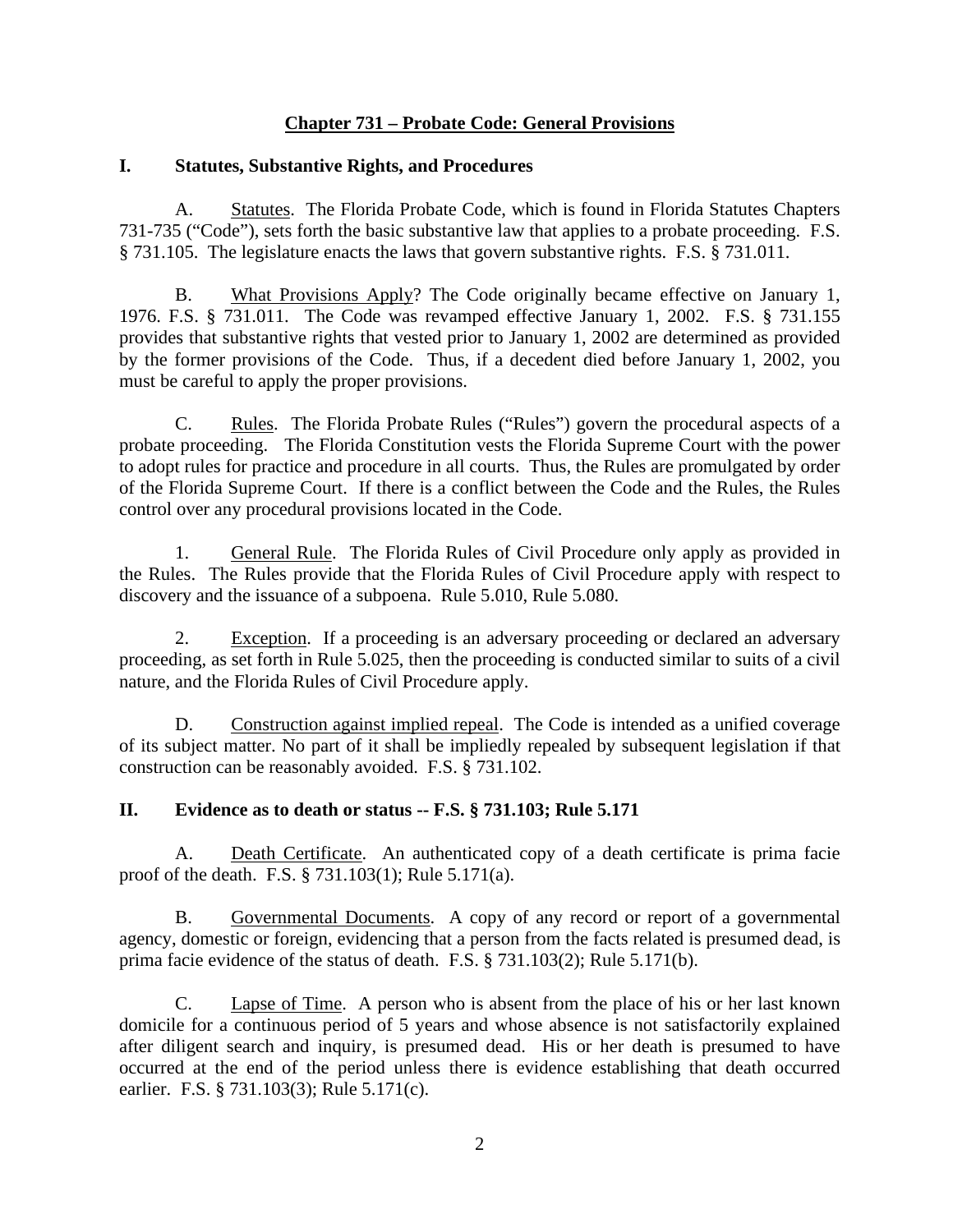## Chapter 731 – Probate Code: General Provisions

### I. Statutes, Substantive Rights, and Procedures

A. Statutes. The Florida Probate Code, which is found in Florida Statutes Chapters 731-735 ("Code"), sets forth the basic substantive law that applies to a probate proceeding. F.S. § 731.105. The legislature enacts the laws that govern substantive rights. F.S. § 731.011.

B. What Provisions Apply? The Code originally became effective on January 1, 1976. F.S. § 731.011. The Code was revamped effective January 1, 2002. F.S. § 731.155 provides that substantive rights that vested prior to January 1, 2002 are determined as provided by the former provisions of the Code. Thus, if a decedent died before January 1, 2002, you must be careful to apply the proper provisions.

C. Rules. The Florida Probate Rules ("Rules") govern the procedural aspects of a probate proceeding. The Florida Constitution vests the Florida Supreme Court with the power to adopt rules for practice and procedure in all courts. Thus, the Rules are promulgated by order of the Florida Supreme Court. If there is a conflict between the Code and the Rules, the Rules control over any procedural provisions located in the Code.

1. General Rule. The Florida Rules of Civil Procedure only apply as provided in the Rules. The Rules provide that the Florida Rules of Civil Procedure apply with respect to discovery and the issuance of a subpoena. Rule 5.010, Rule 5.080.

2. Exception. If a proceeding is an adversary proceeding or declared an adversary proceeding, as set forth in Rule 5.025, then the proceeding is conducted similar to suits of a civil nature, and the Florida Rules of Civil Procedure apply.

D. Construction against implied repeal. The Code is intended as a unified coverage of its subject matter. No part of it shall be impliedly repealed by subsequent legislation if that construction can be reasonably avoided. F.S. § 731.102.

### II. Evidence as to death or status -- F.S. § 731.103; Rule 5.171

A. Death Certificate. An authenticated copy of a death certificate is prima facie proof of the death. F.S. § 731.103(1); Rule 5.171(a).

B. Governmental Documents. A copy of any record or report of a governmental agency, domestic or foreign, evidencing that a person from the facts related is presumed dead, is prima facie evidence of the status of death. F.S. § 731.103(2); Rule 5.171(b).

C. Lapse of Time. A person who is absent from the place of his or her last known domicile for a continuous period of 5 years and whose absence is not satisfactorily explained after diligent search and inquiry, is presumed dead. His or her death is presumed to have occurred at the end of the period unless there is evidence establishing that death occurred earlier. F.S. § 731.103(3); Rule 5.171(c).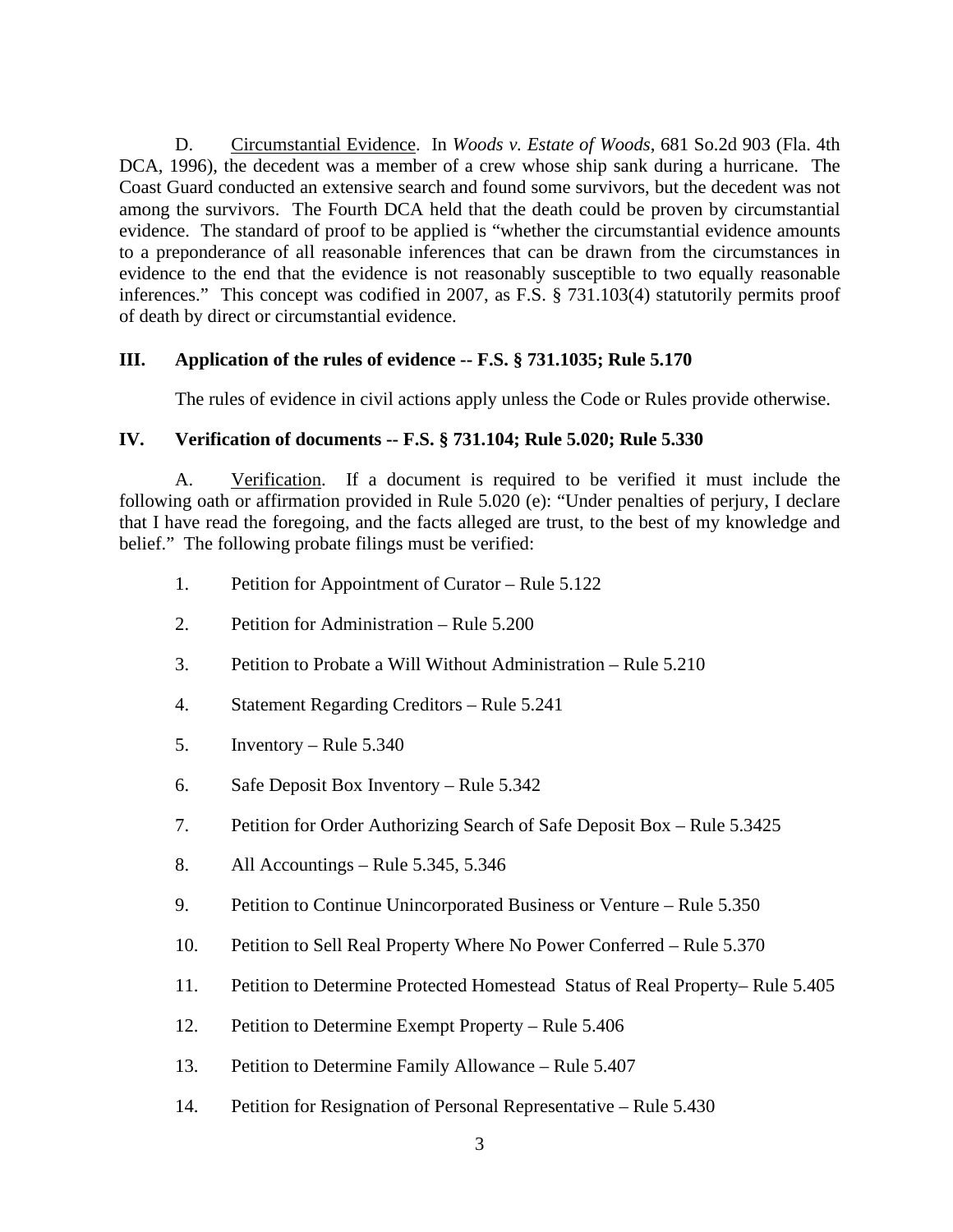D. Circumstantial Evidence. In *Woods v. Estate of Woods*, 681 So.2d 903 (Fla. 4th DCA, 1996), the decedent was a member of a crew whose ship sank during a hurricane. The Coast Guard conducted an extensive search and found some survivors, but the decedent was not among the survivors. The Fourth DCA held that the death could be proven by circumstantial evidence. The standard of proof to be applied is "whether the circumstantial evidence amounts to a preponderance of all reasonable inferences that can be drawn from the circumstances in evidence to the end that the evidence is not reasonably susceptible to two equally reasonable inferences." This concept was codified in 2007, as F.S. § 731.103(4) statutorily permits proof of death by direct or circumstantial evidence.

## III. Application of the rules of evidence -- F.S. § 731.1035; Rule 5.170

The rules of evidence in civil actions apply unless the Code or Rules provide otherwise.

## IV. Verification of documents -- F.S. § 731.104; Rule 5.020; Rule 5.330

A. Verification. If a document is required to be verified it must include the following oath or affirmation provided in Rule 5.020 (e): "Under penalties of perjury, I declare that I have read the foregoing, and the facts alleged are trust, to the best of my knowledge and belief." The following probate filings must be verified:

1. Petition for Appointment of Curator – Rule 5.122
2. Petition for Administration – Rule 5.200
3. Petition to Probate a Will Without Administration – Rule 5.210
4. Statement Regarding Creditors – Rule 5.241
5. Inventory – Rule 5.340
6. Safe Deposit Box Inventory – Rule 5.342
7. Petition for Order Authorizing Search of Safe Deposit Box – Rule 5.3425
8. All Accountings – Rule 5.345, 5.346
9. Petition to Continue Unincorporated Business or Venture – Rule 5.350
10. Petition to Sell Real Property Where No Power Conferred – Rule 5.370
11. Petition to Determine Protected Homestead Status of Real Property– Rule 5.405
12. Petition to Determine Exempt Property – Rule 5.406
13. Petition to Determine Family Allowance – Rule 5.407
14. Petition for Resignation of Personal Representative – Rule 5.430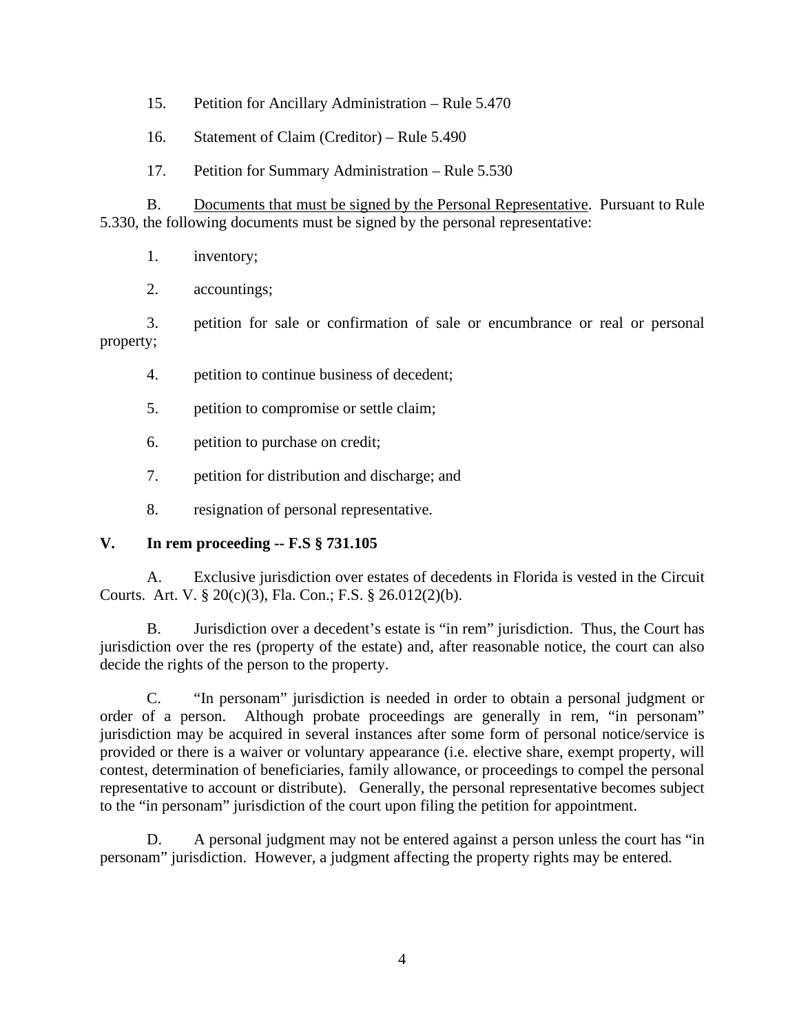15. Petition for Ancillary Administration – Rule 5.470

16. Statement of Claim (Creditor) – Rule 5.490

17. Petition for Summary Administration – Rule 5.530

B. Documents that must be signed by the Personal Representative. Pursuant to Rule 5.330, the following documents must be signed by the personal representative:

1. inventory;

2. accountings;

3. petition for sale or confirmation of sale or encumbrance or real or personal property;

4. petition to continue business of decedent;

5. petition to compromise or settle claim;

6. petition to purchase on credit;

7. petition for distribution and discharge; and

8. resignation of personal representative.

## V. In rem proceeding -- F.S § 731.105

A. Exclusive jurisdiction over estates of decedents in Florida is vested in the Circuit Courts. Art. V. § 20(c)(3), Fla. Con.; F.S. § 26.012(2)(b).

B. Jurisdiction over a decedent's estate is "in rem" jurisdiction. Thus, the Court has jurisdiction over the res (property of the estate) and, after reasonable notice, the court can also decide the rights of the person to the property.

C. "In personam" jurisdiction is needed in order to obtain a personal judgment or order of a person. Although probate proceedings are generally in rem, "in personam" jurisdiction may be acquired in several instances after some form of personal notice/service is provided or there is a waiver or voluntary appearance (i.e. elective share, exempt property, will contest, determination of beneficiaries, family allowance, or proceedings to compel the personal representative to account or distribute). Generally, the personal representative becomes subject to the "in personam" jurisdiction of the court upon filing the petition for appointment.

D. A personal judgment may not be entered against a person unless the court has "in personam" jurisdiction. However, a judgment affecting the property rights may be entered.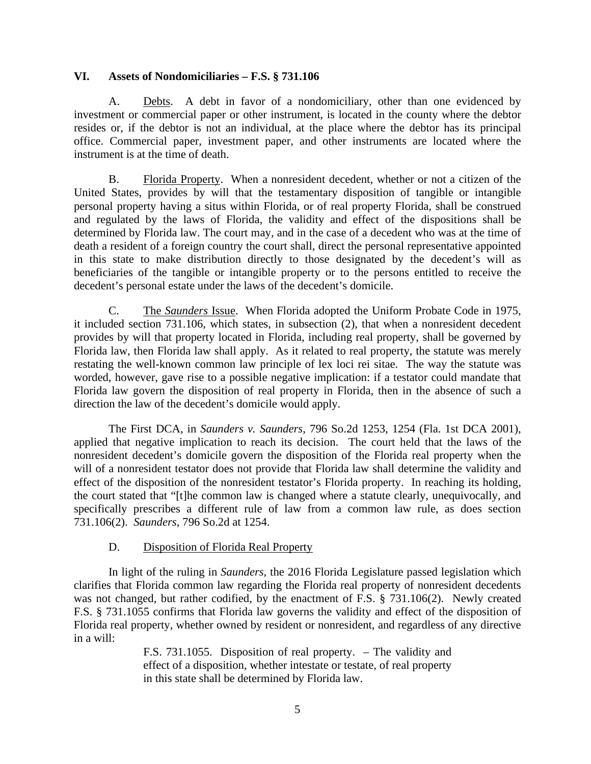## VI. Assets of Nondomiciliaries – F.S. § 731.106

A. Debts. A debt in favor of a nondomiciliary, other than one evidenced by investment or commercial paper or other instrument, is located in the county where the debtor resides or, if the debtor is not an individual, at the place where the debtor has its principal office. Commercial paper, investment paper, and other instruments are located where the instrument is at the time of death.

B. Florida Property. When a nonresident decedent, whether or not a citizen of the United States, provides by will that the testamentary disposition of tangible or intangible personal property having a situs within Florida, or of real property Florida, shall be construed and regulated by the laws of Florida, the validity and effect of the dispositions shall be determined by Florida law. The court may, and in the case of a decedent who was at the time of death a resident of a foreign country the court shall, direct the personal representative appointed in this state to make distribution directly to those designated by the decedent's will as beneficiaries of the tangible or intangible property or to the persons entitled to receive the decedent's personal estate under the laws of the decedent's domicile.

C. The *Saunders* Issue. When Florida adopted the Uniform Probate Code in 1975, it included section 731.106, which states, in subsection (2), that when a nonresident decedent provides by will that property located in Florida, including real property, shall be governed by Florida law, then Florida law shall apply. As it related to real property, the statute was merely restating the well-known common law principle of lex loci rei sitae. The way the statute was worded, however, gave rise to a possible negative implication: if a testator could mandate that Florida law govern the disposition of real property in Florida, then in the absence of such a direction the law of the decedent's domicile would apply.

The First DCA, in *Saunders v. Saunders*, 796 So.2d 1253, 1254 (Fla. 1st DCA 2001), applied that negative implication to reach its decision. The court held that the laws of the nonresident decedent's domicile govern the disposition of the Florida real property when the will of a nonresident testator does not provide that Florida law shall determine the validity and effect of the disposition of the nonresident testator's Florida property. In reaching its holding, the court stated that "[t]he common law is changed where a statute clearly, unequivocally, and specifically prescribes a different rule of law from a common law rule, as does section 731.106(2). *Saunders*, 796 So.2d at 1254.

D. Disposition of Florida Real Property

In light of the ruling in *Saunders*, the 2016 Florida Legislature passed legislation which clarifies that Florida common law regarding the Florida real property of nonresident decedents was not changed, but rather codified, by the enactment of F.S. § 731.106(2). Newly created F.S. § 731.1055 confirms that Florida law governs the validity and effect of the disposition of Florida real property, whether owned by resident or nonresident, and regardless of any directive in a will:

> F.S. 731.1055. Disposition of real property. – The validity and effect of a disposition, whether intestate or testate, of real property in this state shall be determined by Florida law.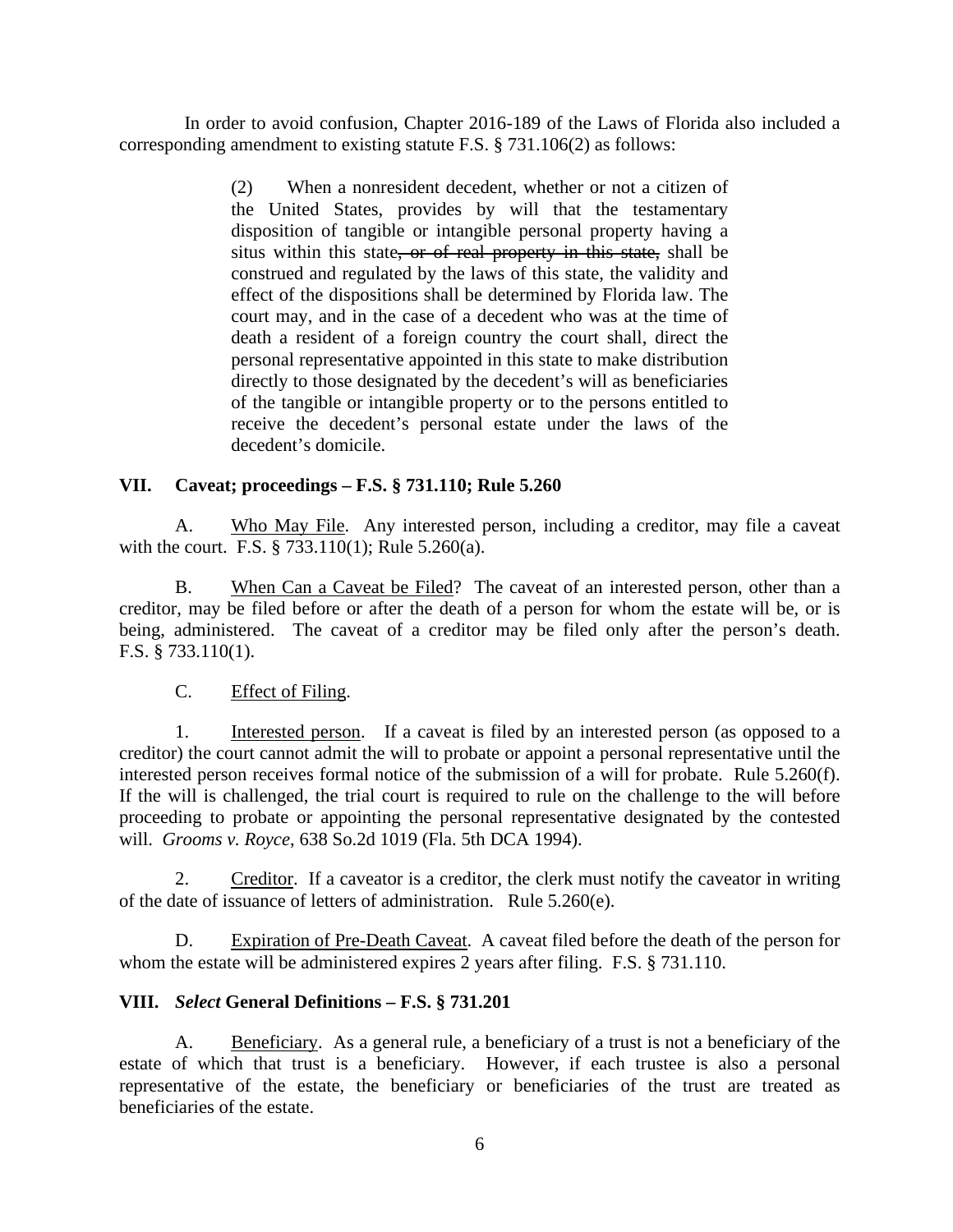In order to avoid confusion, Chapter 2016-189 of the Laws of Florida also included a corresponding amendment to existing statute F.S. § 731.106(2) as follows:

> (2) When a nonresident decedent, whether or not a citizen of the United States, provides by will that the testamentary disposition of tangible or intangible personal property having a situs within this state~~, or of real property in this state,~~ shall be construed and regulated by the laws of this state, the validity and effect of the dispositions shall be determined by Florida law. The court may, and in the case of a decedent who was at the time of death a resident of a foreign country the court shall, direct the personal representative appointed in this state to make distribution directly to those designated by the decedent's will as beneficiaries of the tangible or intangible property or to the persons entitled to receive the decedent's personal estate under the laws of the decedent's domicile.

## VII. Caveat; proceedings – F.S. § 731.110; Rule 5.260

A. Who May File. Any interested person, including a creditor, may file a caveat with the court. F.S. § 733.110(1); Rule 5.260(a).

B. When Can a Caveat be Filed? The caveat of an interested person, other than a creditor, may be filed before or after the death of a person for whom the estate will be, or is being, administered. The caveat of a creditor may be filed only after the person's death. F.S. § 733.110(1).

C. Effect of Filing.

1. Interested person. If a caveat is filed by an interested person (as opposed to a creditor) the court cannot admit the will to probate or appoint a personal representative until the interested person receives formal notice of the submission of a will for probate. Rule 5.260(f). If the will is challenged, the trial court is required to rule on the challenge to the will before proceeding to probate or appointing the personal representative designated by the contested will. *Grooms v. Royce*, 638 So.2d 1019 (Fla. 5th DCA 1994).

2. Creditor. If a caveator is a creditor, the clerk must notify the caveator in writing of the date of issuance of letters of administration. Rule 5.260(e).

D. Expiration of Pre-Death Caveat. A caveat filed before the death of the person for whom the estate will be administered expires 2 years after filing. F.S. § 731.110.

## VIII. *Select* General Definitions – F.S. § 731.201

A. Beneficiary. As a general rule, a beneficiary of a trust is not a beneficiary of the estate of which that trust is a beneficiary. However, if each trustee is also a personal representative of the estate, the beneficiary or beneficiaries of the trust are treated as beneficiaries of the estate.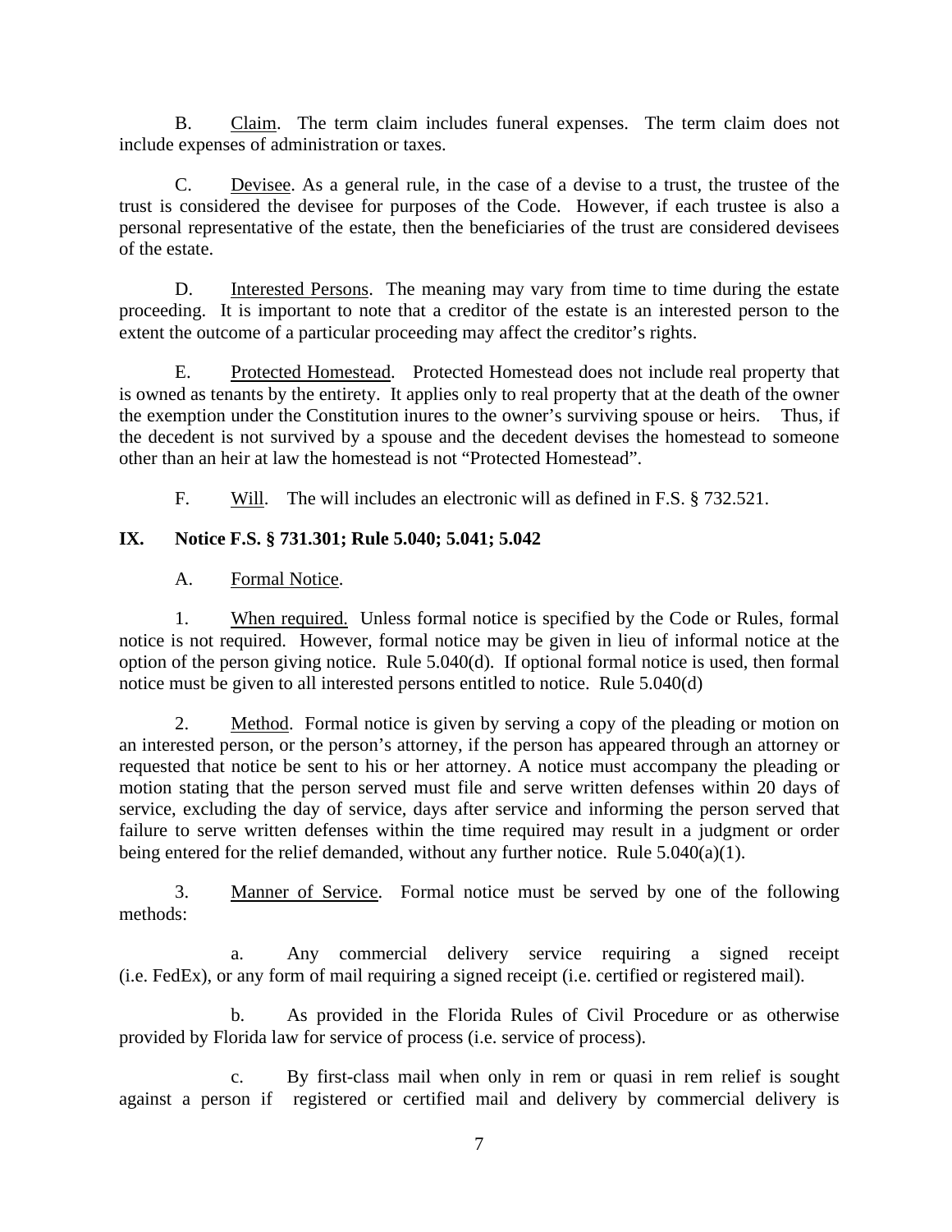B. Claim. The term claim includes funeral expenses. The term claim does not include expenses of administration or taxes.

C. Devisee. As a general rule, in the case of a devise to a trust, the trustee of the trust is considered the devisee for purposes of the Code. However, if each trustee is also a personal representative of the estate, then the beneficiaries of the trust are considered devisees of the estate.

D. Interested Persons. The meaning may vary from time to time during the estate proceeding. It is important to note that a creditor of the estate is an interested person to the extent the outcome of a particular proceeding may affect the creditor's rights.

E. Protected Homestead. Protected Homestead does not include real property that is owned as tenants by the entirety. It applies only to real property that at the death of the owner the exemption under the Constitution inures to the owner's surviving spouse or heirs. Thus, if the decedent is not survived by a spouse and the decedent devises the homestead to someone other than an heir at law the homestead is not "Protected Homestead".

F. Will. The will includes an electronic will as defined in F.S. § 732.521.

## IX. Notice F.S. § 731.301; Rule 5.040; 5.041; 5.042

A. Formal Notice.

1. When required. Unless formal notice is specified by the Code or Rules, formal notice is not required. However, formal notice may be given in lieu of informal notice at the option of the person giving notice. Rule 5.040(d). If optional formal notice is used, then formal notice must be given to all interested persons entitled to notice. Rule 5.040(d)

2. Method. Formal notice is given by serving a copy of the pleading or motion on an interested person, or the person's attorney, if the person has appeared through an attorney or requested that notice be sent to his or her attorney. A notice must accompany the pleading or motion stating that the person served must file and serve written defenses within 20 days of service, excluding the day of service, days after service and informing the person served that failure to serve written defenses within the time required may result in a judgment or order being entered for the relief demanded, without any further notice. Rule 5.040(a)(1).

3. Manner of Service. Formal notice must be served by one of the following methods:

a. Any commercial delivery service requiring a signed receipt (i.e. FedEx), or any form of mail requiring a signed receipt (i.e. certified or registered mail).

b. As provided in the Florida Rules of Civil Procedure or as otherwise provided by Florida law for service of process (i.e. service of process).

c. By first-class mail when only in rem or quasi in rem relief is sought against a person if registered or certified mail and delivery by commercial delivery is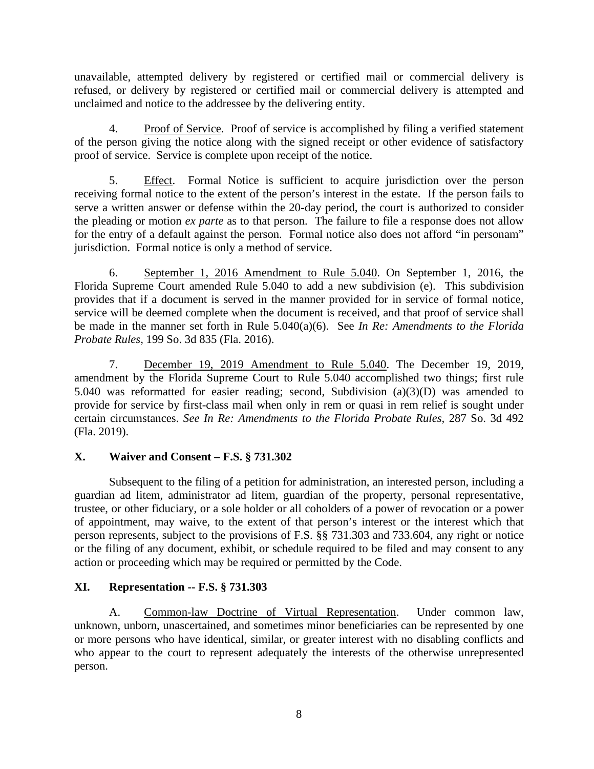unavailable, attempted delivery by registered or certified mail or commercial delivery is refused, or delivery by registered or certified mail or commercial delivery is attempted and unclaimed and notice to the addressee by the delivering entity.

4. Proof of Service. Proof of service is accomplished by filing a verified statement of the person giving the notice along with the signed receipt or other evidence of satisfactory proof of service. Service is complete upon receipt of the notice.

5. Effect. Formal Notice is sufficient to acquire jurisdiction over the person receiving formal notice to the extent of the person's interest in the estate. If the person fails to serve a written answer or defense within the 20-day period, the court is authorized to consider the pleading or motion *ex parte* as to that person. The failure to file a response does not allow for the entry of a default against the person. Formal notice also does not afford "in personam" jurisdiction. Formal notice is only a method of service.

6. September 1, 2016 Amendment to Rule 5.040. On September 1, 2016, the Florida Supreme Court amended Rule 5.040 to add a new subdivision (e). This subdivision provides that if a document is served in the manner provided for in service of formal notice, service will be deemed complete when the document is received, and that proof of service shall be made in the manner set forth in Rule 5.040(a)(6). See *In Re: Amendments to the Florida Probate Rules*, 199 So. 3d 835 (Fla. 2016).

7. December 19, 2019 Amendment to Rule 5.040. The December 19, 2019, amendment by the Florida Supreme Court to Rule 5.040 accomplished two things; first rule 5.040 was reformatted for easier reading; second, Subdivision (a)(3)(D) was amended to provide for service by first-class mail when only in rem or quasi in rem relief is sought under certain circumstances. *See In Re: Amendments to the Florida Probate Rules,* 287 So. 3d 492 (Fla. 2019).

## X. Waiver and Consent – F.S. § 731.302

Subsequent to the filing of a petition for administration, an interested person, including a guardian ad litem, administrator ad litem, guardian of the property, personal representative, trustee, or other fiduciary, or a sole holder or all coholders of a power of revocation or a power of appointment, may waive, to the extent of that person's interest or the interest which that person represents, subject to the provisions of F.S. §§ 731.303 and 733.604, any right or notice or the filing of any document, exhibit, or schedule required to be filed and may consent to any action or proceeding which may be required or permitted by the Code.

## XI. Representation -- F.S. § 731.303

A. Common-law Doctrine of Virtual Representation. Under common law, unknown, unborn, unascertained, and sometimes minor beneficiaries can be represented by one or more persons who have identical, similar, or greater interest with no disabling conflicts and who appear to the court to represent adequately the interests of the otherwise unrepresented person.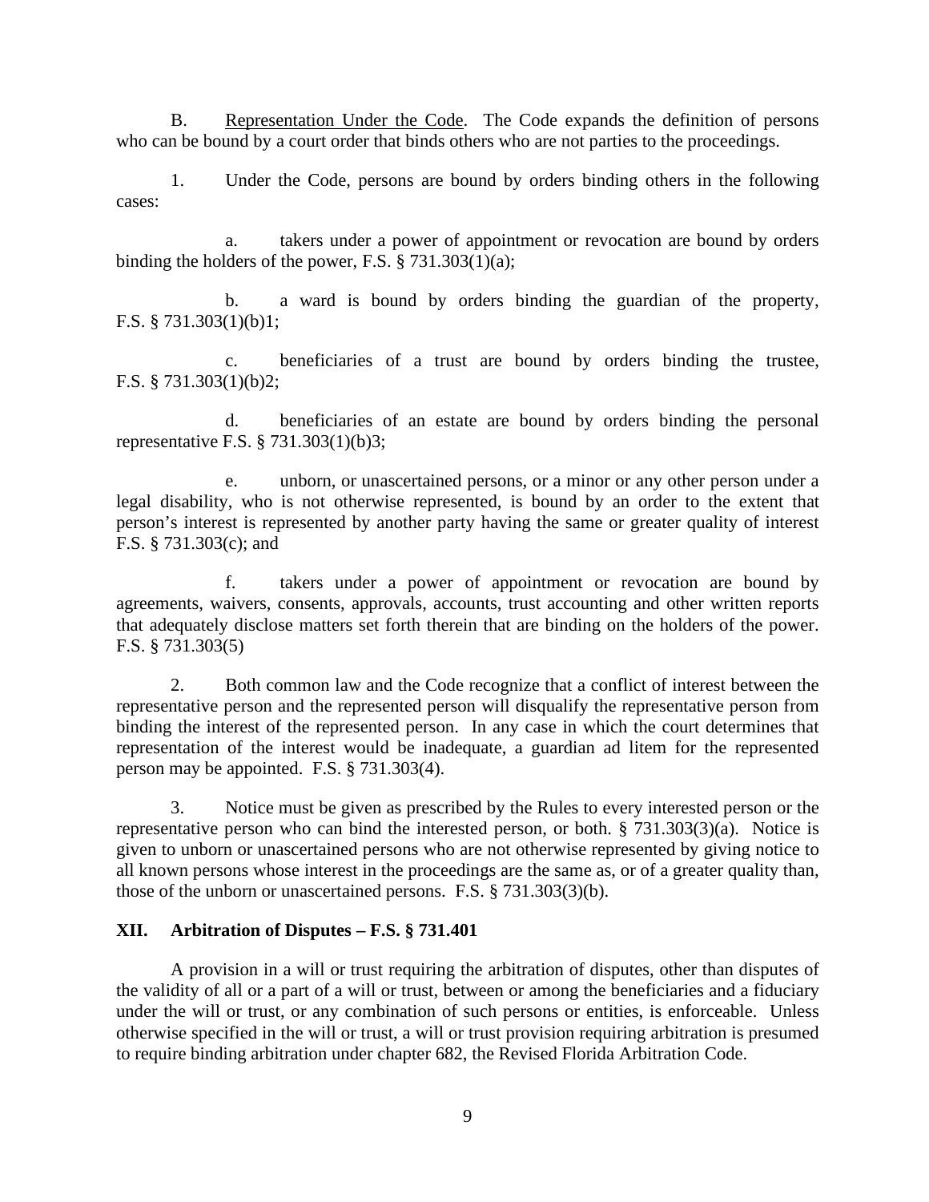B. Representation Under the Code. The Code expands the definition of persons who can be bound by a court order that binds others who are not parties to the proceedings.

1. Under the Code, persons are bound by orders binding others in the following cases:

a. takers under a power of appointment or revocation are bound by orders binding the holders of the power, F.S. § 731.303(1)(a);

b. a ward is bound by orders binding the guardian of the property, F.S. § 731.303(1)(b)1;

c. beneficiaries of a trust are bound by orders binding the trustee, F.S. § 731.303(1)(b)2;

d. beneficiaries of an estate are bound by orders binding the personal representative F.S. § 731.303(1)(b)3;

e. unborn, or unascertained persons, or a minor or any other person under a legal disability, who is not otherwise represented, is bound by an order to the extent that person's interest is represented by another party having the same or greater quality of interest F.S. § 731.303(c); and

f. takers under a power of appointment or revocation are bound by agreements, waivers, consents, approvals, accounts, trust accounting and other written reports that adequately disclose matters set forth therein that are binding on the holders of the power. F.S. § 731.303(5)

2. Both common law and the Code recognize that a conflict of interest between the representative person and the represented person will disqualify the representative person from binding the interest of the represented person. In any case in which the court determines that representation of the interest would be inadequate, a guardian ad litem for the represented person may be appointed. F.S. § 731.303(4).

3. Notice must be given as prescribed by the Rules to every interested person or the representative person who can bind the interested person, or both. § 731.303(3)(a). Notice is given to unborn or unascertained persons who are not otherwise represented by giving notice to all known persons whose interest in the proceedings are the same as, or of a greater quality than, those of the unborn or unascertained persons. F.S. § 731.303(3)(b).

## XII. Arbitration of Disputes – F.S. § 731.401

A provision in a will or trust requiring the arbitration of disputes, other than disputes of the validity of all or a part of a will or trust, between or among the beneficiaries and a fiduciary under the will or trust, or any combination of such persons or entities, is enforceable. Unless otherwise specified in the will or trust, a will or trust provision requiring arbitration is presumed to require binding arbitration under chapter 682, the Revised Florida Arbitration Code.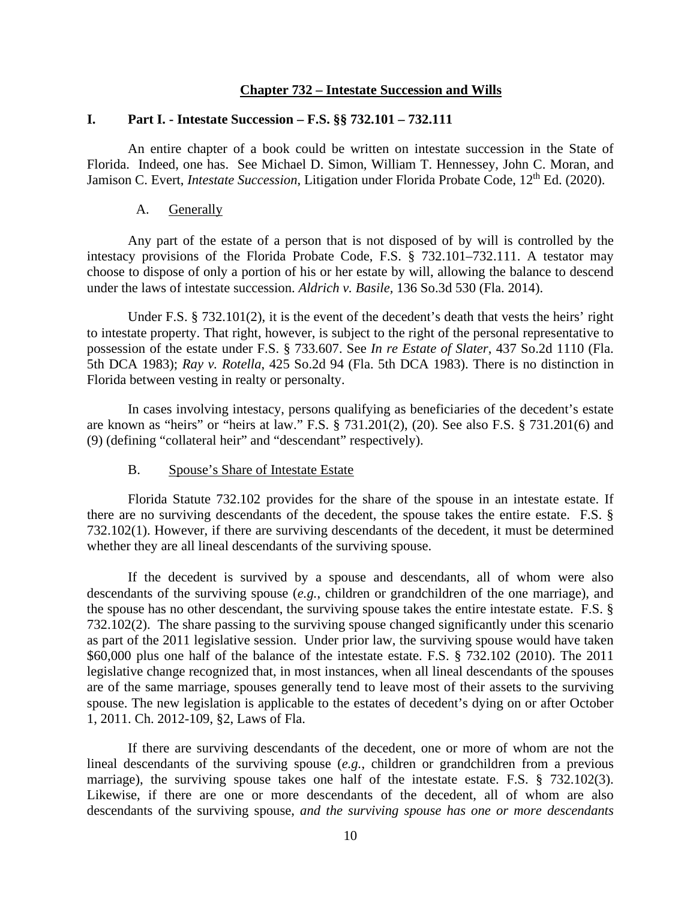## Chapter 732 – Intestate Succession and Wills

### I. Part I. - Intestate Succession – F.S. §§ 732.101 – 732.111

An entire chapter of a book could be written on intestate succession in the State of Florida. Indeed, one has. See Michael D. Simon, William T. Hennessey, John C. Moran, and Jamison C. Evert, *Intestate Succession*, Litigation under Florida Probate Code, 12th Ed. (2020).

#### A. Generally

Any part of the estate of a person that is not disposed of by will is controlled by the intestacy provisions of the Florida Probate Code, F.S. § 732.101–732.111. A testator may choose to dispose of only a portion of his or her estate by will, allowing the balance to descend under the laws of intestate succession. *Aldrich v. Basile,* 136 So.3d 530 (Fla. 2014).

Under F.S. § 732.101(2), it is the event of the decedent's death that vests the heirs' right to intestate property. That right, however, is subject to the right of the personal representative to possession of the estate under F.S. § 733.607. See *In re Estate of Slater*, 437 So.2d 1110 (Fla. 5th DCA 1983); *Ray v. Rotella*, 425 So.2d 94 (Fla. 5th DCA 1983). There is no distinction in Florida between vesting in realty or personalty.

In cases involving intestacy, persons qualifying as beneficiaries of the decedent's estate are known as "heirs" or "heirs at law." F.S. § 731.201(2), (20). See also F.S. § 731.201(6) and (9) (defining "collateral heir" and "descendant" respectively).

#### B. Spouse's Share of Intestate Estate

Florida Statute 732.102 provides for the share of the spouse in an intestate estate. If there are no surviving descendants of the decedent, the spouse takes the entire estate. F.S. § 732.102(1). However, if there are surviving descendants of the decedent, it must be determined whether they are all lineal descendants of the surviving spouse.

If the decedent is survived by a spouse and descendants, all of whom were also descendants of the surviving spouse (*e.g.,* children or grandchildren of the one marriage), and the spouse has no other descendant, the surviving spouse takes the entire intestate estate. F.S. § 732.102(2). The share passing to the surviving spouse changed significantly under this scenario as part of the 2011 legislative session. Under prior law, the surviving spouse would have taken \$60,000 plus one half of the balance of the intestate estate. F.S. § 732.102 (2010). The 2011 legislative change recognized that, in most instances, when all lineal descendants of the spouses are of the same marriage, spouses generally tend to leave most of their assets to the surviving spouse. The new legislation is applicable to the estates of decedent's dying on or after October 1, 2011. Ch. 2012-109, §2, Laws of Fla.

If there are surviving descendants of the decedent, one or more of whom are not the lineal descendants of the surviving spouse (*e.g.*, children or grandchildren from a previous marriage), the surviving spouse takes one half of the intestate estate. F.S. § 732.102(3). Likewise, if there are one or more descendants of the decedent, all of whom are also descendants of the surviving spouse, *and the surviving spouse has one or more descendants*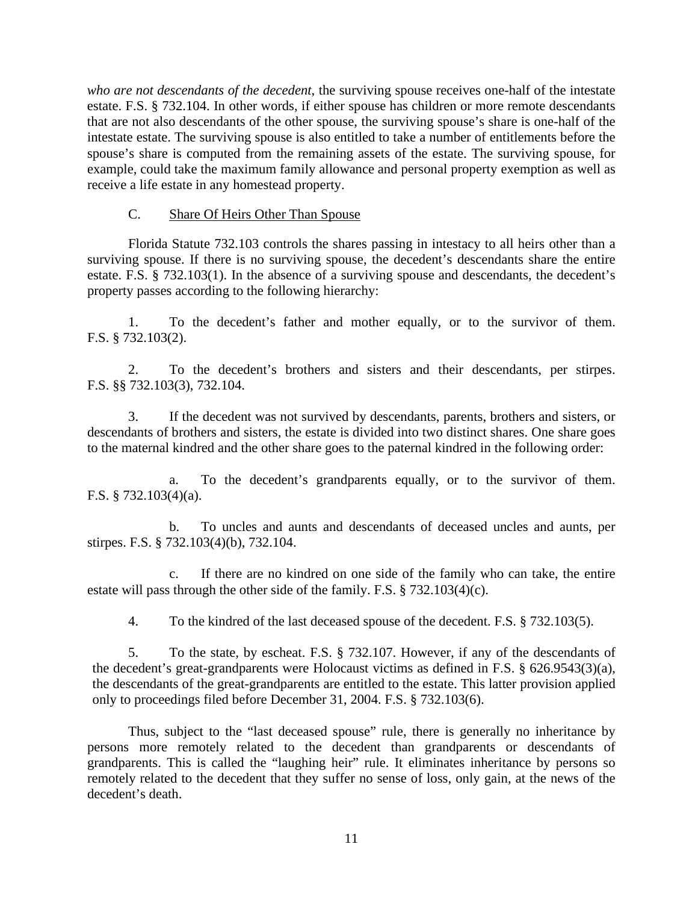*who are not descendants of the decedent*, the surviving spouse receives one-half of the intestate estate. F.S. § 732.104. In other words, if either spouse has children or more remote descendants that are not also descendants of the other spouse, the surviving spouse's share is one-half of the intestate estate. The surviving spouse is also entitled to take a number of entitlements before the spouse's share is computed from the remaining assets of the estate. The surviving spouse, for example, could take the maximum family allowance and personal property exemption as well as receive a life estate in any homestead property.

### C. Share Of Heirs Other Than Spouse

Florida Statute 732.103 controls the shares passing in intestacy to all heirs other than a surviving spouse. If there is no surviving spouse, the decedent's descendants share the entire estate. F.S. § 732.103(1). In the absence of a surviving spouse and descendants, the decedent's property passes according to the following hierarchy:

1. To the decedent's father and mother equally, or to the survivor of them. F.S. § 732.103(2).

2. To the decedent's brothers and sisters and their descendants, per stirpes. F.S. §§ 732.103(3), 732.104.

3. If the decedent was not survived by descendants, parents, brothers and sisters, or descendants of brothers and sisters, the estate is divided into two distinct shares. One share goes to the maternal kindred and the other share goes to the paternal kindred in the following order:

   a. To the decedent's grandparents equally, or to the survivor of them. F.S. § 732.103(4)(a).

   b. To uncles and aunts and descendants of deceased uncles and aunts, per stirpes. F.S. § 732.103(4)(b), 732.104.

   c. If there are no kindred on one side of the family who can take, the entire estate will pass through the other side of the family. F.S. § 732.103(4)(c).

4. To the kindred of the last deceased spouse of the decedent. F.S. § 732.103(5).

5. To the state, by escheat. F.S. § 732.107. However, if any of the descendants of the decedent's great-grandparents were Holocaust victims as defined in F.S. § 626.9543(3)(a), the descendants of the great-grandparents are entitled to the estate. This latter provision applied only to proceedings filed before December 31, 2004. F.S. § 732.103(6).

Thus, subject to the "last deceased spouse" rule, there is generally no inheritance by persons more remotely related to the decedent than grandparents or descendants of grandparents. This is called the "laughing heir" rule. It eliminates inheritance by persons so remotely related to the decedent that they suffer no sense of loss, only gain, at the news of the decedent's death.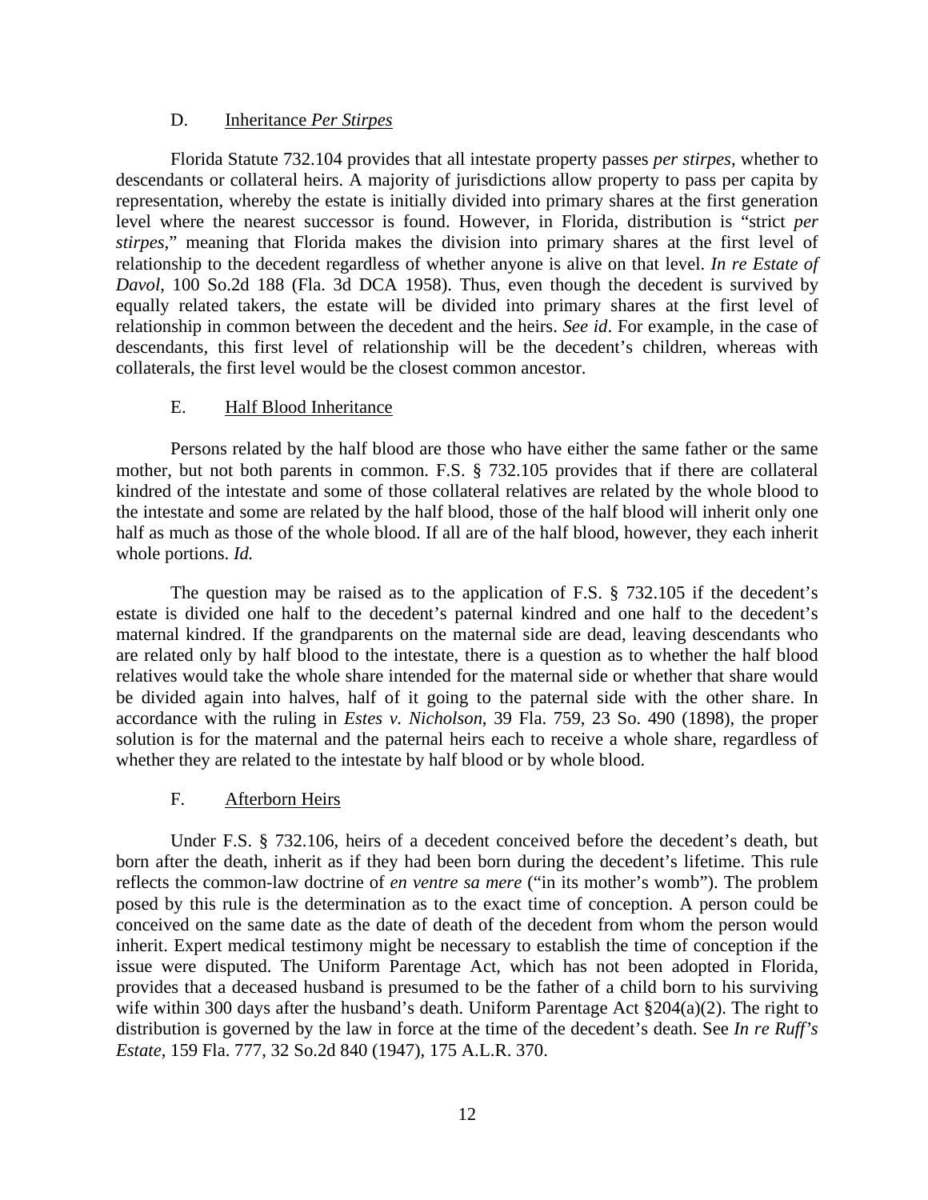### D. Inheritance *Per Stirpes*

Florida Statute 732.104 provides that all intestate property passes *per stirpes*, whether to descendants or collateral heirs. A majority of jurisdictions allow property to pass per capita by representation, whereby the estate is initially divided into primary shares at the first generation level where the nearest successor is found. However, in Florida, distribution is "strict *per stirpes*," meaning that Florida makes the division into primary shares at the first level of relationship to the decedent regardless of whether anyone is alive on that level. *In re Estate of Davol*, 100 So.2d 188 (Fla. 3d DCA 1958). Thus, even though the decedent is survived by equally related takers, the estate will be divided into primary shares at the first level of relationship in common between the decedent and the heirs. *See id*. For example, in the case of descendants, this first level of relationship will be the decedent's children, whereas with collaterals, the first level would be the closest common ancestor.

### E. Half Blood Inheritance

Persons related by the half blood are those who have either the same father or the same mother, but not both parents in common. F.S. § 732.105 provides that if there are collateral kindred of the intestate and some of those collateral relatives are related by the whole blood to the intestate and some are related by the half blood, those of the half blood will inherit only one half as much as those of the whole blood. If all are of the half blood, however, they each inherit whole portions. *Id.*

The question may be raised as to the application of F.S. § 732.105 if the decedent's estate is divided one half to the decedent's paternal kindred and one half to the decedent's maternal kindred. If the grandparents on the maternal side are dead, leaving descendants who are related only by half blood to the intestate, there is a question as to whether the half blood relatives would take the whole share intended for the maternal side or whether that share would be divided again into halves, half of it going to the paternal side with the other share. In accordance with the ruling in *Estes v. Nicholson*, 39 Fla. 759, 23 So. 490 (1898), the proper solution is for the maternal and the paternal heirs each to receive a whole share, regardless of whether they are related to the intestate by half blood or by whole blood.

### F. Afterborn Heirs

Under F.S. § 732.106, heirs of a decedent conceived before the decedent's death, but born after the death, inherit as if they had been born during the decedent's lifetime. This rule reflects the common-law doctrine of *en ventre sa mere* ("in its mother's womb"). The problem posed by this rule is the determination as to the exact time of conception. A person could be conceived on the same date as the date of death of the decedent from whom the person would inherit. Expert medical testimony might be necessary to establish the time of conception if the issue were disputed. The Uniform Parentage Act, which has not been adopted in Florida, provides that a deceased husband is presumed to be the father of a child born to his surviving wife within 300 days after the husband's death. Uniform Parentage Act §204(a)(2). The right to distribution is governed by the law in force at the time of the decedent's death. See *In re Ruff's Estate*, 159 Fla. 777, 32 So.2d 840 (1947), 175 A.L.R. 370.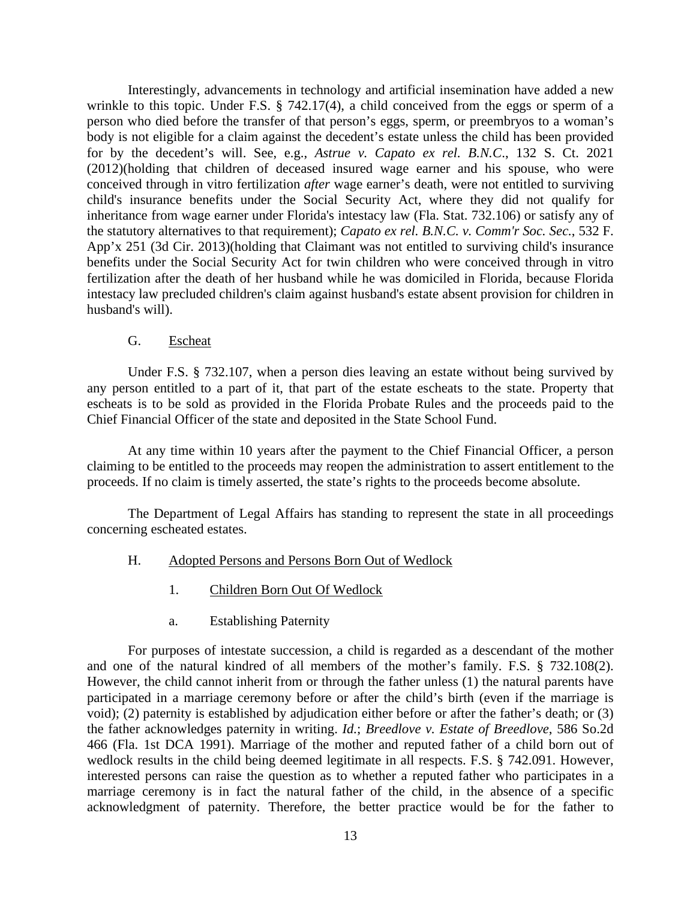Interestingly, advancements in technology and artificial insemination have added a new wrinkle to this topic. Under F.S. § 742.17(4), a child conceived from the eggs or sperm of a person who died before the transfer of that person's eggs, sperm, or preembryos to a woman's body is not eligible for a claim against the decedent's estate unless the child has been provided for by the decedent's will. See, e.g., *Astrue v. Capato ex rel. B.N.C*., 132 S. Ct. 2021 (2012)(holding that children of deceased insured wage earner and his spouse, who were conceived through in vitro fertilization *after* wage earner's death, were not entitled to surviving child's insurance benefits under the Social Security Act, where they did not qualify for inheritance from wage earner under Florida's intestacy law (Fla. Stat. 732.106) or satisfy any of the statutory alternatives to that requirement); *Capato ex rel. B.N.C. v. Comm'r Soc. Sec.*, 532 F. App'x 251 (3d Cir. 2013)(holding that Claimant was not entitled to surviving child's insurance benefits under the Social Security Act for twin children who were conceived through in vitro fertilization after the death of her husband while he was domiciled in Florida, because Florida intestacy law precluded children's claim against husband's estate absent provision for children in husband's will).

G. Escheat

Under F.S. § 732.107, when a person dies leaving an estate without being survived by any person entitled to a part of it, that part of the estate escheats to the state. Property that escheats is to be sold as provided in the Florida Probate Rules and the proceeds paid to the Chief Financial Officer of the state and deposited in the State School Fund.

At any time within 10 years after the payment to the Chief Financial Officer, a person claiming to be entitled to the proceeds may reopen the administration to assert entitlement to the proceeds. If no claim is timely asserted, the state's rights to the proceeds become absolute.

The Department of Legal Affairs has standing to represent the state in all proceedings concerning escheated estates.

H. Adopted Persons and Persons Born Out of Wedlock

1. Children Born Out Of Wedlock

a. Establishing Paternity

For purposes of intestate succession, a child is regarded as a descendant of the mother and one of the natural kindred of all members of the mother's family. F.S. § 732.108(2). However, the child cannot inherit from or through the father unless (1) the natural parents have participated in a marriage ceremony before or after the child's birth (even if the marriage is void); (2) paternity is established by adjudication either before or after the father's death; or (3) the father acknowledges paternity in writing. *Id.*; *Breedlove v. Estate of Breedlove*, 586 So.2d 466 (Fla. 1st DCA 1991). Marriage of the mother and reputed father of a child born out of wedlock results in the child being deemed legitimate in all respects. F.S. § 742.091. However, interested persons can raise the question as to whether a reputed father who participates in a marriage ceremony is in fact the natural father of the child, in the absence of a specific acknowledgment of paternity. Therefore, the better practice would be for the father to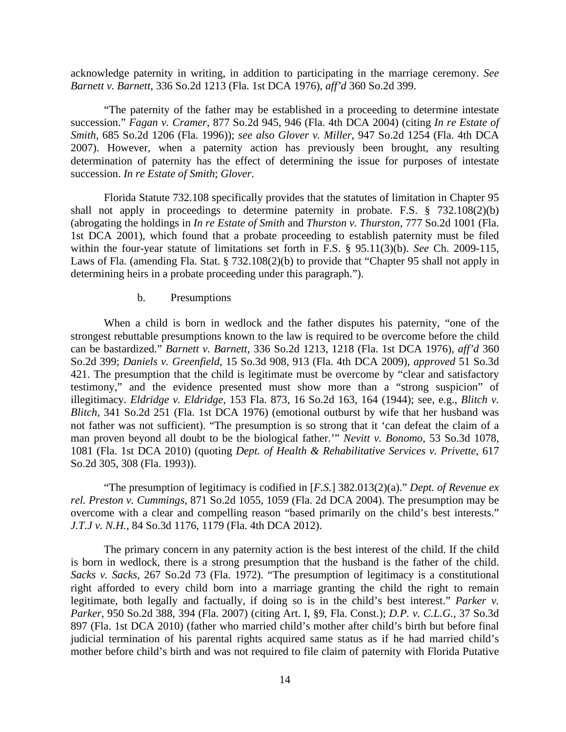acknowledge paternity in writing, in addition to participating in the marriage ceremony. *See Barnett v. Barnett*, 336 So.2d 1213 (Fla. 1st DCA 1976), *aff'd* 360 So.2d 399.

"The paternity of the father may be established in a proceeding to determine intestate succession." *Fagan v. Cramer*, 877 So.2d 945, 946 (Fla. 4th DCA 2004) (citing *In re Estate of Smith*, 685 So.2d 1206 (Fla. 1996)); *see also Glover v. Miller*, 947 So.2d 1254 (Fla. 4th DCA 2007). However, when a paternity action has previously been brought, any resulting determination of paternity has the effect of determining the issue for purposes of intestate succession. *In re Estate of Smith*; *Glover*.

Florida Statute 732.108 specifically provides that the statutes of limitation in Chapter 95 shall not apply in proceedings to determine paternity in probate. F.S. § 732.108(2)(b) (abrogating the holdings in *In re Estate of Smith* and *Thurston v. Thurston*, 777 So.2d 1001 (Fla. 1st DCA 2001), which found that a probate proceeding to establish paternity must be filed within the four-year statute of limitations set forth in F.S. § 95.11(3)(b). *See* Ch. 2009-115, Laws of Fla. (amending Fla. Stat. § 732.108(2)(b) to provide that "Chapter 95 shall not apply in determining heirs in a probate proceeding under this paragraph.").

b. Presumptions

When a child is born in wedlock and the father disputes his paternity, "one of the strongest rebuttable presumptions known to the law is required to be overcome before the child can be bastardized." *Barnett v. Barnett*, 336 So.2d 1213, 1218 (Fla. 1st DCA 1976), *aff'd* 360 So.2d 399; *Daniels v. Greenfield*, 15 So.3d 908, 913 (Fla. 4th DCA 2009), *approved* 51 So.3d 421. The presumption that the child is legitimate must be overcome by "clear and satisfactory testimony," and the evidence presented must show more than a "strong suspicion" of illegitimacy. *Eldridge v. Eldridge*, 153 Fla. 873, 16 So.2d 163, 164 (1944); see, e.g., *Blitch v. Blitch*, 341 So.2d 251 (Fla. 1st DCA 1976) (emotional outburst by wife that her husband was not father was not sufficient). "The presumption is so strong that it 'can defeat the claim of a man proven beyond all doubt to be the biological father.'" *Nevitt v. Bonomo*, 53 So.3d 1078, 1081 (Fla. 1st DCA 2010) (quoting *Dept. of Health & Rehabilitative Services v. Privette*, 617 So.2d 305, 308 (Fla. 1993)).

"The presumption of legitimacy is codified in [*F.S.*] 382.013(2)(a)." *Dept. of Revenue ex rel. Preston v. Cummings*, 871 So.2d 1055, 1059 (Fla. 2d DCA 2004). The presumption may be overcome with a clear and compelling reason "based primarily on the child's best interests." *J.T.J v. N.H.*, 84 So.3d 1176, 1179 (Fla. 4th DCA 2012).

The primary concern in any paternity action is the best interest of the child. If the child is born in wedlock, there is a strong presumption that the husband is the father of the child. *Sacks v. Sacks*, 267 So.2d 73 (Fla. 1972). "The presumption of legitimacy is a constitutional right afforded to every child born into a marriage granting the child the right to remain legitimate, both legally and factually, if doing so is in the child's best interest." *Parker v. Parker*, 950 So.2d 388, 394 (Fla. 2007) (citing Art. I, §9, Fla. Const.); *D.P. v. C.L.G.*, 37 So.3d 897 (Fla. 1st DCA 2010) (father who married child's mother after child's birth but before final judicial termination of his parental rights acquired same status as if he had married child's mother before child's birth and was not required to file claim of paternity with Florida Putative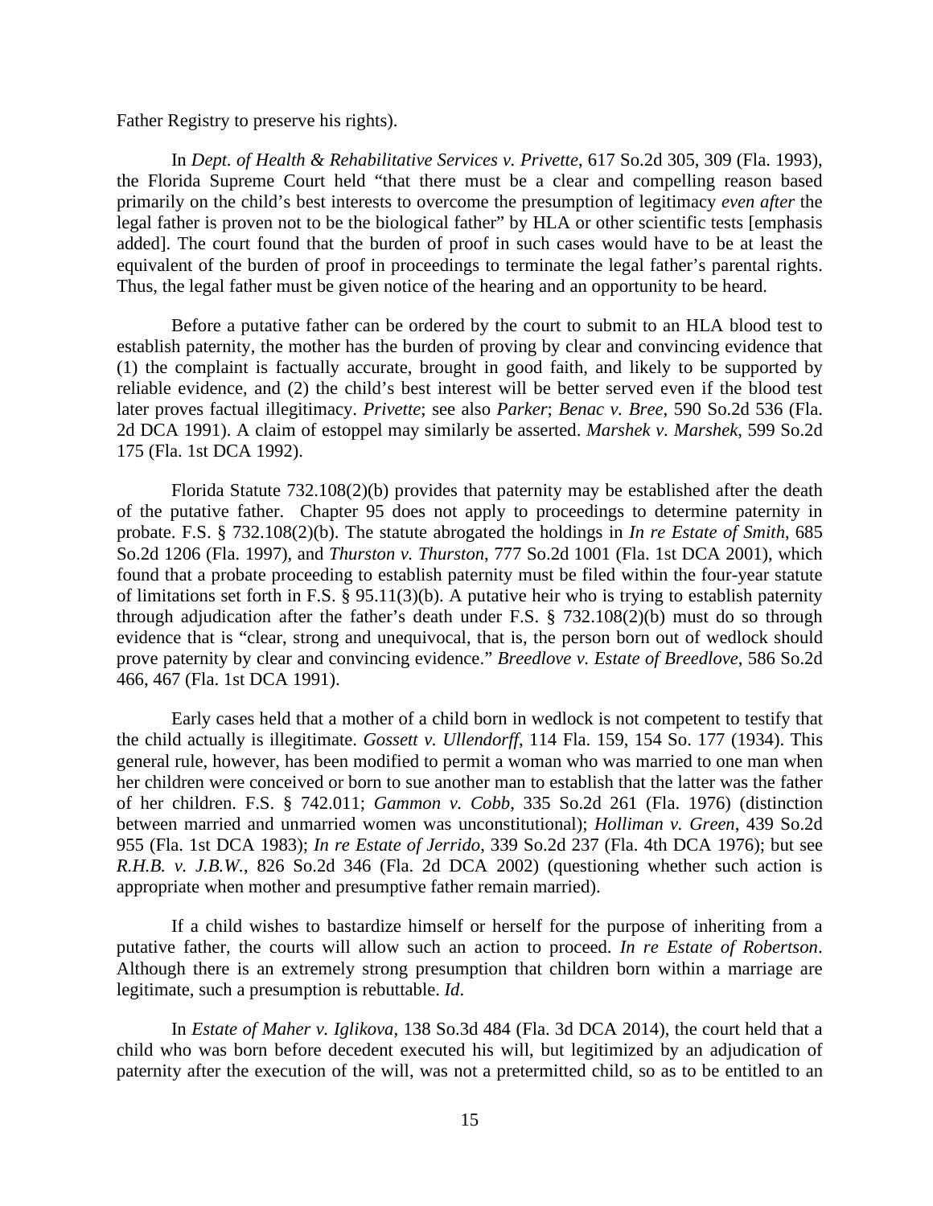Father Registry to preserve his rights).

In *Dept. of Health & Rehabilitative Services v. Privette*, 617 So.2d 305, 309 (Fla. 1993), the Florida Supreme Court held "that there must be a clear and compelling reason based primarily on the child's best interests to overcome the presumption of legitimacy *even after* the legal father is proven not to be the biological father" by HLA or other scientific tests [emphasis added]. The court found that the burden of proof in such cases would have to be at least the equivalent of the burden of proof in proceedings to terminate the legal father's parental rights. Thus, the legal father must be given notice of the hearing and an opportunity to be heard.

Before a putative father can be ordered by the court to submit to an HLA blood test to establish paternity, the mother has the burden of proving by clear and convincing evidence that (1) the complaint is factually accurate, brought in good faith, and likely to be supported by reliable evidence, and (2) the child's best interest will be better served even if the blood test later proves factual illegitimacy. *Privette*; see also *Parker*; *Benac v. Bree*, 590 So.2d 536 (Fla. 2d DCA 1991). A claim of estoppel may similarly be asserted. *Marshek v. Marshek*, 599 So.2d 175 (Fla. 1st DCA 1992).

Florida Statute 732.108(2)(b) provides that paternity may be established after the death of the putative father. Chapter 95 does not apply to proceedings to determine paternity in probate. F.S. § 732.108(2)(b). The statute abrogated the holdings in *In re Estate of Smith*, 685 So.2d 1206 (Fla. 1997), and *Thurston v. Thurston*, 777 So.2d 1001 (Fla. 1st DCA 2001), which found that a probate proceeding to establish paternity must be filed within the four-year statute of limitations set forth in F.S. § 95.11(3)(b). A putative heir who is trying to establish paternity through adjudication after the father's death under F.S. § 732.108(2)(b) must do so through evidence that is "clear, strong and unequivocal, that is, the person born out of wedlock should prove paternity by clear and convincing evidence." *Breedlove v. Estate of Breedlove*, 586 So.2d 466, 467 (Fla. 1st DCA 1991).

Early cases held that a mother of a child born in wedlock is not competent to testify that the child actually is illegitimate. *Gossett v. Ullendorff*, 114 Fla. 159, 154 So. 177 (1934). This general rule, however, has been modified to permit a woman who was married to one man when her children were conceived or born to sue another man to establish that the latter was the father of her children. F.S. § 742.011; *Gammon v. Cobb*, 335 So.2d 261 (Fla. 1976) (distinction between married and unmarried women was unconstitutional); *Holliman v. Green*, 439 So.2d 955 (Fla. 1st DCA 1983); *In re Estate of Jerrido*, 339 So.2d 237 (Fla. 4th DCA 1976); but see *R.H.B. v. J.B.W.*, 826 So.2d 346 (Fla. 2d DCA 2002) (questioning whether such action is appropriate when mother and presumptive father remain married).

If a child wishes to bastardize himself or herself for the purpose of inheriting from a putative father, the courts will allow such an action to proceed. *In re Estate of Robertson*. Although there is an extremely strong presumption that children born within a marriage are legitimate, such a presumption is rebuttable. *Id*.

In *Estate of Maher v. Iglikova*, 138 So.3d 484 (Fla. 3d DCA 2014), the court held that a child who was born before decedent executed his will, but legitimized by an adjudication of paternity after the execution of the will, was not a pretermitted child, so as to be entitled to an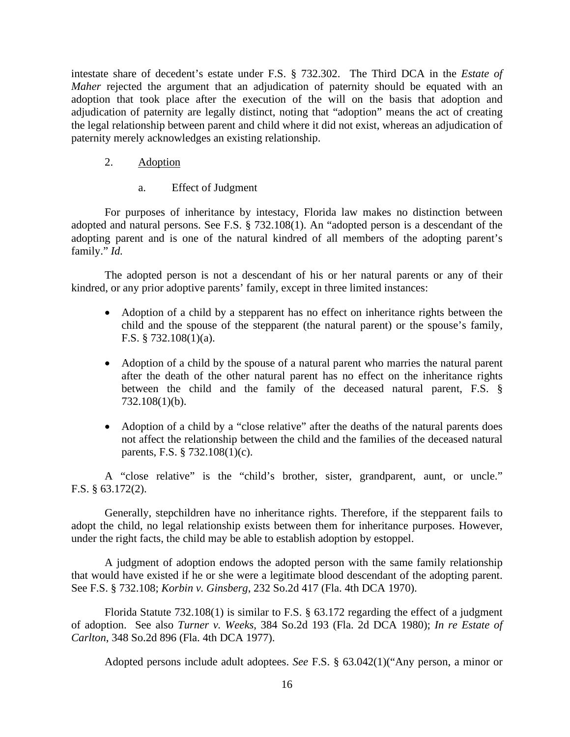intestate share of decedent's estate under F.S. § 732.302. The Third DCA in the *Estate of Maher* rejected the argument that an adjudication of paternity should be equated with an adoption that took place after the execution of the will on the basis that adoption and adjudication of paternity are legally distinct, noting that "adoption" means the act of creating the legal relationship between parent and child where it did not exist, whereas an adjudication of paternity merely acknowledges an existing relationship.

2. <u>Adoption</u>

a. Effect of Judgment

For purposes of inheritance by intestacy, Florida law makes no distinction between adopted and natural persons. See F.S. § 732.108(1). An "adopted person is a descendant of the adopting parent and is one of the natural kindred of all members of the adopting parent's family." *Id.*

The adopted person is not a descendant of his or her natural parents or any of their kindred, or any prior adoptive parents' family, except in three limited instances:

- Adoption of a child by a stepparent has no effect on inheritance rights between the child and the spouse of the stepparent (the natural parent) or the spouse's family, F.S. § 732.108(1)(a).
- Adoption of a child by the spouse of a natural parent who marries the natural parent after the death of the other natural parent has no effect on the inheritance rights between the child and the family of the deceased natural parent, F.S. § 732.108(1)(b).
- Adoption of a child by a "close relative" after the deaths of the natural parents does not affect the relationship between the child and the families of the deceased natural parents, F.S. § 732.108(1)(c).

A "close relative" is the "child's brother, sister, grandparent, aunt, or uncle." F.S. § 63.172(2).

Generally, stepchildren have no inheritance rights. Therefore, if the stepparent fails to adopt the child, no legal relationship exists between them for inheritance purposes. However, under the right facts, the child may be able to establish adoption by estoppel.

A judgment of adoption endows the adopted person with the same family relationship that would have existed if he or she were a legitimate blood descendant of the adopting parent. See F.S. § 732.108; *Korbin v. Ginsberg*, 232 So.2d 417 (Fla. 4th DCA 1970).

Florida Statute 732.108(1) is similar to F.S. § 63.172 regarding the effect of a judgment of adoption. See also *Turner v. Weeks*, 384 So.2d 193 (Fla. 2d DCA 1980); *In re Estate of Carlton*, 348 So.2d 896 (Fla. 4th DCA 1977).

Adopted persons include adult adoptees. *See* F.S. § 63.042(1)("Any person, a minor or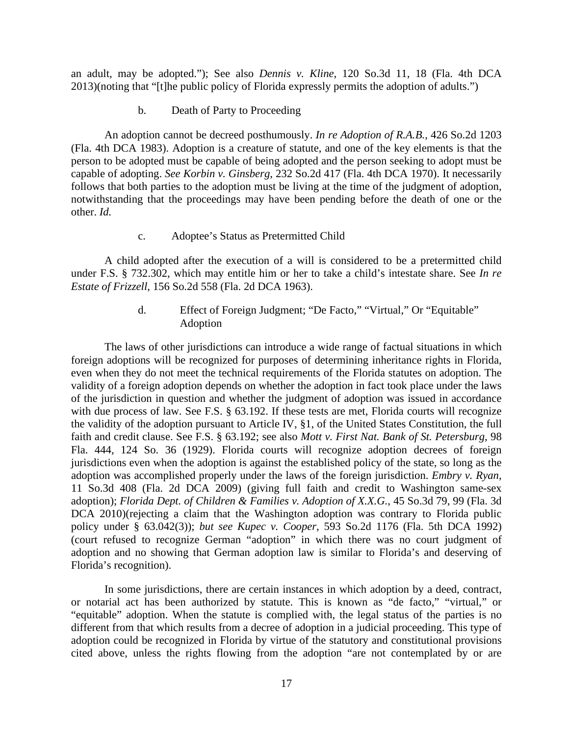an adult, may be adopted."); See also *Dennis v. Kline*, 120 So.3d 11, 18 (Fla. 4th DCA 2013)(noting that "[t]he public policy of Florida expressly permits the adoption of adults.")

b. Death of Party to Proceeding

An adoption cannot be decreed posthumously. *In re Adoption of R.A.B.*, 426 So.2d 1203 (Fla. 4th DCA 1983). Adoption is a creature of statute, and one of the key elements is that the person to be adopted must be capable of being adopted and the person seeking to adopt must be capable of adopting. *See Korbin v. Ginsberg*, 232 So.2d 417 (Fla. 4th DCA 1970). It necessarily follows that both parties to the adoption must be living at the time of the judgment of adoption, notwithstanding that the proceedings may have been pending before the death of one or the other. *Id.*

c. Adoptee's Status as Pretermitted Child

A child adopted after the execution of a will is considered to be a pretermitted child under F.S. § 732.302, which may entitle him or her to take a child's intestate share. See *In re Estate of Frizzell*, 156 So.2d 558 (Fla. 2d DCA 1963).

d. Effect of Foreign Judgment; "De Facto," "Virtual," Or "Equitable" Adoption

The laws of other jurisdictions can introduce a wide range of factual situations in which foreign adoptions will be recognized for purposes of determining inheritance rights in Florida, even when they do not meet the technical requirements of the Florida statutes on adoption. The validity of a foreign adoption depends on whether the adoption in fact took place under the laws of the jurisdiction in question and whether the judgment of adoption was issued in accordance with due process of law. See F.S. § 63.192. If these tests are met, Florida courts will recognize the validity of the adoption pursuant to Article IV, §1, of the United States Constitution, the full faith and credit clause. See F.S. § 63.192; see also *Mott v. First Nat. Bank of St. Petersburg*, 98 Fla. 444, 124 So. 36 (1929). Florida courts will recognize adoption decrees of foreign jurisdictions even when the adoption is against the established policy of the state, so long as the adoption was accomplished properly under the laws of the foreign jurisdiction. *Embry v. Ryan*, 11 So.3d 408 (Fla. 2d DCA 2009) (giving full faith and credit to Washington same-sex adoption); *Florida Dept. of Children & Families v. Adoption of X.X.G.*, 45 So.3d 79, 99 (Fla. 3d DCA 2010)(rejecting a claim that the Washington adoption was contrary to Florida public policy under § 63.042(3)); *but see Kupec v. Cooper*, 593 So.2d 1176 (Fla. 5th DCA 1992) (court refused to recognize German "adoption" in which there was no court judgment of adoption and no showing that German adoption law is similar to Florida's and deserving of Florida's recognition).

In some jurisdictions, there are certain instances in which adoption by a deed, contract, or notarial act has been authorized by statute. This is known as "de facto," "virtual," or "equitable" adoption. When the statute is complied with, the legal status of the parties is no different from that which results from a decree of adoption in a judicial proceeding. This type of adoption could be recognized in Florida by virtue of the statutory and constitutional provisions cited above, unless the rights flowing from the adoption "are not contemplated by or are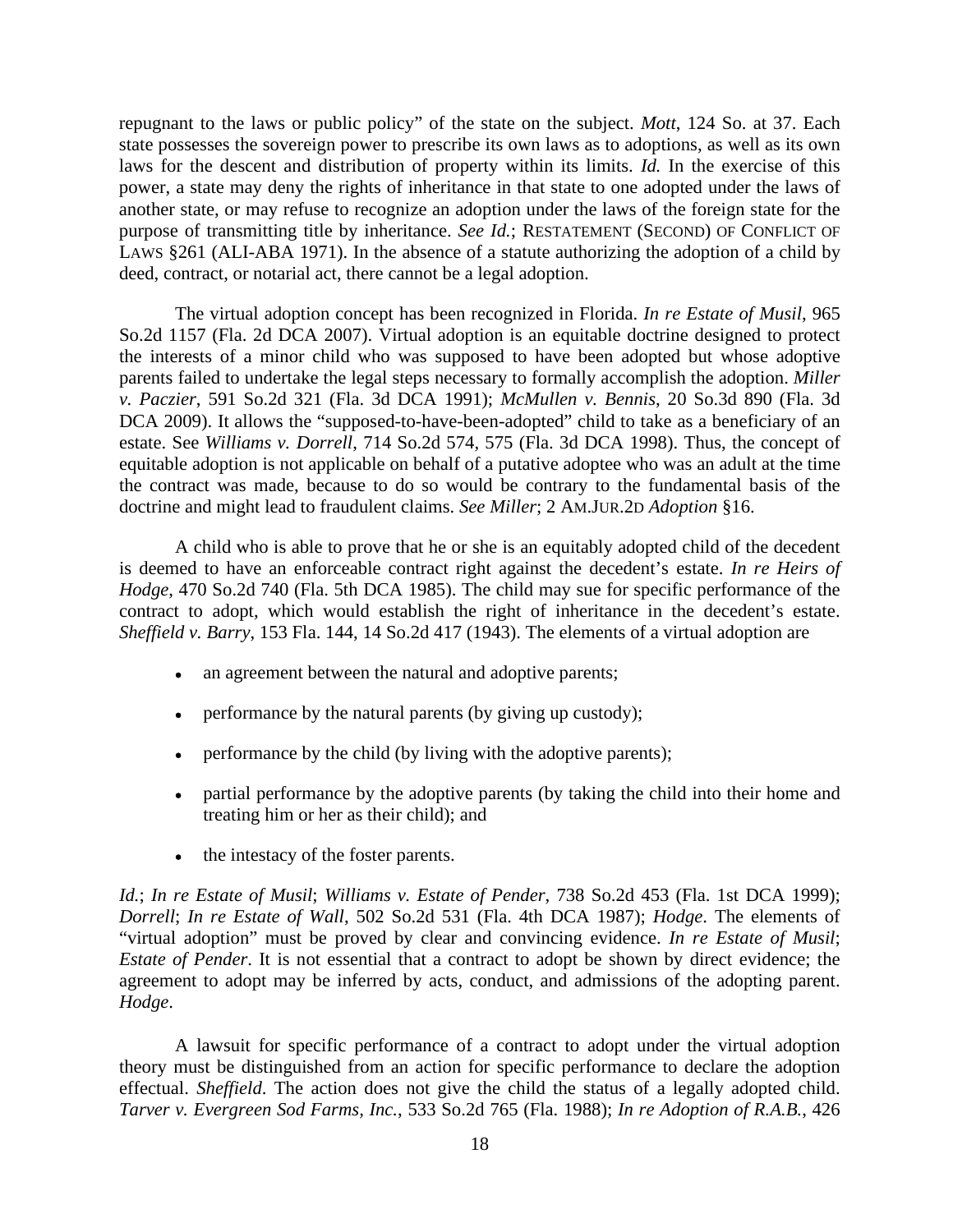repugnant to the laws or public policy" of the state on the subject. *Mott*, 124 So. at 37. Each state possesses the sovereign power to prescribe its own laws as to adoptions, as well as its own laws for the descent and distribution of property within its limits. *Id.* In the exercise of this power, a state may deny the rights of inheritance in that state to one adopted under the laws of another state, or may refuse to recognize an adoption under the laws of the foreign state for the purpose of transmitting title by inheritance. *See Id.*; RESTATEMENT (SECOND) OF CONFLICT OF LAWS §261 (ALI-ABA 1971). In the absence of a statute authorizing the adoption of a child by deed, contract, or notarial act, there cannot be a legal adoption.

The virtual adoption concept has been recognized in Florida. *In re Estate of Musil*, 965 So.2d 1157 (Fla. 2d DCA 2007). Virtual adoption is an equitable doctrine designed to protect the interests of a minor child who was supposed to have been adopted but whose adoptive parents failed to undertake the legal steps necessary to formally accomplish the adoption. *Miller v. Paczier*, 591 So.2d 321 (Fla. 3d DCA 1991); *McMullen v. Bennis*, 20 So.3d 890 (Fla. 3d DCA 2009). It allows the "supposed-to-have-been-adopted" child to take as a beneficiary of an estate. See *Williams v. Dorrell*, 714 So.2d 574, 575 (Fla. 3d DCA 1998). Thus, the concept of equitable adoption is not applicable on behalf of a putative adoptee who was an adult at the time the contract was made, because to do so would be contrary to the fundamental basis of the doctrine and might lead to fraudulent claims. *See Miller*; 2 AM.JUR.2D *Adoption* §16.

A child who is able to prove that he or she is an equitably adopted child of the decedent is deemed to have an enforceable contract right against the decedent's estate. *In re Heirs of Hodge*, 470 So.2d 740 (Fla. 5th DCA 1985). The child may sue for specific performance of the contract to adopt, which would establish the right of inheritance in the decedent's estate. *Sheffield v. Barry*, 153 Fla. 144, 14 So.2d 417 (1943). The elements of a virtual adoption are

- an agreement between the natural and adoptive parents;
- performance by the natural parents (by giving up custody);
- performance by the child (by living with the adoptive parents);
- partial performance by the adoptive parents (by taking the child into their home and treating him or her as their child); and
- the intestacy of the foster parents.

*Id.*; *In re Estate of Musil*; *Williams v. Estate of Pender*, 738 So.2d 453 (Fla. 1st DCA 1999); *Dorrell*; *In re Estate of Wall*, 502 So.2d 531 (Fla. 4th DCA 1987); *Hodge*. The elements of "virtual adoption" must be proved by clear and convincing evidence. *In re Estate of Musil*; *Estate of Pender*. It is not essential that a contract to adopt be shown by direct evidence; the agreement to adopt may be inferred by acts, conduct, and admissions of the adopting parent. *Hodge*.

A lawsuit for specific performance of a contract to adopt under the virtual adoption theory must be distinguished from an action for specific performance to declare the adoption effectual. *Sheffield*. The action does not give the child the status of a legally adopted child. *Tarver v. Evergreen Sod Farms, Inc.*, 533 So.2d 765 (Fla. 1988); *In re Adoption of R.A.B.*, 426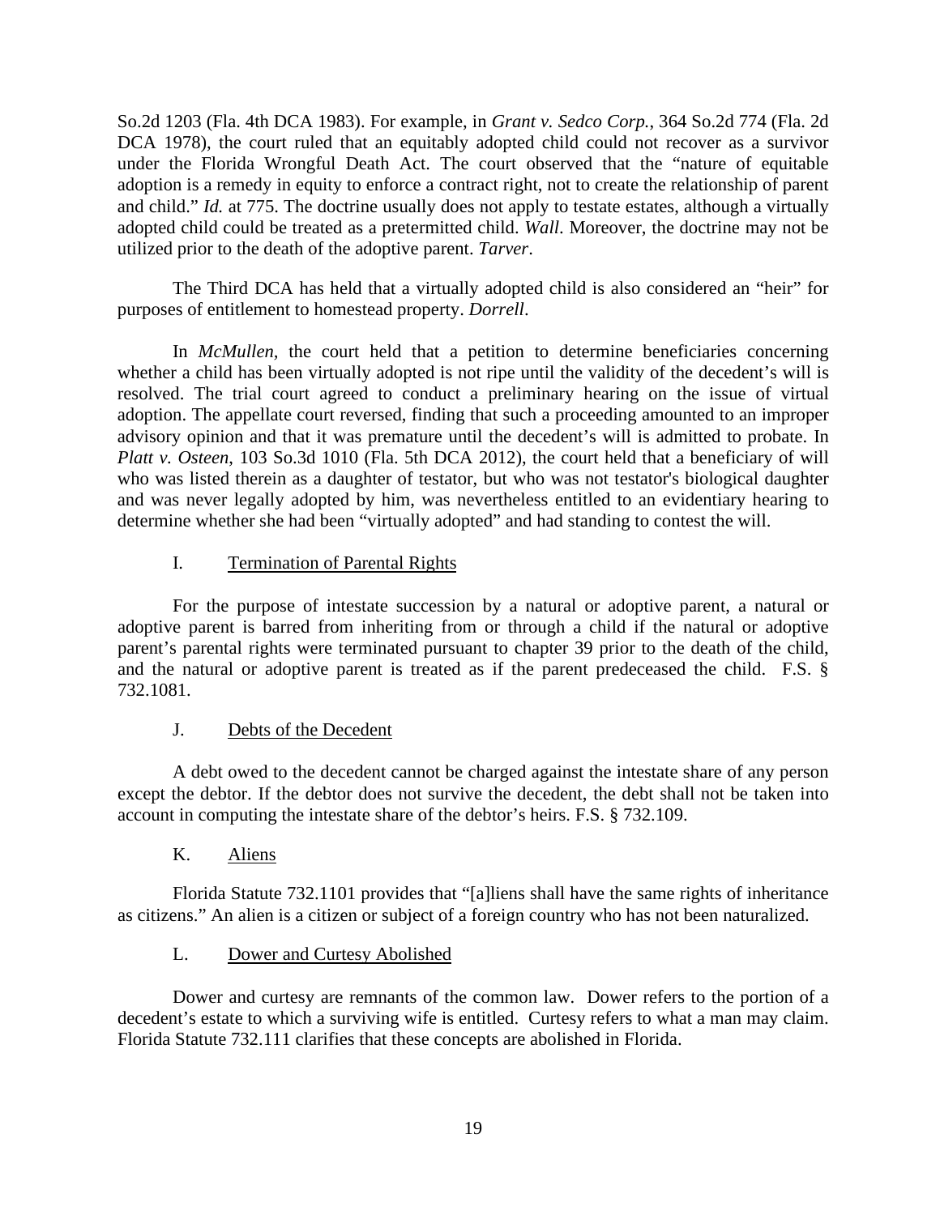So.2d 1203 (Fla. 4th DCA 1983). For example, in *Grant v. Sedco Corp.*, 364 So.2d 774 (Fla. 2d DCA 1978), the court ruled that an equitably adopted child could not recover as a survivor under the Florida Wrongful Death Act. The court observed that the "nature of equitable adoption is a remedy in equity to enforce a contract right, not to create the relationship of parent and child." *Id.* at 775. The doctrine usually does not apply to testate estates, although a virtually adopted child could be treated as a pretermitted child. *Wall*. Moreover, the doctrine may not be utilized prior to the death of the adoptive parent. *Tarver*.

The Third DCA has held that a virtually adopted child is also considered an "heir" for purposes of entitlement to homestead property. *Dorrell*.

In *McMullen*, the court held that a petition to determine beneficiaries concerning whether a child has been virtually adopted is not ripe until the validity of the decedent's will is resolved. The trial court agreed to conduct a preliminary hearing on the issue of virtual adoption. The appellate court reversed, finding that such a proceeding amounted to an improper advisory opinion and that it was premature until the decedent's will is admitted to probate. In *Platt v. Osteen*, 103 So.3d 1010 (Fla. 5th DCA 2012), the court held that a beneficiary of will who was listed therein as a daughter of testator, but who was not testator's biological daughter and was never legally adopted by him, was nevertheless entitled to an evidentiary hearing to determine whether she had been "virtually adopted" and had standing to contest the will.

### I. Termination of Parental Rights

For the purpose of intestate succession by a natural or adoptive parent, a natural or adoptive parent is barred from inheriting from or through a child if the natural or adoptive parent's parental rights were terminated pursuant to chapter 39 prior to the death of the child, and the natural or adoptive parent is treated as if the parent predeceased the child. F.S. § 732.1081.

### J. Debts of the Decedent

A debt owed to the decedent cannot be charged against the intestate share of any person except the debtor. If the debtor does not survive the decedent, the debt shall not be taken into account in computing the intestate share of the debtor's heirs. F.S. § 732.109.

### K. Aliens

Florida Statute 732.1101 provides that "[a]liens shall have the same rights of inheritance as citizens." An alien is a citizen or subject of a foreign country who has not been naturalized.

### L. Dower and Curtesy Abolished

Dower and curtesy are remnants of the common law. Dower refers to the portion of a decedent's estate to which a surviving wife is entitled. Curtesy refers to what a man may claim. Florida Statute 732.111 clarifies that these concepts are abolished in Florida.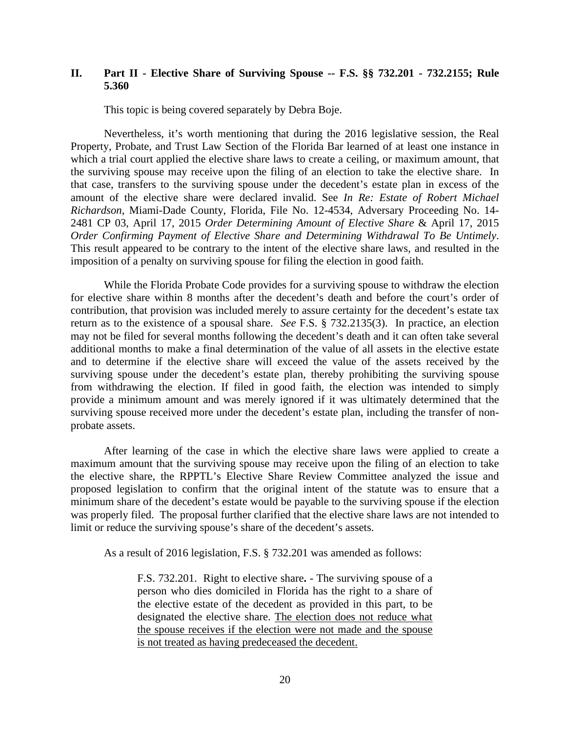## II. Part II - Elective Share of Surviving Spouse -- F.S. §§ 732.201 - 732.2155; Rule 5.360

This topic is being covered separately by Debra Boje.

Nevertheless, it's worth mentioning that during the 2016 legislative session, the Real Property, Probate, and Trust Law Section of the Florida Bar learned of at least one instance in which a trial court applied the elective share laws to create a ceiling, or maximum amount, that the surviving spouse may receive upon the filing of an election to take the elective share. In that case, transfers to the surviving spouse under the decedent's estate plan in excess of the amount of the elective share were declared invalid. See *In Re: Estate of Robert Michael Richardson*, Miami-Dade County, Florida, File No. 12-4534, Adversary Proceeding No. 14-2481 CP 03, April 17, 2015 *Order Determining Amount of Elective Share* & April 17, 2015 *Order Confirming Payment of Elective Share and Determining Withdrawal To Be Untimely*. This result appeared to be contrary to the intent of the elective share laws, and resulted in the imposition of a penalty on surviving spouse for filing the election in good faith.

While the Florida Probate Code provides for a surviving spouse to withdraw the election for elective share within 8 months after the decedent's death and before the court's order of contribution, that provision was included merely to assure certainty for the decedent's estate tax return as to the existence of a spousal share. *See* F.S. § 732.2135(3). In practice, an election may not be filed for several months following the decedent's death and it can often take several additional months to make a final determination of the value of all assets in the elective estate and to determine if the elective share will exceed the value of the assets received by the surviving spouse under the decedent's estate plan, thereby prohibiting the surviving spouse from withdrawing the election. If filed in good faith, the election was intended to simply provide a minimum amount and was merely ignored if it was ultimately determined that the surviving spouse received more under the decedent's estate plan, including the transfer of non-probate assets.

After learning of the case in which the elective share laws were applied to create a maximum amount that the surviving spouse may receive upon the filing of an election to take the elective share, the RPPTL's Elective Share Review Committee analyzed the issue and proposed legislation to confirm that the original intent of the statute was to ensure that a minimum share of the decedent's estate would be payable to the surviving spouse if the election was properly filed. The proposal further clarified that the elective share laws are not intended to limit or reduce the surviving spouse's share of the decedent's assets.

As a result of 2016 legislation, F.S. § 732.201 was amended as follows:

> F.S. 732.201. Right to elective share**.** - The surviving spouse of a person who dies domiciled in Florida has the right to a share of the elective estate of the decedent as provided in this part, to be designated the elective share. <u>The election does not reduce what the spouse receives if the election were not made and the spouse is not treated as having predeceased the decedent.</u>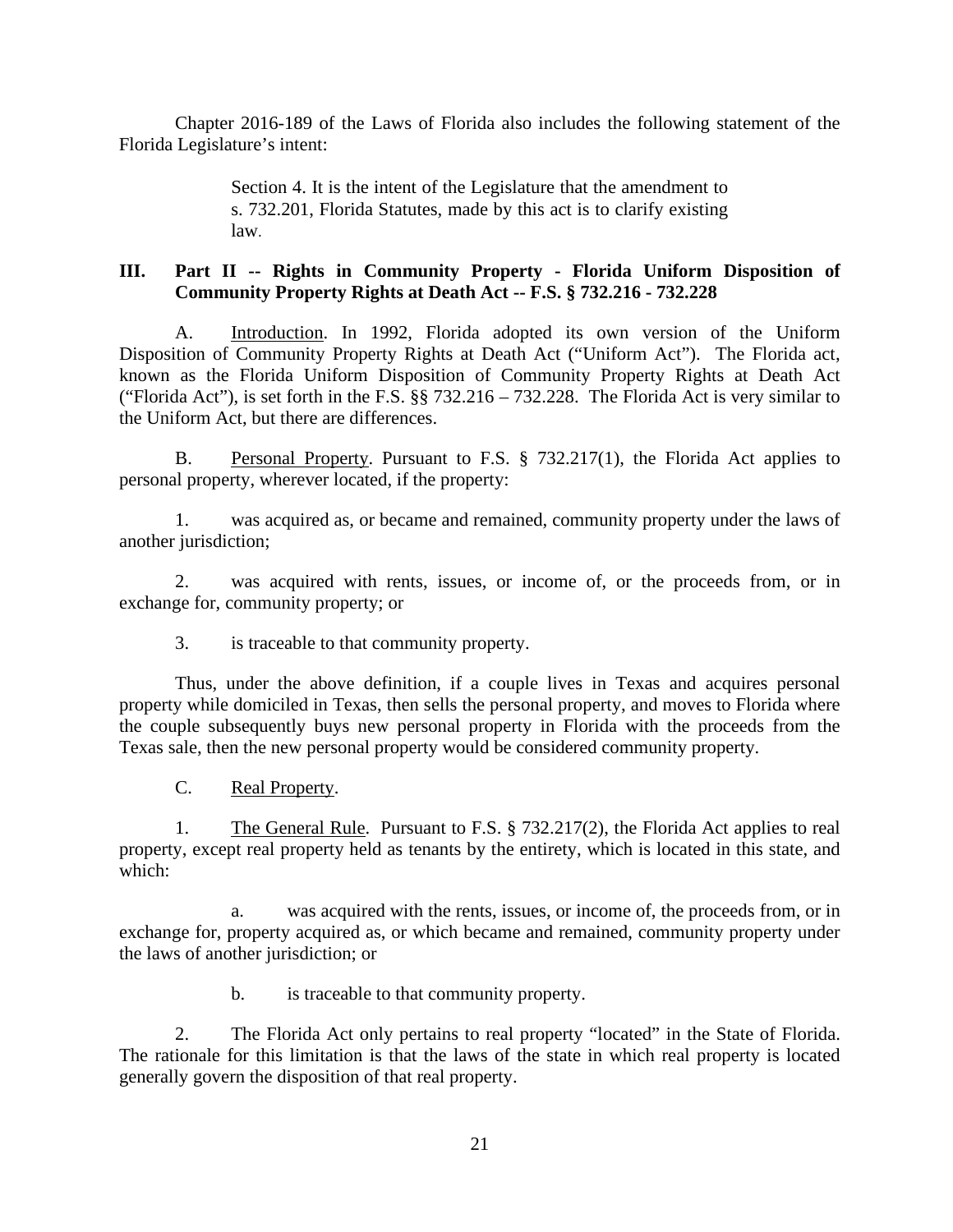Chapter 2016-189 of the Laws of Florida also includes the following statement of the Florida Legislature's intent:

> Section 4. It is the intent of the Legislature that the amendment to s. 732.201, Florida Statutes, made by this act is to clarify existing law.

## III. Part II -- Rights in Community Property - Florida Uniform Disposition of Community Property Rights at Death Act -- F.S. § 732.216 - 732.228

A. Introduction. In 1992, Florida adopted its own version of the Uniform Disposition of Community Property Rights at Death Act ("Uniform Act"). The Florida act, known as the Florida Uniform Disposition of Community Property Rights at Death Act ("Florida Act"), is set forth in the F.S. §§ 732.216 – 732.228. The Florida Act is very similar to the Uniform Act, but there are differences.

B. Personal Property. Pursuant to F.S. § 732.217(1), the Florida Act applies to personal property, wherever located, if the property:

1. was acquired as, or became and remained, community property under the laws of another jurisdiction;

2. was acquired with rents, issues, or income of, or the proceeds from, or in exchange for, community property; or

3. is traceable to that community property.

Thus, under the above definition, if a couple lives in Texas and acquires personal property while domiciled in Texas, then sells the personal property, and moves to Florida where the couple subsequently buys new personal property in Florida with the proceeds from the Texas sale, then the new personal property would be considered community property.

C. Real Property.

1. The General Rule. Pursuant to F.S. § 732.217(2), the Florida Act applies to real property, except real property held as tenants by the entirety, which is located in this state, and which:

a. was acquired with the rents, issues, or income of, the proceeds from, or in exchange for, property acquired as, or which became and remained, community property under the laws of another jurisdiction; or

b. is traceable to that community property.

2. The Florida Act only pertains to real property "located" in the State of Florida. The rationale for this limitation is that the laws of the state in which real property is located generally govern the disposition of that real property.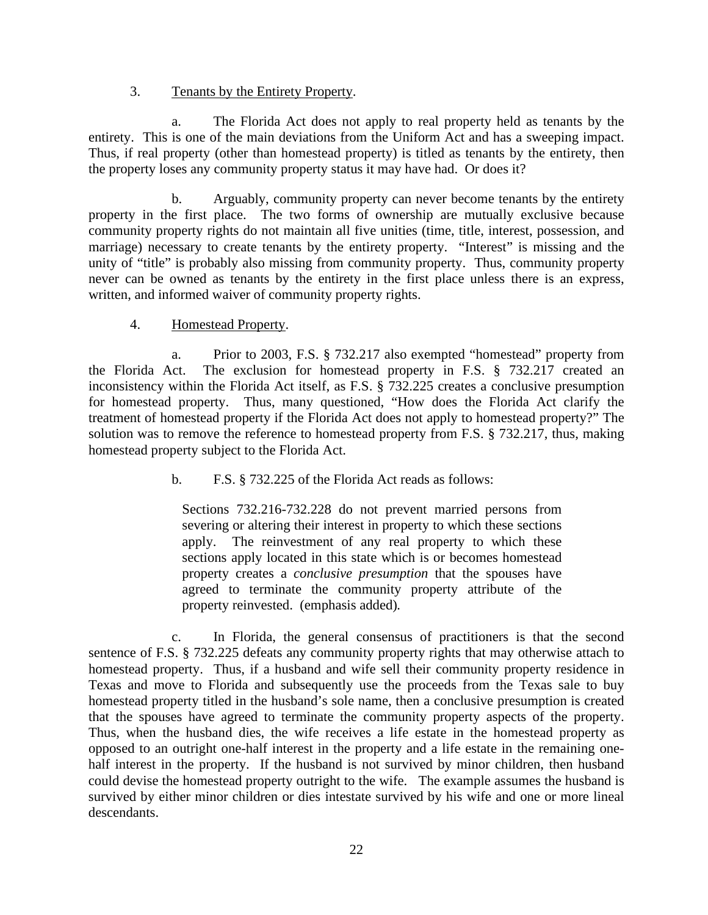3. Tenants by the Entirety Property.

a. The Florida Act does not apply to real property held as tenants by the entirety. This is one of the main deviations from the Uniform Act and has a sweeping impact. Thus, if real property (other than homestead property) is titled as tenants by the entirety, then the property loses any community property status it may have had. Or does it?

b. Arguably, community property can never become tenants by the entirety property in the first place. The two forms of ownership are mutually exclusive because community property rights do not maintain all five unities (time, title, interest, possession, and marriage) necessary to create tenants by the entirety property. "Interest" is missing and the unity of "title" is probably also missing from community property. Thus, community property never can be owned as tenants by the entirety in the first place unless there is an express, written, and informed waiver of community property rights.

4. Homestead Property.

a. Prior to 2003, F.S. § 732.217 also exempted "homestead" property from the Florida Act. The exclusion for homestead property in F.S. § 732.217 created an inconsistency within the Florida Act itself, as F.S. § 732.225 creates a conclusive presumption for homestead property. Thus, many questioned, "How does the Florida Act clarify the treatment of homestead property if the Florida Act does not apply to homestead property?" The solution was to remove the reference to homestead property from F.S. § 732.217, thus, making homestead property subject to the Florida Act.

b. F.S. § 732.225 of the Florida Act reads as follows:

> Sections 732.216-732.228 do not prevent married persons from severing or altering their interest in property to which these sections apply. The reinvestment of any real property to which these sections apply located in this state which is or becomes homestead property creates a *conclusive presumption* that the spouses have agreed to terminate the community property attribute of the property reinvested. (emphasis added).

c. In Florida, the general consensus of practitioners is that the second sentence of F.S. § 732.225 defeats any community property rights that may otherwise attach to homestead property. Thus, if a husband and wife sell their community property residence in Texas and move to Florida and subsequently use the proceeds from the Texas sale to buy homestead property titled in the husband's sole name, then a conclusive presumption is created that the spouses have agreed to terminate the community property aspects of the property. Thus, when the husband dies, the wife receives a life estate in the homestead property as opposed to an outright one-half interest in the property and a life estate in the remaining one-half interest in the property. If the husband is not survived by minor children, then husband could devise the homestead property outright to the wife. The example assumes the husband is survived by either minor children or dies intestate survived by his wife and one or more lineal descendants.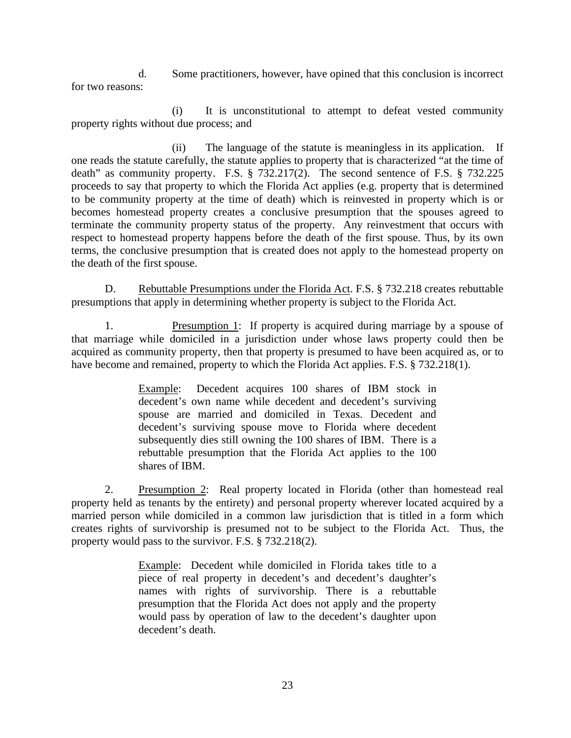d. Some practitioners, however, have opined that this conclusion is incorrect for two reasons:

(i) It is unconstitutional to attempt to defeat vested community property rights without due process; and

(ii) The language of the statute is meaningless in its application. If one reads the statute carefully, the statute applies to property that is characterized "at the time of death" as community property. F.S. § 732.217(2). The second sentence of F.S. § 732.225 proceeds to say that property to which the Florida Act applies (e.g. property that is determined to be community property at the time of death) which is reinvested in property which is or becomes homestead property creates a conclusive presumption that the spouses agreed to terminate the community property status of the property. Any reinvestment that occurs with respect to homestead property happens before the death of the first spouse. Thus, by its own terms, the conclusive presumption that is created does not apply to the homestead property on the death of the first spouse.

D. Rebuttable Presumptions under the Florida Act. F.S. § 732.218 creates rebuttable presumptions that apply in determining whether property is subject to the Florida Act.

1. Presumption 1: If property is acquired during marriage by a spouse of that marriage while domiciled in a jurisdiction under whose laws property could then be acquired as community property, then that property is presumed to have been acquired as, or to have become and remained, property to which the Florida Act applies. F.S. § 732.218(1).

> Example: Decedent acquires 100 shares of IBM stock in decedent's own name while decedent and decedent's surviving spouse are married and domiciled in Texas. Decedent and decedent's surviving spouse move to Florida where decedent subsequently dies still owning the 100 shares of IBM. There is a rebuttable presumption that the Florida Act applies to the 100 shares of IBM.

2. Presumption 2: Real property located in Florida (other than homestead real property held as tenants by the entirety) and personal property wherever located acquired by a married person while domiciled in a common law jurisdiction that is titled in a form which creates rights of survivorship is presumed not to be subject to the Florida Act. Thus, the property would pass to the survivor. F.S. § 732.218(2).

> Example: Decedent while domiciled in Florida takes title to a piece of real property in decedent's and decedent's daughter's names with rights of survivorship. There is a rebuttable presumption that the Florida Act does not apply and the property would pass by operation of law to the decedent's daughter upon decedent's death.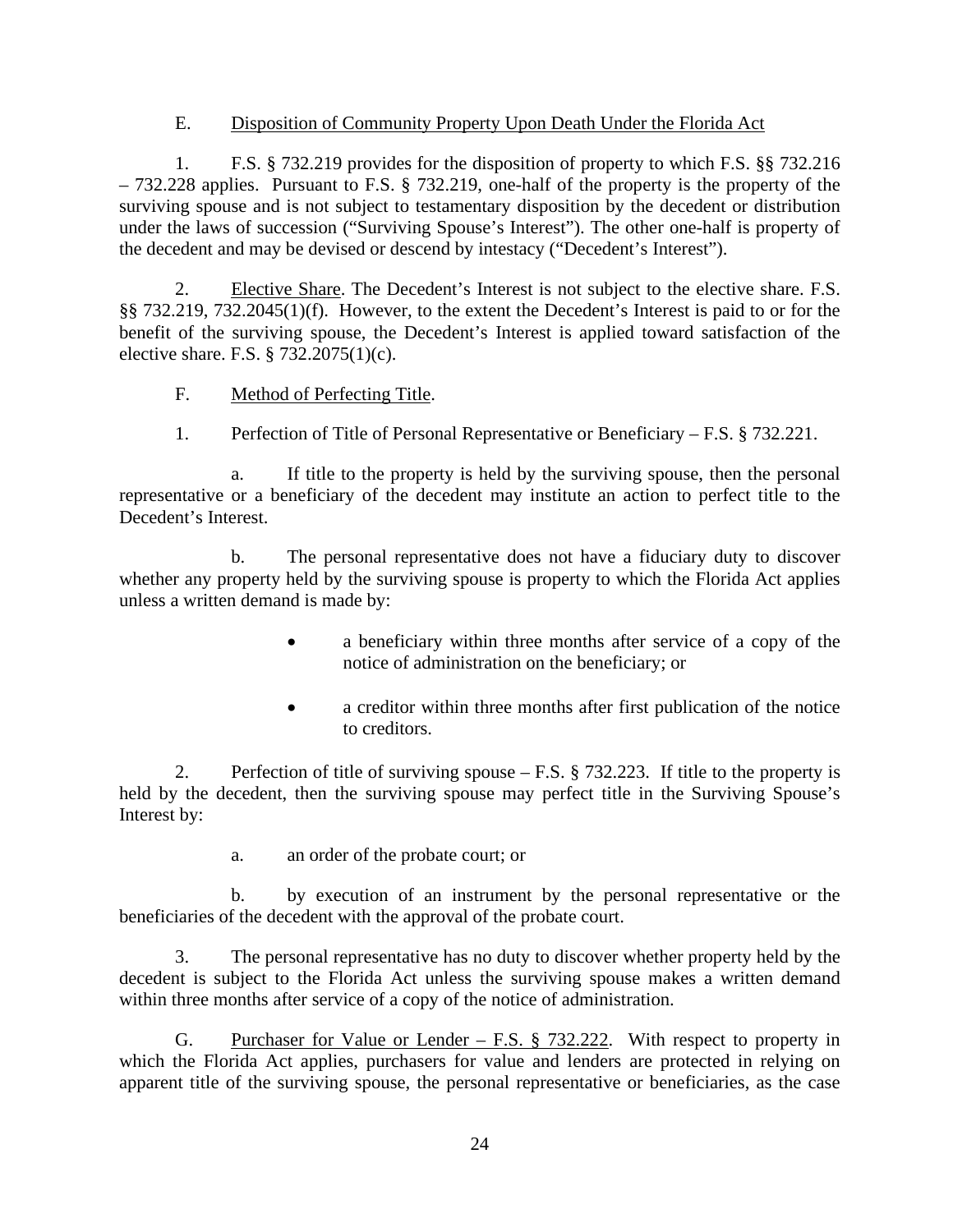E. <u>Disposition of Community Property Upon Death Under the Florida Act</u>

1. F.S. § 732.219 provides for the disposition of property to which F.S. §§ 732.216 – 732.228 applies. Pursuant to F.S. § 732.219, one-half of the property is the property of the surviving spouse and is not subject to testamentary disposition by the decedent or distribution under the laws of succession ("Surviving Spouse's Interest"). The other one-half is property of the decedent and may be devised or descend by intestacy ("Decedent's Interest").

2. <u>Elective Share</u>. The Decedent's Interest is not subject to the elective share. F.S. §§ 732.219, 732.2045(1)(f). However, to the extent the Decedent's Interest is paid to or for the benefit of the surviving spouse, the Decedent's Interest is applied toward satisfaction of the elective share. F.S. § 732.2075(1)(c).

F. <u>Method of Perfecting Title</u>.

1. Perfection of Title of Personal Representative or Beneficiary – F.S. § 732.221.

a. If title to the property is held by the surviving spouse, then the personal representative or a beneficiary of the decedent may institute an action to perfect title to the Decedent's Interest.

b. The personal representative does not have a fiduciary duty to discover whether any property held by the surviving spouse is property to which the Florida Act applies unless a written demand is made by:

- a beneficiary within three months after service of a copy of the notice of administration on the beneficiary; or
- a creditor within three months after first publication of the notice to creditors.

2. Perfection of title of surviving spouse – F.S. § 732.223. If title to the property is held by the decedent, then the surviving spouse may perfect title in the Surviving Spouse's Interest by:

a. an order of the probate court; or

b. by execution of an instrument by the personal representative or the beneficiaries of the decedent with the approval of the probate court.

3. The personal representative has no duty to discover whether property held by the decedent is subject to the Florida Act unless the surviving spouse makes a written demand within three months after service of a copy of the notice of administration.

G. <u>Purchaser for Value or Lender – F.S. § 732.222</u>. With respect to property in which the Florida Act applies, purchasers for value and lenders are protected in relying on apparent title of the surviving spouse, the personal representative or beneficiaries, as the case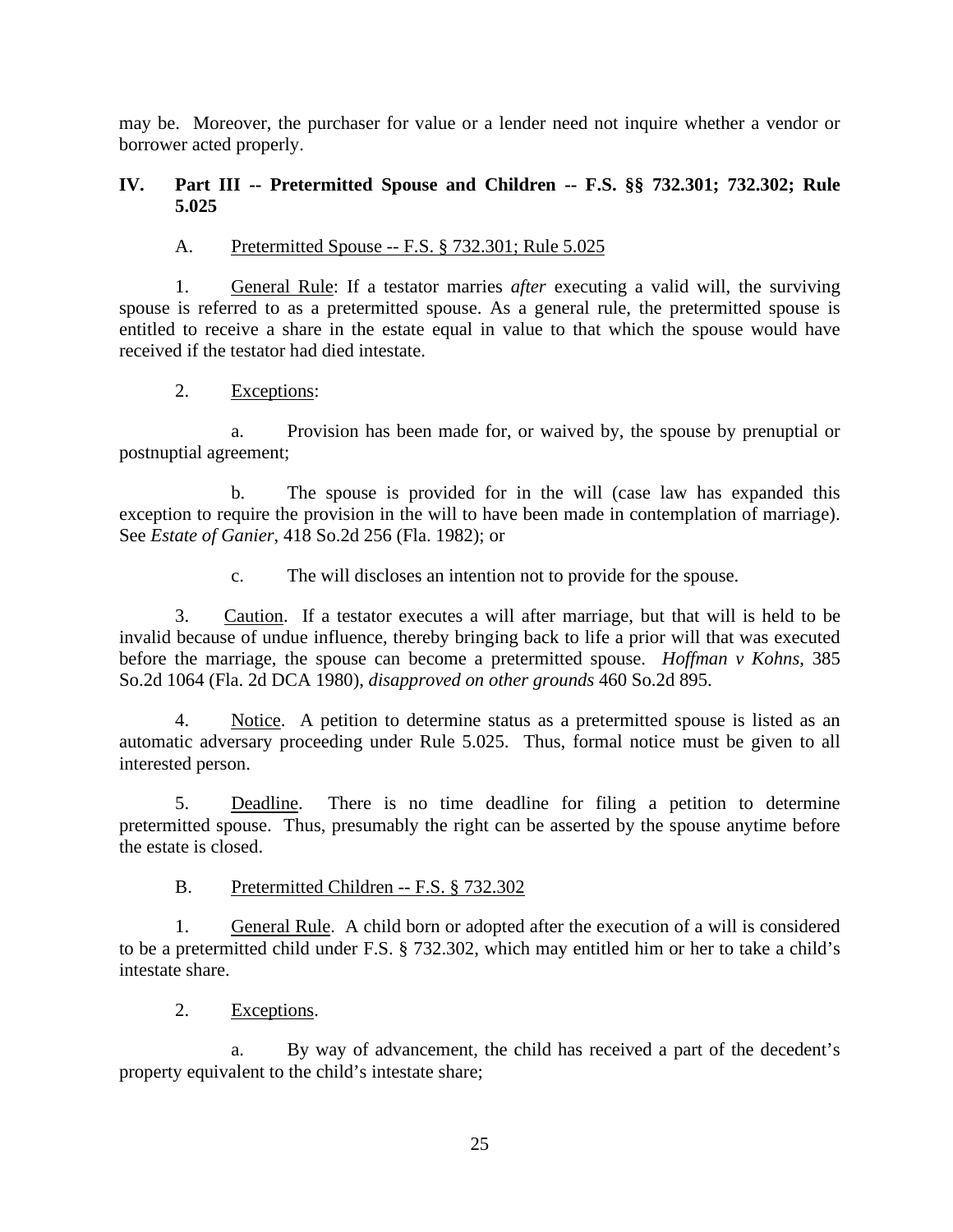may be. Moreover, the purchaser for value or a lender need not inquire whether a vendor or borrower acted properly.

## IV. Part III -- Pretermitted Spouse and Children -- F.S. §§ 732.301; 732.302; Rule 5.025

A. Pretermitted Spouse -- F.S. § 732.301; Rule 5.025

1. General Rule: If a testator marries *after* executing a valid will, the surviving spouse is referred to as a pretermitted spouse. As a general rule, the pretermitted spouse is entitled to receive a share in the estate equal in value to that which the spouse would have received if the testator had died intestate.

2. Exceptions:

a. Provision has been made for, or waived by, the spouse by prenuptial or postnuptial agreement;

b. The spouse is provided for in the will (case law has expanded this exception to require the provision in the will to have been made in contemplation of marriage). See *Estate of Ganier*, 418 So.2d 256 (Fla. 1982); or

c. The will discloses an intention not to provide for the spouse.

3. Caution. If a testator executes a will after marriage, but that will is held to be invalid because of undue influence, thereby bringing back to life a prior will that was executed before the marriage, the spouse can become a pretermitted spouse. *Hoffman v Kohns*, 385 So.2d 1064 (Fla. 2d DCA 1980), *disapproved on other grounds* 460 So.2d 895.

4. Notice. A petition to determine status as a pretermitted spouse is listed as an automatic adversary proceeding under Rule 5.025. Thus, formal notice must be given to all interested person.

5. Deadline. There is no time deadline for filing a petition to determine pretermitted spouse. Thus, presumably the right can be asserted by the spouse anytime before the estate is closed.

B. Pretermitted Children -- F.S. § 732.302

1. General Rule. A child born or adopted after the execution of a will is considered to be a pretermitted child under F.S. § 732.302, which may entitled him or her to take a child's intestate share.

2. Exceptions.

a. By way of advancement, the child has received a part of the decedent's property equivalent to the child's intestate share;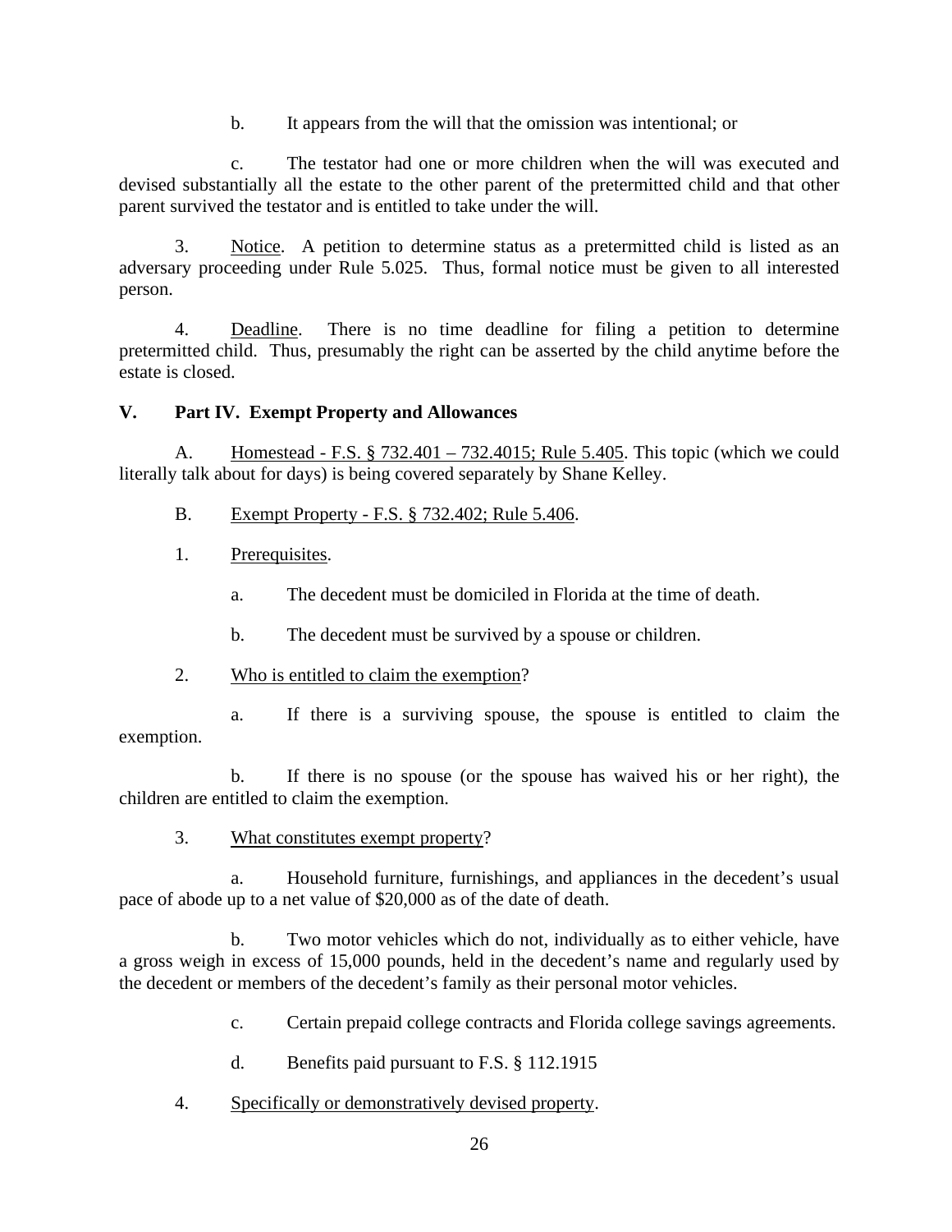b. It appears from the will that the omission was intentional; or

c. The testator had one or more children when the will was executed and devised substantially all the estate to the other parent of the pretermitted child and that other parent survived the testator and is entitled to take under the will.

3. Notice. A petition to determine status as a pretermitted child is listed as an adversary proceeding under Rule 5.025. Thus, formal notice must be given to all interested person.

4. Deadline. There is no time deadline for filing a petition to determine pretermitted child. Thus, presumably the right can be asserted by the child anytime before the estate is closed.

## V. Part IV. Exempt Property and Allowances

A. Homestead - F.S. § 732.401 – 732.4015; Rule 5.405. This topic (which we could literally talk about for days) is being covered separately by Shane Kelley.

B. Exempt Property - F.S. § 732.402; Rule 5.406.

1. Prerequisites.

a. The decedent must be domiciled in Florida at the time of death.

b. The decedent must be survived by a spouse or children.

2. Who is entitled to claim the exemption?

a. If there is a surviving spouse, the spouse is entitled to claim the exemption.

b. If there is no spouse (or the spouse has waived his or her right), the children are entitled to claim the exemption.

3. What constitutes exempt property?

a. Household furniture, furnishings, and appliances in the decedent's usual pace of abode up to a net value of $20,000 as of the date of death.

b. Two motor vehicles which do not, individually as to either vehicle, have a gross weigh in excess of 15,000 pounds, held in the decedent's name and regularly used by the decedent or members of the decedent's family as their personal motor vehicles.

c. Certain prepaid college contracts and Florida college savings agreements.

d. Benefits paid pursuant to F.S. § 112.1915

4. Specifically or demonstratively devised property.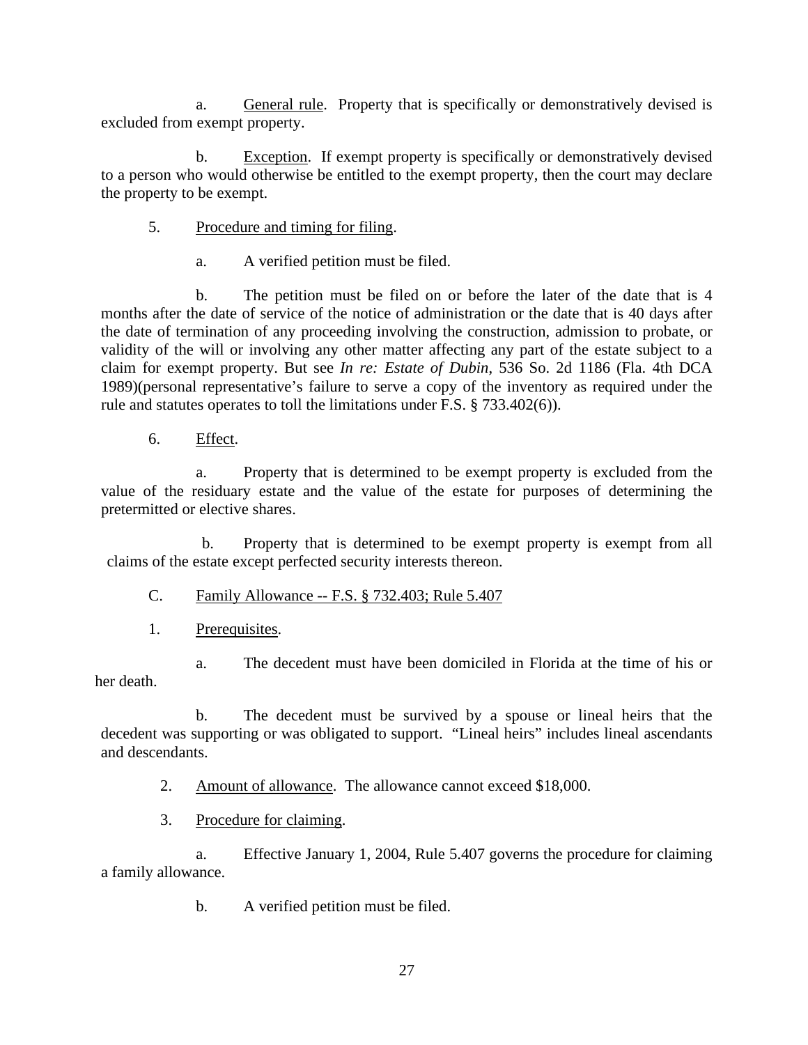a. General rule. Property that is specifically or demonstratively devised is excluded from exempt property.

b. Exception. If exempt property is specifically or demonstratively devised to a person who would otherwise be entitled to the exempt property, then the court may declare the property to be exempt.

5. Procedure and timing for filing.

a. A verified petition must be filed.

b. The petition must be filed on or before the later of the date that is 4 months after the date of service of the notice of administration or the date that is 40 days after the date of termination of any proceeding involving the construction, admission to probate, or validity of the will or involving any other matter affecting any part of the estate subject to a claim for exempt property. But see *In re: Estate of Dubin*, 536 So. 2d 1186 (Fla. 4th DCA 1989)(personal representative's failure to serve a copy of the inventory as required under the rule and statutes operates to toll the limitations under F.S. § 733.402(6)).

6. Effect.

a. Property that is determined to be exempt property is excluded from the value of the residuary estate and the value of the estate for purposes of determining the pretermitted or elective shares.

b. Property that is determined to be exempt property is exempt from all claims of the estate except perfected security interests thereon.

C. Family Allowance -- F.S. § 732.403; Rule 5.407

1. Prerequisites.

a. The decedent must have been domiciled in Florida at the time of his or her death.

b. The decedent must be survived by a spouse or lineal heirs that the decedent was supporting or was obligated to support. "Lineal heirs" includes lineal ascendants and descendants.

2. Amount of allowance. The allowance cannot exceed $18,000.

3. Procedure for claiming.

a. Effective January 1, 2004, Rule 5.407 governs the procedure for claiming a family allowance.

b. A verified petition must be filed.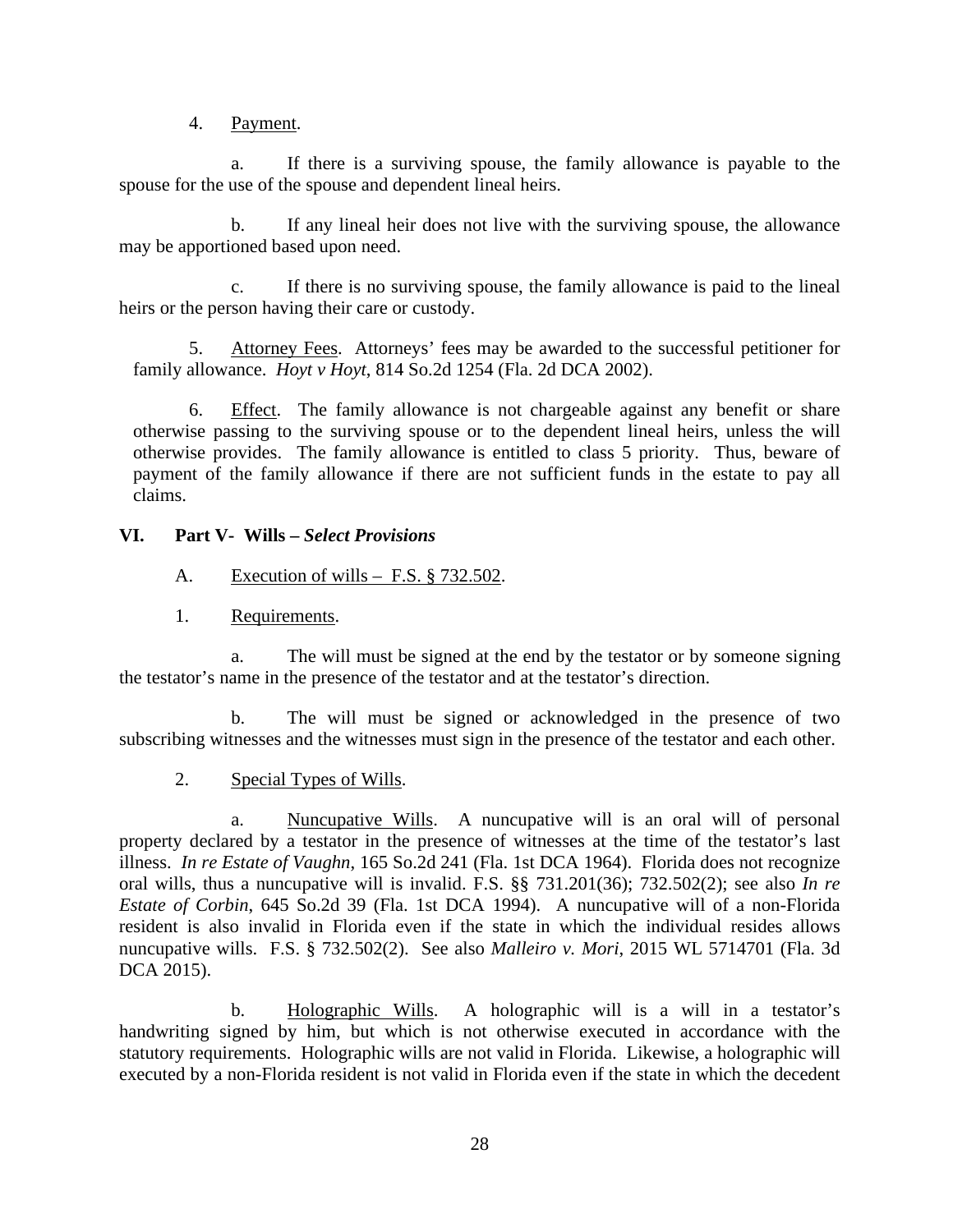4. Payment.

a. If there is a surviving spouse, the family allowance is payable to the spouse for the use of the spouse and dependent lineal heirs.

b. If any lineal heir does not live with the surviving spouse, the allowance may be apportioned based upon need.

c. If there is no surviving spouse, the family allowance is paid to the lineal heirs or the person having their care or custody.

5. Attorney Fees. Attorneys' fees may be awarded to the successful petitioner for family allowance. *Hoyt v Hoyt*, 814 So.2d 1254 (Fla. 2d DCA 2002).

6. Effect. The family allowance is not chargeable against any benefit or share otherwise passing to the surviving spouse or to the dependent lineal heirs, unless the will otherwise provides. The family allowance is entitled to class 5 priority. Thus, beware of payment of the family allowance if there are not sufficient funds in the estate to pay all claims.

## VI. Part V- Wills – *Select Provisions*

A. Execution of wills – F.S. § 732.502.

1. Requirements.

a. The will must be signed at the end by the testator or by someone signing the testator's name in the presence of the testator and at the testator's direction.

b. The will must be signed or acknowledged in the presence of two subscribing witnesses and the witnesses must sign in the presence of the testator and each other.

2. Special Types of Wills.

a. Nuncupative Wills. A nuncupative will is an oral will of personal property declared by a testator in the presence of witnesses at the time of the testator's last illness. *In re Estate of Vaughn*, 165 So.2d 241 (Fla. 1st DCA 1964). Florida does not recognize oral wills, thus a nuncupative will is invalid. F.S. §§ 731.201(36); 732.502(2); see also *In re Estate of Corbin*, 645 So.2d 39 (Fla. 1st DCA 1994). A nuncupative will of a non-Florida resident is also invalid in Florida even if the state in which the individual resides allows nuncupative wills. F.S. § 732.502(2). See also *Malleiro v. Mori*, 2015 WL 5714701 (Fla. 3d DCA 2015).

b. Holographic Wills. A holographic will is a will in a testator's handwriting signed by him, but which is not otherwise executed in accordance with the statutory requirements. Holographic wills are not valid in Florida. Likewise, a holographic will executed by a non-Florida resident is not valid in Florida even if the state in which the decedent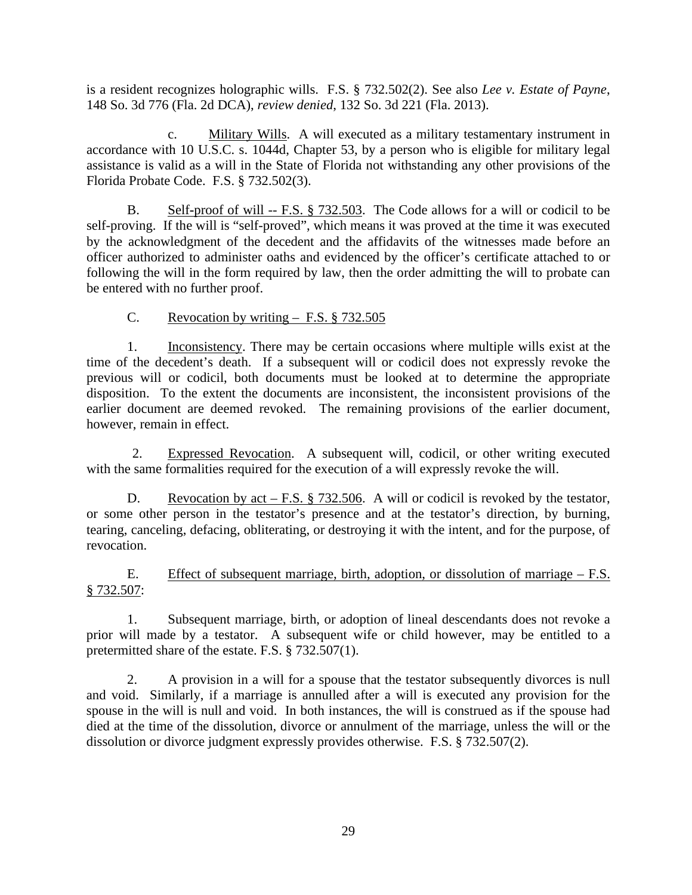is a resident recognizes holographic wills. F.S. § 732.502(2). See also *Lee v. Estate of Payne*, 148 So. 3d 776 (Fla. 2d DCA), *review denied*, 132 So. 3d 221 (Fla. 2013).

c. Military Wills. A will executed as a military testamentary instrument in accordance with 10 U.S.C. s. 1044d, Chapter 53, by a person who is eligible for military legal assistance is valid as a will in the State of Florida not withstanding any other provisions of the Florida Probate Code. F.S. § 732.502(3).

B. Self-proof of will -- F.S. § 732.503. The Code allows for a will or codicil to be self-proving. If the will is "self-proved", which means it was proved at the time it was executed by the acknowledgment of the decedent and the affidavits of the witnesses made before an officer authorized to administer oaths and evidenced by the officer's certificate attached to or following the will in the form required by law, then the order admitting the will to probate can be entered with no further proof.

C. Revocation by writing – F.S. § 732.505

1. Inconsistency. There may be certain occasions where multiple wills exist at the time of the decedent's death. If a subsequent will or codicil does not expressly revoke the previous will or codicil, both documents must be looked at to determine the appropriate disposition. To the extent the documents are inconsistent, the inconsistent provisions of the earlier document are deemed revoked. The remaining provisions of the earlier document, however, remain in effect.

2. Expressed Revocation. A subsequent will, codicil, or other writing executed with the same formalities required for the execution of a will expressly revoke the will.

D. Revocation by act – F.S. § 732.506. A will or codicil is revoked by the testator, or some other person in the testator's presence and at the testator's direction, by burning, tearing, canceling, defacing, obliterating, or destroying it with the intent, and for the purpose, of revocation.

E. Effect of subsequent marriage, birth, adoption, or dissolution of marriage – F.S. § 732.507:

1. Subsequent marriage, birth, or adoption of lineal descendants does not revoke a prior will made by a testator. A subsequent wife or child however, may be entitled to a pretermitted share of the estate. F.S. § 732.507(1).

2. A provision in a will for a spouse that the testator subsequently divorces is null and void. Similarly, if a marriage is annulled after a will is executed any provision for the spouse in the will is null and void. In both instances, the will is construed as if the spouse had died at the time of the dissolution, divorce or annulment of the marriage, unless the will or the dissolution or divorce judgment expressly provides otherwise. F.S. § 732.507(2).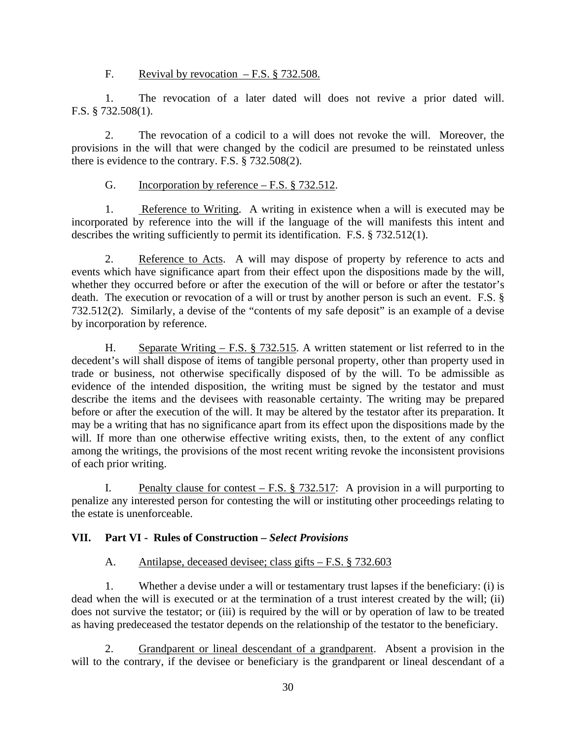F. Revival by revocation – F.S. § 732.508.

1. The revocation of a later dated will does not revive a prior dated will. F.S. § 732.508(1).

2. The revocation of a codicil to a will does not revoke the will. Moreover, the provisions in the will that were changed by the codicil are presumed to be reinstated unless there is evidence to the contrary. F.S. § 732.508(2).

G. Incorporation by reference – F.S. § 732.512.

1. Reference to Writing. A writing in existence when a will is executed may be incorporated by reference into the will if the language of the will manifests this intent and describes the writing sufficiently to permit its identification. F.S. § 732.512(1).

2. Reference to Acts. A will may dispose of property by reference to acts and events which have significance apart from their effect upon the dispositions made by the will, whether they occurred before or after the execution of the will or before or after the testator's death. The execution or revocation of a will or trust by another person is such an event. F.S. § 732.512(2). Similarly, a devise of the "contents of my safe deposit" is an example of a devise by incorporation by reference.

H. Separate Writing – F.S. § 732.515. A written statement or list referred to in the decedent's will shall dispose of items of tangible personal property, other than property used in trade or business, not otherwise specifically disposed of by the will. To be admissible as evidence of the intended disposition, the writing must be signed by the testator and must describe the items and the devisees with reasonable certainty. The writing may be prepared before or after the execution of the will. It may be altered by the testator after its preparation. It may be a writing that has no significance apart from its effect upon the dispositions made by the will. If more than one otherwise effective writing exists, then, to the extent of any conflict among the writings, the provisions of the most recent writing revoke the inconsistent provisions of each prior writing.

I. Penalty clause for contest – F.S. § 732.517: A provision in a will purporting to penalize any interested person for contesting the will or instituting other proceedings relating to the estate is unenforceable.

## VII. Part VI - Rules of Construction – *Select Provisions*

A. Antilapse, deceased devisee; class gifts – F.S. § 732.603

1. Whether a devise under a will or testamentary trust lapses if the beneficiary: (i) is dead when the will is executed or at the termination of a trust interest created by the will; (ii) does not survive the testator; or (iii) is required by the will or by operation of law to be treated as having predeceased the testator depends on the relationship of the testator to the beneficiary.

2. Grandparent or lineal descendant of a grandparent. Absent a provision in the will to the contrary, if the devisee or beneficiary is the grandparent or lineal descendant of a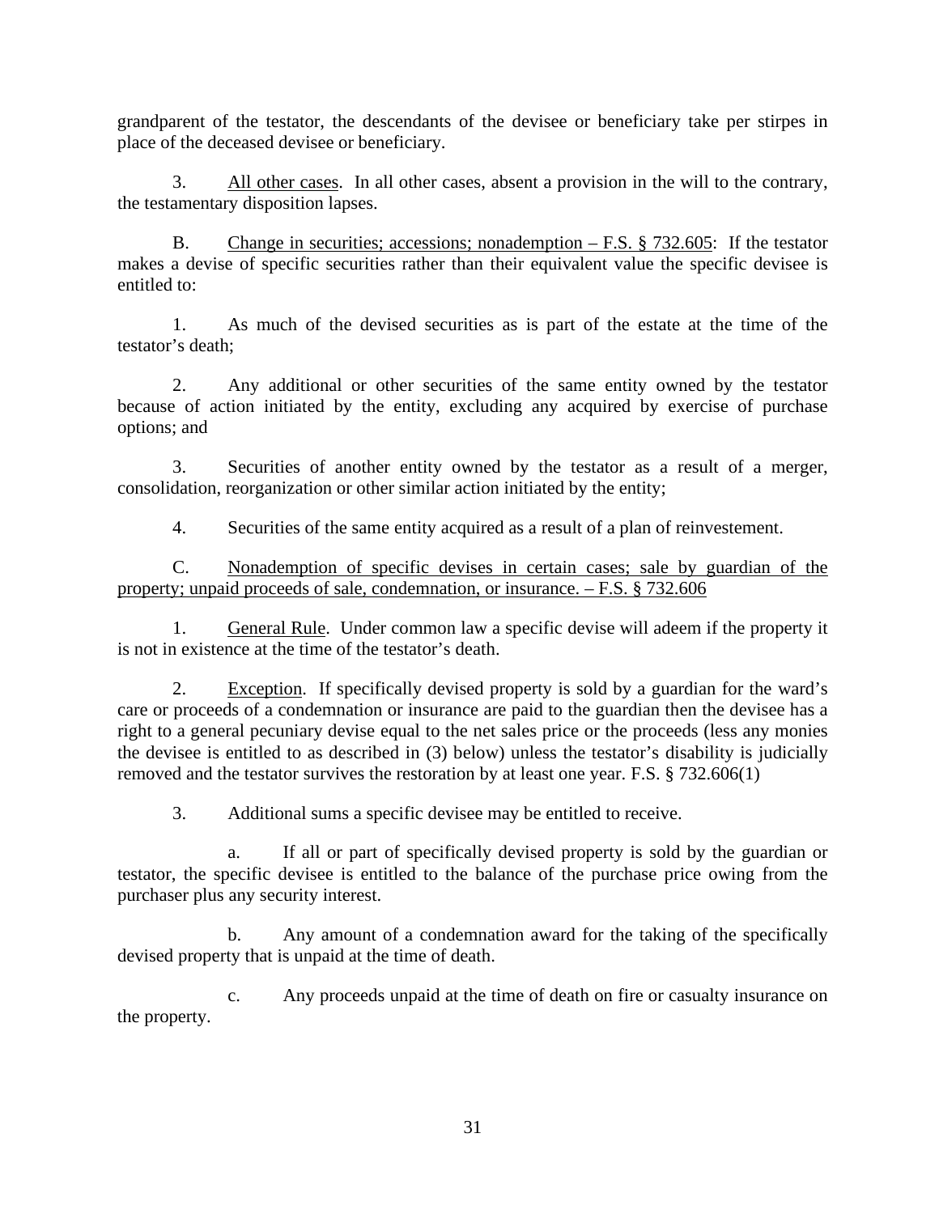grandparent of the testator, the descendants of the devisee or beneficiary take per stirpes in place of the deceased devisee or beneficiary.

3. All other cases. In all other cases, absent a provision in the will to the contrary, the testamentary disposition lapses.

B. Change in securities; accessions; nonademption – F.S. § 732.605: If the testator makes a devise of specific securities rather than their equivalent value the specific devisee is entitled to:

1. As much of the devised securities as is part of the estate at the time of the testator's death;

2. Any additional or other securities of the same entity owned by the testator because of action initiated by the entity, excluding any acquired by exercise of purchase options; and

3. Securities of another entity owned by the testator as a result of a merger, consolidation, reorganization or other similar action initiated by the entity;

4. Securities of the same entity acquired as a result of a plan of reinvestement.

C. Nonademption of specific devises in certain cases; sale by guardian of the property; unpaid proceeds of sale, condemnation, or insurance. – F.S. § 732.606

1. General Rule. Under common law a specific devise will adeem if the property it is not in existence at the time of the testator's death.

2. Exception. If specifically devised property is sold by a guardian for the ward's care or proceeds of a condemnation or insurance are paid to the guardian then the devisee has a right to a general pecuniary devise equal to the net sales price or the proceeds (less any monies the devisee is entitled to as described in (3) below) unless the testator's disability is judicially removed and the testator survives the restoration by at least one year. F.S. § 732.606(1)

3. Additional sums a specific devisee may be entitled to receive.

a. If all or part of specifically devised property is sold by the guardian or testator, the specific devisee is entitled to the balance of the purchase price owing from the purchaser plus any security interest.

b. Any amount of a condemnation award for the taking of the specifically devised property that is unpaid at the time of death.

c. Any proceeds unpaid at the time of death on fire or casualty insurance on the property.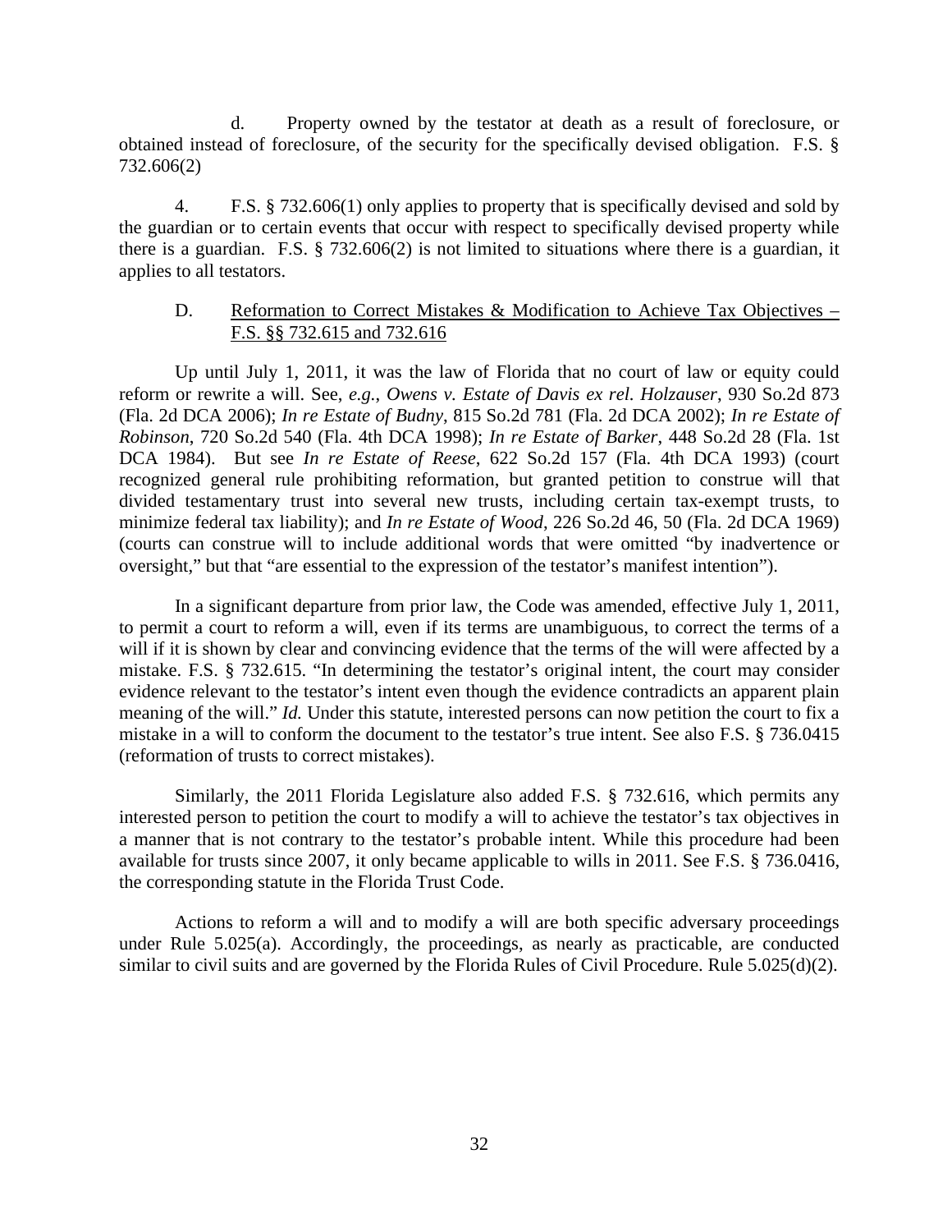d. Property owned by the testator at death as a result of foreclosure, or obtained instead of foreclosure, of the security for the specifically devised obligation. F.S. § 732.606(2)

4. F.S. § 732.606(1) only applies to property that is specifically devised and sold by the guardian or to certain events that occur with respect to specifically devised property while there is a guardian. F.S. § 732.606(2) is not limited to situations where there is a guardian, it applies to all testators.

D. <u>Reformation to Correct Mistakes & Modification to Achieve Tax Objectives – F.S. §§ 732.615 and 732.616</u>

Up until July 1, 2011, it was the law of Florida that no court of law or equity could reform or rewrite a will. See, *e.g.*, *Owens v. Estate of Davis ex rel. Holzauser*, 930 So.2d 873 (Fla. 2d DCA 2006); *In re Estate of Budny*, 815 So.2d 781 (Fla. 2d DCA 2002); *In re Estate of Robinson*, 720 So.2d 540 (Fla. 4th DCA 1998); *In re Estate of Barker*, 448 So.2d 28 (Fla. 1st DCA 1984). But see *In re Estate of Reese*, 622 So.2d 157 (Fla. 4th DCA 1993) (court recognized general rule prohibiting reformation, but granted petition to construe will that divided testamentary trust into several new trusts, including certain tax-exempt trusts, to minimize federal tax liability); and *In re Estate of Wood*, 226 So.2d 46, 50 (Fla. 2d DCA 1969) (courts can construe will to include additional words that were omitted "by inadvertence or oversight," but that "are essential to the expression of the testator's manifest intention").

In a significant departure from prior law, the Code was amended, effective July 1, 2011, to permit a court to reform a will, even if its terms are unambiguous, to correct the terms of a will if it is shown by clear and convincing evidence that the terms of the will were affected by a mistake. F.S. § 732.615. "In determining the testator's original intent, the court may consider evidence relevant to the testator's intent even though the evidence contradicts an apparent plain meaning of the will." *Id.* Under this statute, interested persons can now petition the court to fix a mistake in a will to conform the document to the testator's true intent. See also F.S. § 736.0415 (reformation of trusts to correct mistakes).

Similarly, the 2011 Florida Legislature also added F.S. § 732.616, which permits any interested person to petition the court to modify a will to achieve the testator's tax objectives in a manner that is not contrary to the testator's probable intent. While this procedure had been available for trusts since 2007, it only became applicable to wills in 2011. See F.S. § 736.0416, the corresponding statute in the Florida Trust Code.

Actions to reform a will and to modify a will are both specific adversary proceedings under Rule 5.025(a). Accordingly, the proceedings, as nearly as practicable, are conducted similar to civil suits and are governed by the Florida Rules of Civil Procedure. Rule 5.025(d)(2).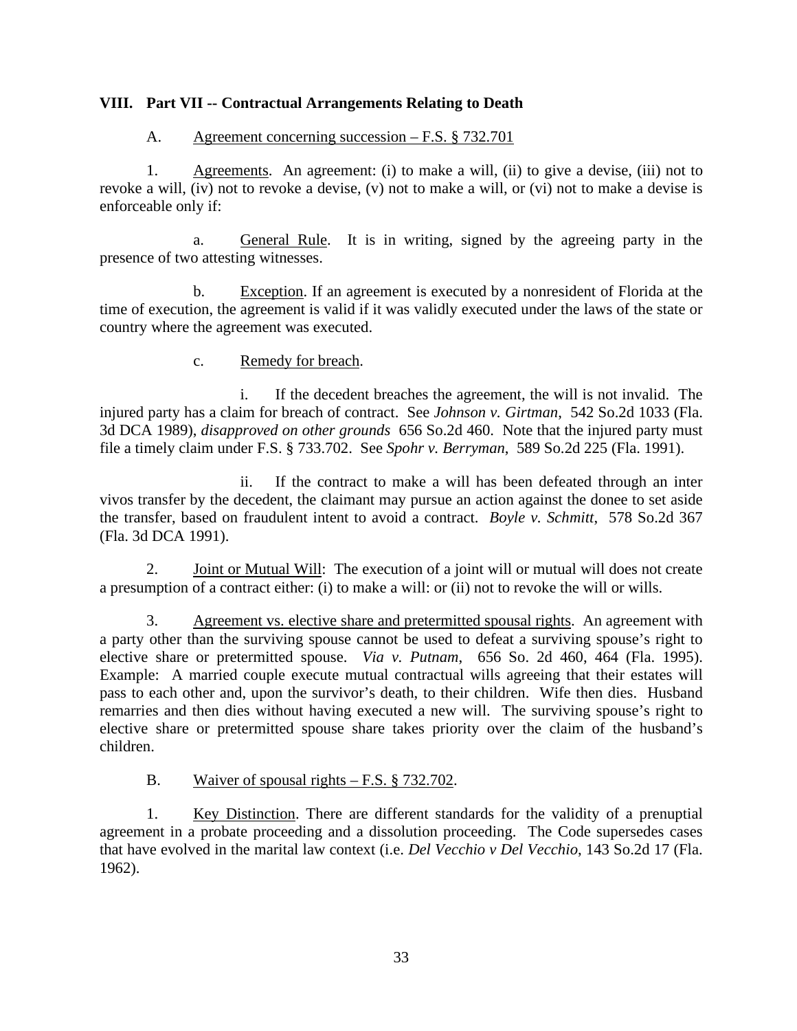## VIII. Part VII -- Contractual Arrangements Relating to Death

### A. Agreement concerning succession – F.S. § 732.701

1. Agreements. An agreement: (i) to make a will, (ii) to give a devise, (iii) not to revoke a will, (iv) not to revoke a devise, (v) not to make a will, or (vi) not to make a devise is enforceable only if:

   a. General Rule. It is in writing, signed by the agreeing party in the presence of two attesting witnesses.

   b. Exception. If an agreement is executed by a nonresident of Florida at the time of execution, the agreement is valid if it was validly executed under the laws of the state or country where the agreement was executed.

   c. Remedy for breach.

      i. If the decedent breaches the agreement, the will is not invalid. The injured party has a claim for breach of contract. See *Johnson v. Girtman*, 542 So.2d 1033 (Fla. 3d DCA 1989), *disapproved on other grounds* 656 So.2d 460. Note that the injured party must file a timely claim under F.S. § 733.702. See *Spohr v. Berryman*, 589 So.2d 225 (Fla. 1991).

      ii. If the contract to make a will has been defeated through an inter vivos transfer by the decedent, the claimant may pursue an action against the donee to set aside the transfer, based on fraudulent intent to avoid a contract. *Boyle v. Schmitt*, 578 So.2d 367 (Fla. 3d DCA 1991).

2. Joint or Mutual Will: The execution of a joint will or mutual will does not create a presumption of a contract either: (i) to make a will: or (ii) not to revoke the will or wills.

3. Agreement vs. elective share and pretermitted spousal rights. An agreement with a party other than the surviving spouse cannot be used to defeat a surviving spouse's right to elective share or pretermitted spouse. *Via v. Putnam*, 656 So. 2d 460, 464 (Fla. 1995). Example: A married couple execute mutual contractual wills agreeing that their estates will pass to each other and, upon the survivor's death, to their children. Wife then dies. Husband remarries and then dies without having executed a new will. The surviving spouse's right to elective share or pretermitted spouse share takes priority over the claim of the husband's children.

### B. Waiver of spousal rights – F.S. § 732.702.

1. Key Distinction. There are different standards for the validity of a prenuptial agreement in a probate proceeding and a dissolution proceeding. The Code supersedes cases that have evolved in the marital law context (i.e. *Del Vecchio v Del Vecchio*, 143 So.2d 17 (Fla. 1962).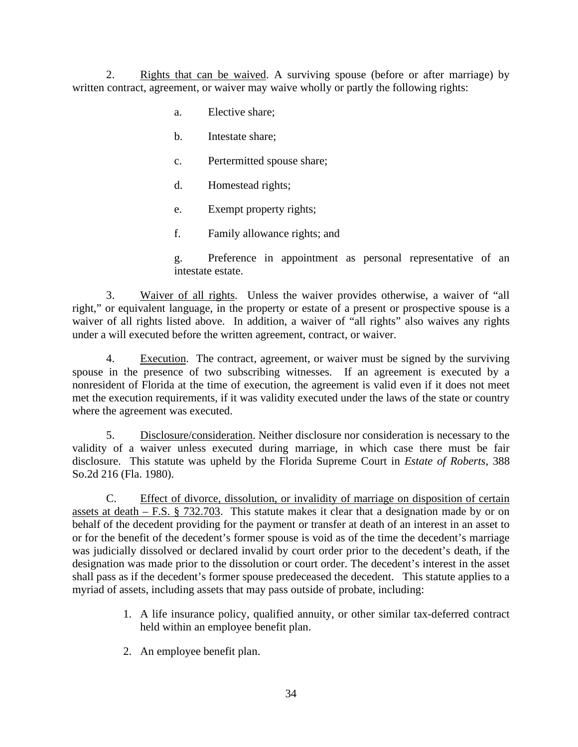2. <u>Rights that can be waived</u>. A surviving spouse (before or after marriage) by written contract, agreement, or waiver may waive wholly or partly the following rights:

a. Elective share;

b. Intestate share;

c. Pertermitted spouse share;

d. Homestead rights;

e. Exempt property rights;

f. Family allowance rights; and

g. Preference in appointment as personal representative of an intestate estate.

3. <u>Waiver of all rights</u>. Unless the waiver provides otherwise, a waiver of "all right," or equivalent language, in the property or estate of a present or prospective spouse is a waiver of all rights listed above. In addition, a waiver of "all rights" also waives any rights under a will executed before the written agreement, contract, or waiver.

4. <u>Execution</u>. The contract, agreement, or waiver must be signed by the surviving spouse in the presence of two subscribing witnesses. If an agreement is executed by a nonresident of Florida at the time of execution, the agreement is valid even if it does not meet met the execution requirements, if it was validity executed under the laws of the state or country where the agreement was executed.

5. <u>Disclosure/consideration</u>. Neither disclosure nor consideration is necessary to the validity of a waiver unless executed during marriage, in which case there must be fair disclosure. This statute was upheld by the Florida Supreme Court in *Estate of Roberts*, 388 So.2d 216 (Fla. 1980).

C. <u>Effect of divorce, dissolution, or invalidity of marriage on disposition of certain assets at death – F.S. § 732.703</u>. This statute makes it clear that a designation made by or on behalf of the decedent providing for the payment or transfer at death of an interest in an asset to or for the benefit of the decedent's former spouse is void as of the time the decedent's marriage was judicially dissolved or declared invalid by court order prior to the decedent's death, if the designation was made prior to the dissolution or court order. The decedent's interest in the asset shall pass as if the decedent's former spouse predeceased the decedent. This statute applies to a myriad of assets, including assets that may pass outside of probate, including:

1. A life insurance policy, qualified annuity, or other similar tax-deferred contract held within an employee benefit plan.
2. An employee benefit plan.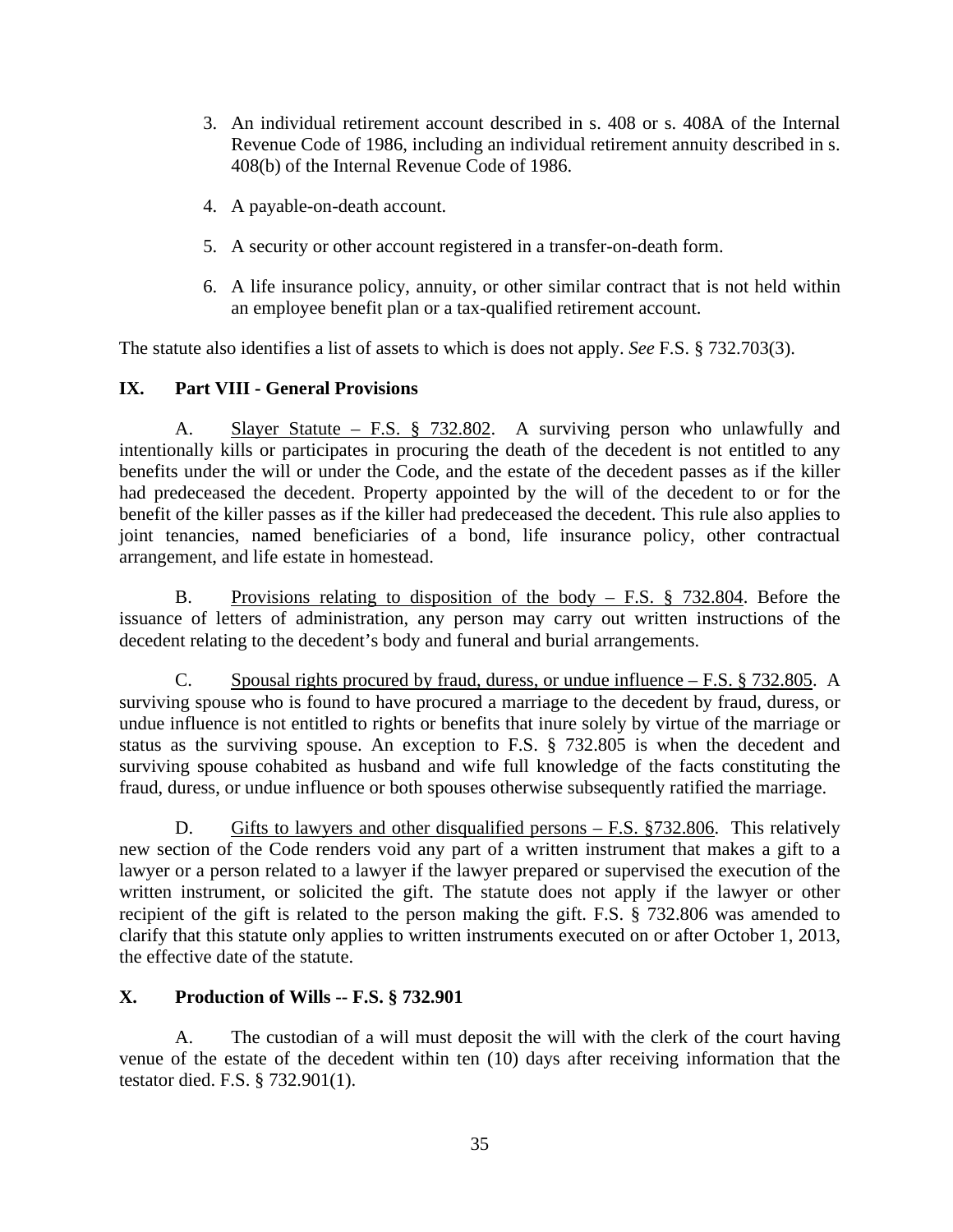3. An individual retirement account described in s. 408 or s. 408A of the Internal Revenue Code of 1986, including an individual retirement annuity described in s. 408(b) of the Internal Revenue Code of 1986.

4. A payable-on-death account.

5. A security or other account registered in a transfer-on-death form.

6. A life insurance policy, annuity, or other similar contract that is not held within an employee benefit plan or a tax-qualified retirement account.

The statute also identifies a list of assets to which is does not apply. *See* F.S. § 732.703(3).

## IX. Part VIII - General Provisions

A. <u>Slayer Statute – F.S. § 732.802</u>. A surviving person who unlawfully and intentionally kills or participates in procuring the death of the decedent is not entitled to any benefits under the will or under the Code, and the estate of the decedent passes as if the killer had predeceased the decedent. Property appointed by the will of the decedent to or for the benefit of the killer passes as if the killer had predeceased the decedent. This rule also applies to joint tenancies, named beneficiaries of a bond, life insurance policy, other contractual arrangement, and life estate in homestead.

B. <u>Provisions relating to disposition of the body – F.S. § 732.804</u>. Before the issuance of letters of administration, any person may carry out written instructions of the decedent relating to the decedent's body and funeral and burial arrangements.

C. <u>Spousal rights procured by fraud, duress, or undue influence – F.S. § 732.805</u>. A surviving spouse who is found to have procured a marriage to the decedent by fraud, duress, or undue influence is not entitled to rights or benefits that inure solely by virtue of the marriage or status as the surviving spouse. An exception to F.S. § 732.805 is when the decedent and surviving spouse cohabited as husband and wife full knowledge of the facts constituting the fraud, duress, or undue influence or both spouses otherwise subsequently ratified the marriage.

D. <u>Gifts to lawyers and other disqualified persons – F.S. §732.806</u>. This relatively new section of the Code renders void any part of a written instrument that makes a gift to a lawyer or a person related to a lawyer if the lawyer prepared or supervised the execution of the written instrument, or solicited the gift. The statute does not apply if the lawyer or other recipient of the gift is related to the person making the gift. F.S. § 732.806 was amended to clarify that this statute only applies to written instruments executed on or after October 1, 2013, the effective date of the statute.

## X. Production of Wills -- F.S. § 732.901

A. The custodian of a will must deposit the will with the clerk of the court having venue of the estate of the decedent within ten (10) days after receiving information that the testator died. F.S. § 732.901(1).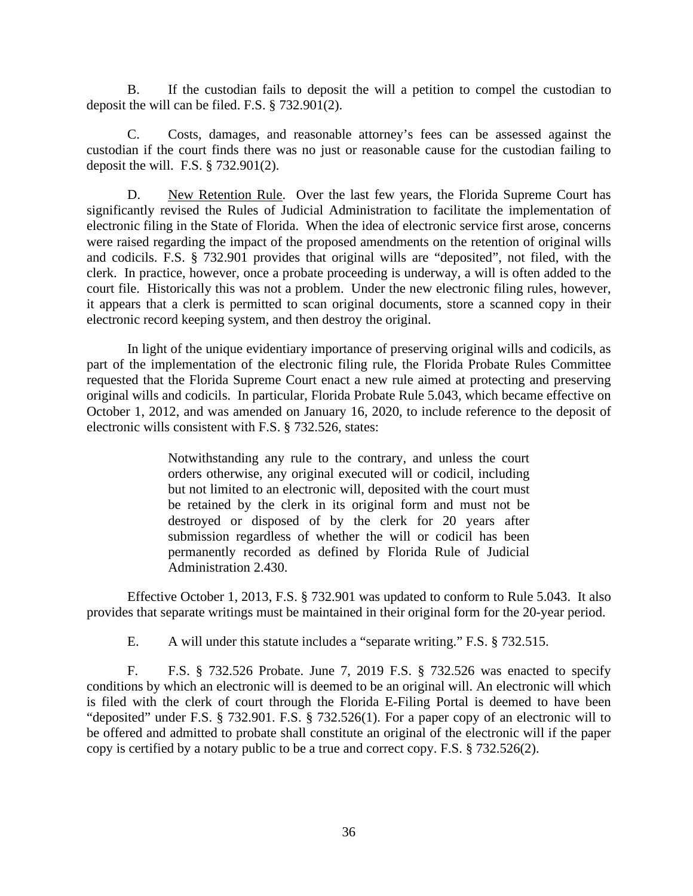B. If the custodian fails to deposit the will a petition to compel the custodian to deposit the will can be filed. F.S. § 732.901(2).

C. Costs, damages, and reasonable attorney's fees can be assessed against the custodian if the court finds there was no just or reasonable cause for the custodian failing to deposit the will. F.S. § 732.901(2).

D. <u>New Retention Rule</u>. Over the last few years, the Florida Supreme Court has significantly revised the Rules of Judicial Administration to facilitate the implementation of electronic filing in the State of Florida. When the idea of electronic service first arose, concerns were raised regarding the impact of the proposed amendments on the retention of original wills and codicils. F.S. § 732.901 provides that original wills are "deposited", not filed, with the clerk. In practice, however, once a probate proceeding is underway, a will is often added to the court file. Historically this was not a problem. Under the new electronic filing rules, however, it appears that a clerk is permitted to scan original documents, store a scanned copy in their electronic record keeping system, and then destroy the original.

In light of the unique evidentiary importance of preserving original wills and codicils, as part of the implementation of the electronic filing rule, the Florida Probate Rules Committee requested that the Florida Supreme Court enact a new rule aimed at protecting and preserving original wills and codicils. In particular, Florida Probate Rule 5.043, which became effective on October 1, 2012, and was amended on January 16, 2020, to include reference to the deposit of electronic wills consistent with F.S. § 732.526, states:

> Notwithstanding any rule to the contrary, and unless the court orders otherwise, any original executed will or codicil, including but not limited to an electronic will, deposited with the court must be retained by the clerk in its original form and must not be destroyed or disposed of by the clerk for 20 years after submission regardless of whether the will or codicil has been permanently recorded as defined by Florida Rule of Judicial Administration 2.430.

Effective October 1, 2013, F.S. § 732.901 was updated to conform to Rule 5.043. It also provides that separate writings must be maintained in their original form for the 20-year period.

E. A will under this statute includes a "separate writing." F.S. § 732.515.

F. F.S. § 732.526 Probate. June 7, 2019 F.S. § 732.526 was enacted to specify conditions by which an electronic will is deemed to be an original will. An electronic will which is filed with the clerk of court through the Florida E-Filing Portal is deemed to have been "deposited" under F.S. § 732.901. F.S. § 732.526(1). For a paper copy of an electronic will to be offered and admitted to probate shall constitute an original of the electronic will if the paper copy is certified by a notary public to be a true and correct copy. F.S. § 732.526(2).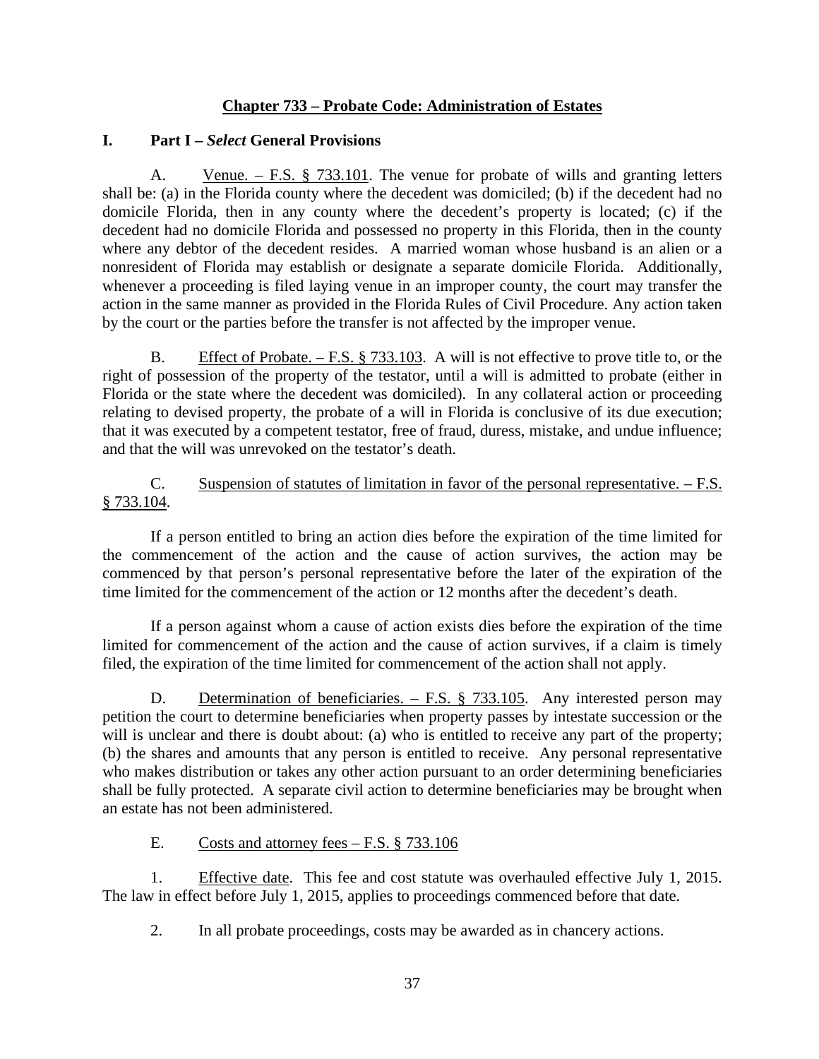## Chapter 733 – Probate Code: Administration of Estates

### I. Part I – *Select* General Provisions

A. Venue. – F.S. § 733.101. The venue for probate of wills and granting letters shall be: (a) in the Florida county where the decedent was domiciled; (b) if the decedent had no domicile Florida, then in any county where the decedent's property is located; (c) if the decedent had no domicile Florida and possessed no property in this Florida, then in the county where any debtor of the decedent resides. A married woman whose husband is an alien or a nonresident of Florida may establish or designate a separate domicile Florida. Additionally, whenever a proceeding is filed laying venue in an improper county, the court may transfer the action in the same manner as provided in the Florida Rules of Civil Procedure. Any action taken by the court or the parties before the transfer is not affected by the improper venue.

B. Effect of Probate. – F.S. § 733.103. A will is not effective to prove title to, or the right of possession of the property of the testator, until a will is admitted to probate (either in Florida or the state where the decedent was domiciled). In any collateral action or proceeding relating to devised property, the probate of a will in Florida is conclusive of its due execution; that it was executed by a competent testator, free of fraud, duress, mistake, and undue influence; and that the will was unrevoked on the testator's death.

C. Suspension of statutes of limitation in favor of the personal representative. – F.S. § 733.104.

If a person entitled to bring an action dies before the expiration of the time limited for the commencement of the action and the cause of action survives, the action may be commenced by that person's personal representative before the later of the expiration of the time limited for the commencement of the action or 12 months after the decedent's death.

If a person against whom a cause of action exists dies before the expiration of the time limited for commencement of the action and the cause of action survives, if a claim is timely filed, the expiration of the time limited for commencement of the action shall not apply.

D. Determination of beneficiaries. – F.S. § 733.105. Any interested person may petition the court to determine beneficiaries when property passes by intestate succession or the will is unclear and there is doubt about: (a) who is entitled to receive any part of the property; (b) the shares and amounts that any person is entitled to receive. Any personal representative who makes distribution or takes any other action pursuant to an order determining beneficiaries shall be fully protected. A separate civil action to determine beneficiaries may be brought when an estate has not been administered.

E. Costs and attorney fees – F.S. § 733.106

1. Effective date. This fee and cost statute was overhauled effective July 1, 2015. The law in effect before July 1, 2015, applies to proceedings commenced before that date.

2. In all probate proceedings, costs may be awarded as in chancery actions.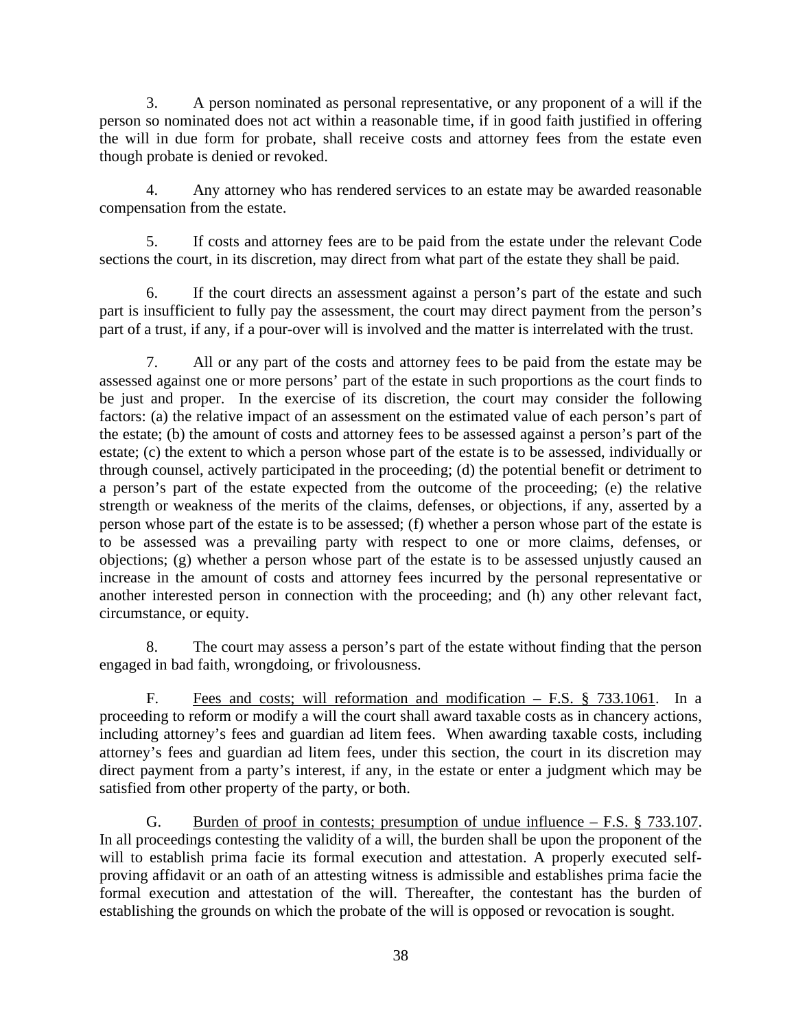3. A person nominated as personal representative, or any proponent of a will if the person so nominated does not act within a reasonable time, if in good faith justified in offering the will in due form for probate, shall receive costs and attorney fees from the estate even though probate is denied or revoked.

4. Any attorney who has rendered services to an estate may be awarded reasonable compensation from the estate.

5. If costs and attorney fees are to be paid from the estate under the relevant Code sections the court, in its discretion, may direct from what part of the estate they shall be paid.

6. If the court directs an assessment against a person's part of the estate and such part is insufficient to fully pay the assessment, the court may direct payment from the person's part of a trust, if any, if a pour-over will is involved and the matter is interrelated with the trust.

7. All or any part of the costs and attorney fees to be paid from the estate may be assessed against one or more persons' part of the estate in such proportions as the court finds to be just and proper. In the exercise of its discretion, the court may consider the following factors: (a) the relative impact of an assessment on the estimated value of each person's part of the estate; (b) the amount of costs and attorney fees to be assessed against a person's part of the estate; (c) the extent to which a person whose part of the estate is to be assessed, individually or through counsel, actively participated in the proceeding; (d) the potential benefit or detriment to a person's part of the estate expected from the outcome of the proceeding; (e) the relative strength or weakness of the merits of the claims, defenses, or objections, if any, asserted by a person whose part of the estate is to be assessed; (f) whether a person whose part of the estate is to be assessed was a prevailing party with respect to one or more claims, defenses, or objections; (g) whether a person whose part of the estate is to be assessed unjustly caused an increase in the amount of costs and attorney fees incurred by the personal representative or another interested person in connection with the proceeding; and (h) any other relevant fact, circumstance, or equity.

8. The court may assess a person's part of the estate without finding that the person engaged in bad faith, wrongdoing, or frivolousness.

F. Fees and costs; will reformation and modification – F.S. § 733.1061. In a proceeding to reform or modify a will the court shall award taxable costs as in chancery actions, including attorney's fees and guardian ad litem fees. When awarding taxable costs, including attorney's fees and guardian ad litem fees, under this section, the court in its discretion may direct payment from a party's interest, if any, in the estate or enter a judgment which may be satisfied from other property of the party, or both.

G. Burden of proof in contests; presumption of undue influence – F.S. § 733.107. In all proceedings contesting the validity of a will, the burden shall be upon the proponent of the will to establish prima facie its formal execution and attestation. A properly executed self-proving affidavit or an oath of an attesting witness is admissible and establishes prima facie the formal execution and attestation of the will. Thereafter, the contestant has the burden of establishing the grounds on which the probate of the will is opposed or revocation is sought.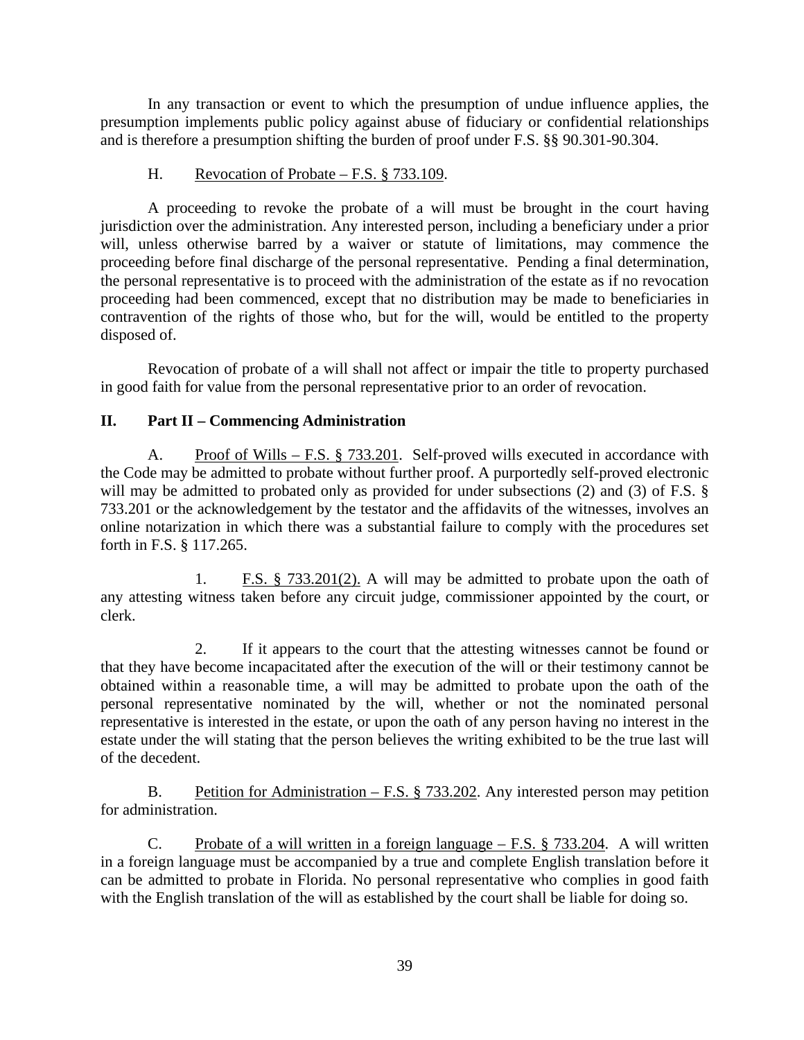In any transaction or event to which the presumption of undue influence applies, the presumption implements public policy against abuse of fiduciary or confidential relationships and is therefore a presumption shifting the burden of proof under F.S. §§ 90.301-90.304.

H. Revocation of Probate – F.S. § 733.109.

A proceeding to revoke the probate of a will must be brought in the court having jurisdiction over the administration. Any interested person, including a beneficiary under a prior will, unless otherwise barred by a waiver or statute of limitations, may commence the proceeding before final discharge of the personal representative. Pending a final determination, the personal representative is to proceed with the administration of the estate as if no revocation proceeding had been commenced, except that no distribution may be made to beneficiaries in contravention of the rights of those who, but for the will, would be entitled to the property disposed of.

Revocation of probate of a will shall not affect or impair the title to property purchased in good faith for value from the personal representative prior to an order of revocation.

## II. Part II – Commencing Administration

A. Proof of Wills – F.S. § 733.201. Self-proved wills executed in accordance with the Code may be admitted to probate without further proof. A purportedly self-proved electronic will may be admitted to probated only as provided for under subsections (2) and (3) of F.S. § 733.201 or the acknowledgement by the testator and the affidavits of the witnesses, involves an online notarization in which there was a substantial failure to comply with the procedures set forth in F.S. § 117.265.

1. F.S. § 733.201(2). A will may be admitted to probate upon the oath of any attesting witness taken before any circuit judge, commissioner appointed by the court, or clerk.

2. If it appears to the court that the attesting witnesses cannot be found or that they have become incapacitated after the execution of the will or their testimony cannot be obtained within a reasonable time, a will may be admitted to probate upon the oath of the personal representative nominated by the will, whether or not the nominated personal representative is interested in the estate, or upon the oath of any person having no interest in the estate under the will stating that the person believes the writing exhibited to be the true last will of the decedent.

B. Petition for Administration – F.S. § 733.202. Any interested person may petition for administration.

C. Probate of a will written in a foreign language – F.S. § 733.204. A will written in a foreign language must be accompanied by a true and complete English translation before it can be admitted to probate in Florida. No personal representative who complies in good faith with the English translation of the will as established by the court shall be liable for doing so.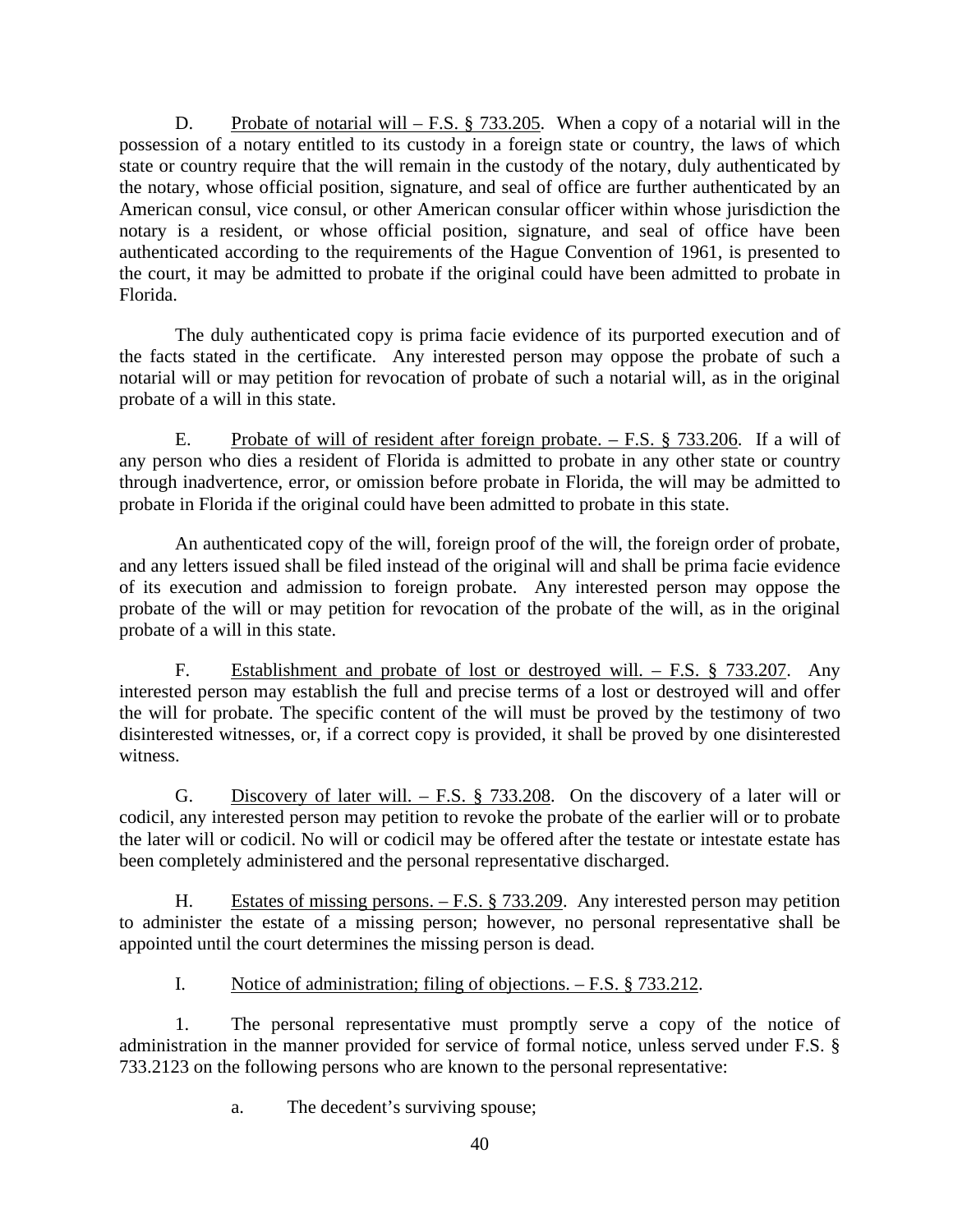D. <u>Probate of notarial will – F.S. § 733.205</u>. When a copy of a notarial will in the possession of a notary entitled to its custody in a foreign state or country, the laws of which state or country require that the will remain in the custody of the notary, duly authenticated by the notary, whose official position, signature, and seal of office are further authenticated by an American consul, vice consul, or other American consular officer within whose jurisdiction the notary is a resident, or whose official position, signature, and seal of office have been authenticated according to the requirements of the Hague Convention of 1961, is presented to the court, it may be admitted to probate if the original could have been admitted to probate in Florida.

The duly authenticated copy is prima facie evidence of its purported execution and of the facts stated in the certificate. Any interested person may oppose the probate of such a notarial will or may petition for revocation of probate of such a notarial will, as in the original probate of a will in this state.

E. <u>Probate of will of resident after foreign probate. – F.S. § 733.206</u>. If a will of any person who dies a resident of Florida is admitted to probate in any other state or country through inadvertence, error, or omission before probate in Florida, the will may be admitted to probate in Florida if the original could have been admitted to probate in this state.

An authenticated copy of the will, foreign proof of the will, the foreign order of probate, and any letters issued shall be filed instead of the original will and shall be prima facie evidence of its execution and admission to foreign probate. Any interested person may oppose the probate of the will or may petition for revocation of the probate of the will, as in the original probate of a will in this state.

F. <u>Establishment and probate of lost or destroyed will. – F.S. § 733.207</u>. Any interested person may establish the full and precise terms of a lost or destroyed will and offer the will for probate. The specific content of the will must be proved by the testimony of two disinterested witnesses, or, if a correct copy is provided, it shall be proved by one disinterested witness.

G. <u>Discovery of later will. – F.S. § 733.208</u>. On the discovery of a later will or codicil, any interested person may petition to revoke the probate of the earlier will or to probate the later will or codicil. No will or codicil may be offered after the testate or intestate estate has been completely administered and the personal representative discharged.

H. <u>Estates of missing persons. – F.S. § 733.209</u>. Any interested person may petition to administer the estate of a missing person; however, no personal representative shall be appointed until the court determines the missing person is dead.

I. <u>Notice of administration; filing of objections. – F.S. § 733.212</u>.

1. The personal representative must promptly serve a copy of the notice of administration in the manner provided for service of formal notice, unless served under F.S. § 733.2123 on the following persons who are known to the personal representative:

   a. The decedent's surviving spouse;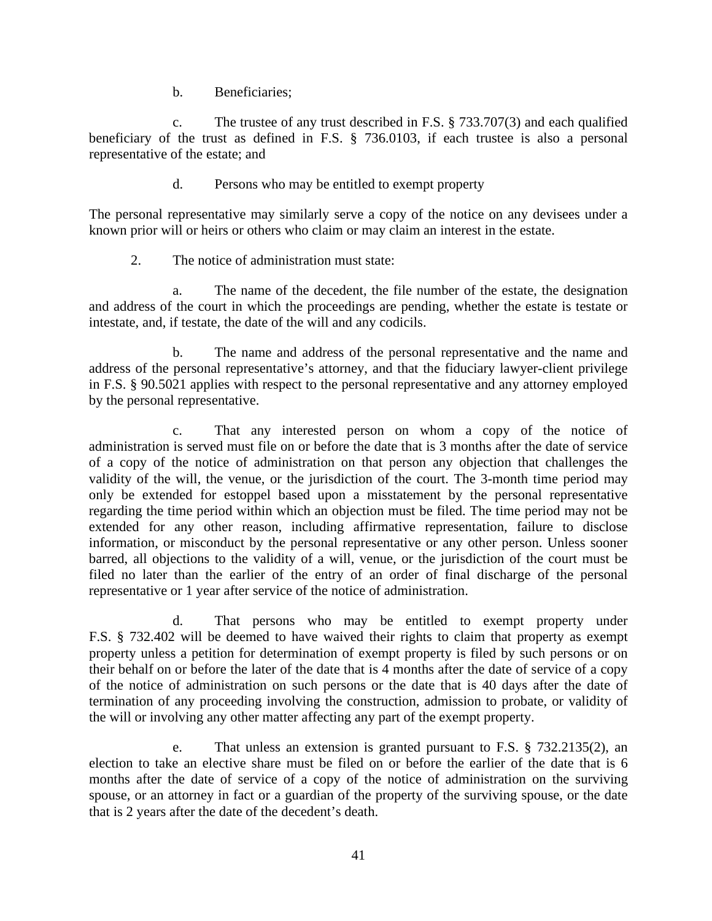b. Beneficiaries;

c. The trustee of any trust described in F.S. § 733.707(3) and each qualified beneficiary of the trust as defined in F.S. § 736.0103, if each trustee is also a personal representative of the estate; and

d. Persons who may be entitled to exempt property

The personal representative may similarly serve a copy of the notice on any devisees under a known prior will or heirs or others who claim or may claim an interest in the estate.

2. The notice of administration must state:

a. The name of the decedent, the file number of the estate, the designation and address of the court in which the proceedings are pending, whether the estate is testate or intestate, and, if testate, the date of the will and any codicils.

b. The name and address of the personal representative and the name and address of the personal representative's attorney, and that the fiduciary lawyer-client privilege in F.S. § 90.5021 applies with respect to the personal representative and any attorney employed by the personal representative.

c. That any interested person on whom a copy of the notice of administration is served must file on or before the date that is 3 months after the date of service of a copy of the notice of administration on that person any objection that challenges the validity of the will, the venue, or the jurisdiction of the court. The 3-month time period may only be extended for estoppel based upon a misstatement by the personal representative regarding the time period within which an objection must be filed. The time period may not be extended for any other reason, including affirmative representation, failure to disclose information, or misconduct by the personal representative or any other person. Unless sooner barred, all objections to the validity of a will, venue, or the jurisdiction of the court must be filed no later than the earlier of the entry of an order of final discharge of the personal representative or 1 year after service of the notice of administration.

d. That persons who may be entitled to exempt property under F.S. § 732.402 will be deemed to have waived their rights to claim that property as exempt property unless a petition for determination of exempt property is filed by such persons or on their behalf on or before the later of the date that is 4 months after the date of service of a copy of the notice of administration on such persons or the date that is 40 days after the date of termination of any proceeding involving the construction, admission to probate, or validity of the will or involving any other matter affecting any part of the exempt property.

e. That unless an extension is granted pursuant to F.S. § 732.2135(2), an election to take an elective share must be filed on or before the earlier of the date that is 6 months after the date of service of a copy of the notice of administration on the surviving spouse, or an attorney in fact or a guardian of the property of the surviving spouse, or the date that is 2 years after the date of the decedent's death.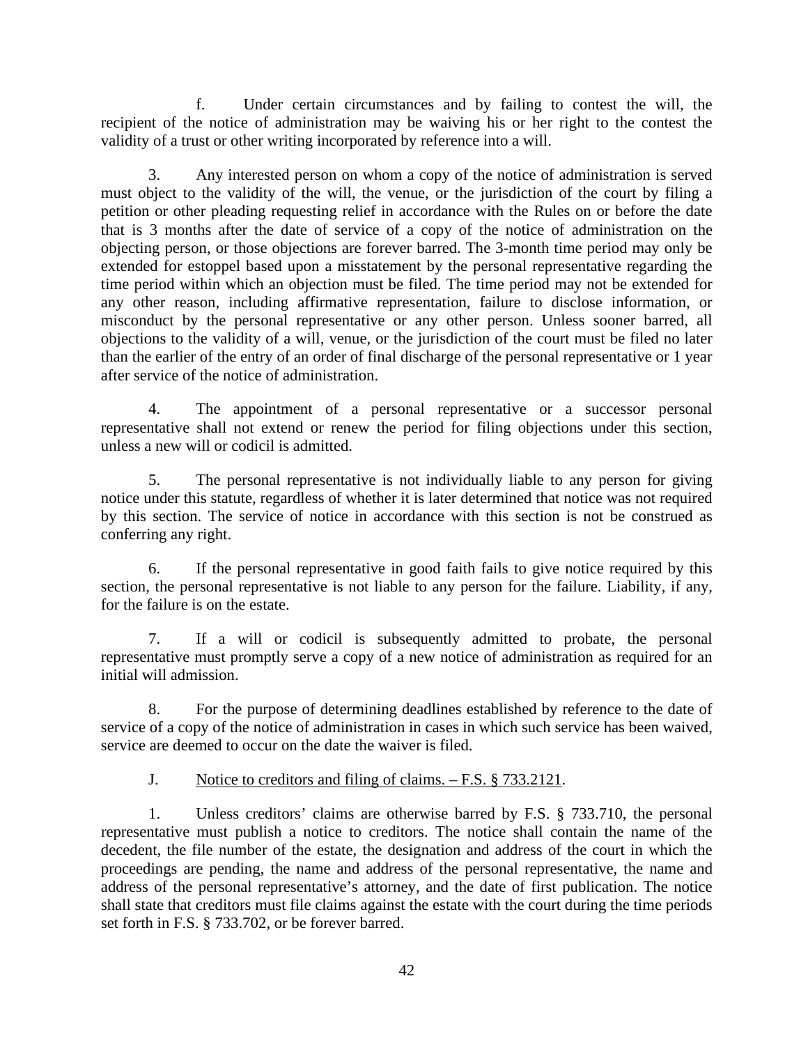f. Under certain circumstances and by failing to contest the will, the recipient of the notice of administration may be waiving his or her right to the contest the validity of a trust or other writing incorporated by reference into a will.

3. Any interested person on whom a copy of the notice of administration is served must object to the validity of the will, the venue, or the jurisdiction of the court by filing a petition or other pleading requesting relief in accordance with the Rules on or before the date that is 3 months after the date of service of a copy of the notice of administration on the objecting person, or those objections are forever barred. The 3-month time period may only be extended for estoppel based upon a misstatement by the personal representative regarding the time period within which an objection must be filed. The time period may not be extended for any other reason, including affirmative representation, failure to disclose information, or misconduct by the personal representative or any other person. Unless sooner barred, all objections to the validity of a will, venue, or the jurisdiction of the court must be filed no later than the earlier of the entry of an order of final discharge of the personal representative or 1 year after service of the notice of administration.

4. The appointment of a personal representative or a successor personal representative shall not extend or renew the period for filing objections under this section, unless a new will or codicil is admitted.

5. The personal representative is not individually liable to any person for giving notice under this statute, regardless of whether it is later determined that notice was not required by this section. The service of notice in accordance with this section is not be construed as conferring any right.

6. If the personal representative in good faith fails to give notice required by this section, the personal representative is not liable to any person for the failure. Liability, if any, for the failure is on the estate.

7. If a will or codicil is subsequently admitted to probate, the personal representative must promptly serve a copy of a new notice of administration as required for an initial will admission.

8. For the purpose of determining deadlines established by reference to the date of service of a copy of the notice of administration in cases in which such service has been waived, service are deemed to occur on the date the waiver is filed.

J. Notice to creditors and filing of claims. – F.S. § 733.2121.

1. Unless creditors' claims are otherwise barred by F.S. § 733.710, the personal representative must publish a notice to creditors. The notice shall contain the name of the decedent, the file number of the estate, the designation and address of the court in which the proceedings are pending, the name and address of the personal representative, the name and address of the personal representative's attorney, and the date of first publication. The notice shall state that creditors must file claims against the estate with the court during the time periods set forth in F.S. § 733.702, or be forever barred.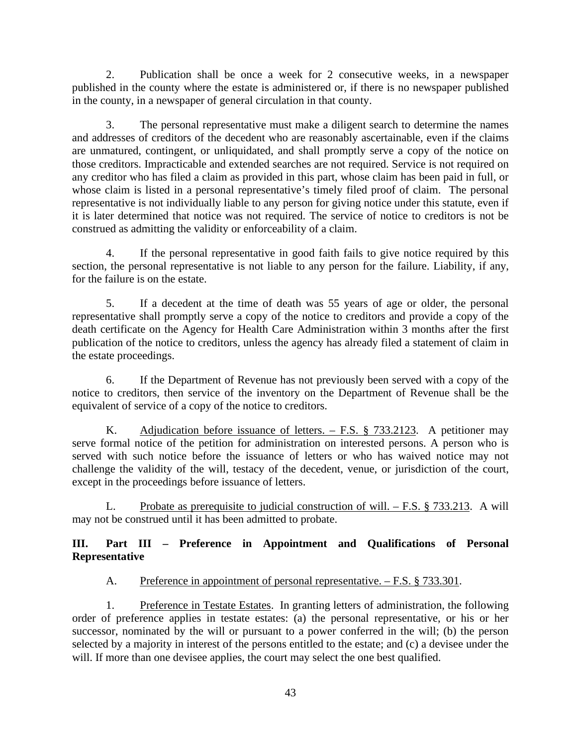2. Publication shall be once a week for 2 consecutive weeks, in a newspaper published in the county where the estate is administered or, if there is no newspaper published in the county, in a newspaper of general circulation in that county.

3. The personal representative must make a diligent search to determine the names and addresses of creditors of the decedent who are reasonably ascertainable, even if the claims are unmatured, contingent, or unliquidated, and shall promptly serve a copy of the notice on those creditors. Impracticable and extended searches are not required. Service is not required on any creditor who has filed a claim as provided in this part, whose claim has been paid in full, or whose claim is listed in a personal representative's timely filed proof of claim. The personal representative is not individually liable to any person for giving notice under this statute, even if it is later determined that notice was not required. The service of notice to creditors is not be construed as admitting the validity or enforceability of a claim.

4. If the personal representative in good faith fails to give notice required by this section, the personal representative is not liable to any person for the failure. Liability, if any, for the failure is on the estate.

5. If a decedent at the time of death was 55 years of age or older, the personal representative shall promptly serve a copy of the notice to creditors and provide a copy of the death certificate on the Agency for Health Care Administration within 3 months after the first publication of the notice to creditors, unless the agency has already filed a statement of claim in the estate proceedings.

6. If the Department of Revenue has not previously been served with a copy of the notice to creditors, then service of the inventory on the Department of Revenue shall be the equivalent of service of a copy of the notice to creditors.

K. Adjudication before issuance of letters. – F.S. § 733.2123. A petitioner may serve formal notice of the petition for administration on interested persons. A person who is served with such notice before the issuance of letters or who has waived notice may not challenge the validity of the will, testacy of the decedent, venue, or jurisdiction of the court, except in the proceedings before issuance of letters.

L. Probate as prerequisite to judicial construction of will. – F.S. § 733.213. A will may not be construed until it has been admitted to probate.

## III. Part III – Preference in Appointment and Qualifications of Personal Representative

A. Preference in appointment of personal representative. – F.S. § 733.301.

1. Preference in Testate Estates. In granting letters of administration, the following order of preference applies in testate estates: (a) the personal representative, or his or her successor, nominated by the will or pursuant to a power conferred in the will; (b) the person selected by a majority in interest of the persons entitled to the estate; and (c) a devisee under the will. If more than one devisee applies, the court may select the one best qualified.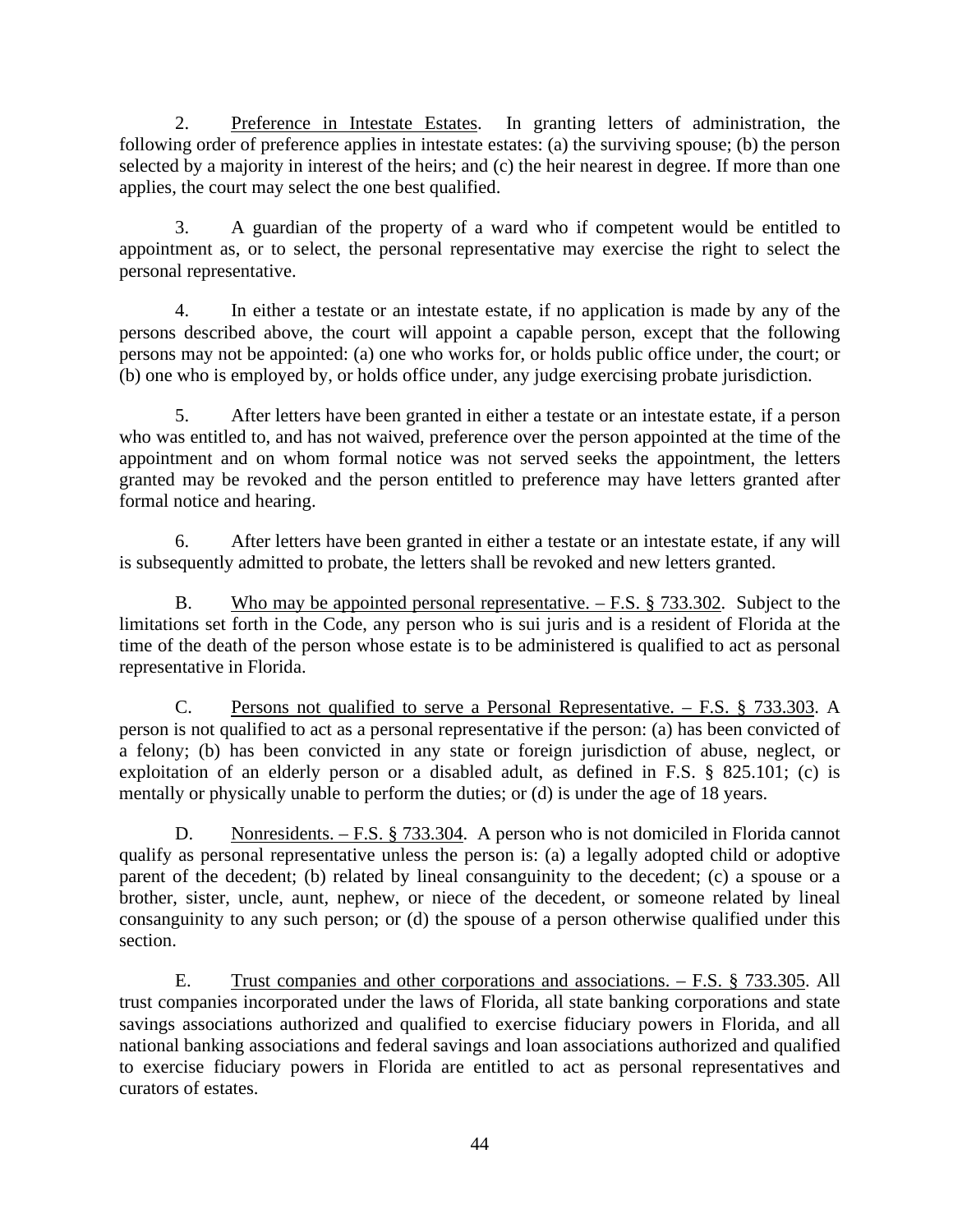2. Preference in Intestate Estates. In granting letters of administration, the following order of preference applies in intestate estates: (a) the surviving spouse; (b) the person selected by a majority in interest of the heirs; and (c) the heir nearest in degree. If more than one applies, the court may select the one best qualified.

3. A guardian of the property of a ward who if competent would be entitled to appointment as, or to select, the personal representative may exercise the right to select the personal representative.

4. In either a testate or an intestate estate, if no application is made by any of the persons described above, the court will appoint a capable person, except that the following persons may not be appointed: (a) one who works for, or holds public office under, the court; or (b) one who is employed by, or holds office under, any judge exercising probate jurisdiction.

5. After letters have been granted in either a testate or an intestate estate, if a person who was entitled to, and has not waived, preference over the person appointed at the time of the appointment and on whom formal notice was not served seeks the appointment, the letters granted may be revoked and the person entitled to preference may have letters granted after formal notice and hearing.

6. After letters have been granted in either a testate or an intestate estate, if any will is subsequently admitted to probate, the letters shall be revoked and new letters granted.

B. Who may be appointed personal representative. – F.S. § 733.302. Subject to the limitations set forth in the Code, any person who is sui juris and is a resident of Florida at the time of the death of the person whose estate is to be administered is qualified to act as personal representative in Florida.

C. Persons not qualified to serve a Personal Representative. – F.S. § 733.303. A person is not qualified to act as a personal representative if the person: (a) has been convicted of a felony; (b) has been convicted in any state or foreign jurisdiction of abuse, neglect, or exploitation of an elderly person or a disabled adult, as defined in F.S. § 825.101; (c) is mentally or physically unable to perform the duties; or (d) is under the age of 18 years.

D. Nonresidents. – F.S. § 733.304. A person who is not domiciled in Florida cannot qualify as personal representative unless the person is: (a) a legally adopted child or adoptive parent of the decedent; (b) related by lineal consanguinity to the decedent; (c) a spouse or a brother, sister, uncle, aunt, nephew, or niece of the decedent, or someone related by lineal consanguinity to any such person; or (d) the spouse of a person otherwise qualified under this section.

E. Trust companies and other corporations and associations. – F.S. § 733.305. All trust companies incorporated under the laws of Florida, all state banking corporations and state savings associations authorized and qualified to exercise fiduciary powers in Florida, and all national banking associations and federal savings and loan associations authorized and qualified to exercise fiduciary powers in Florida are entitled to act as personal representatives and curators of estates.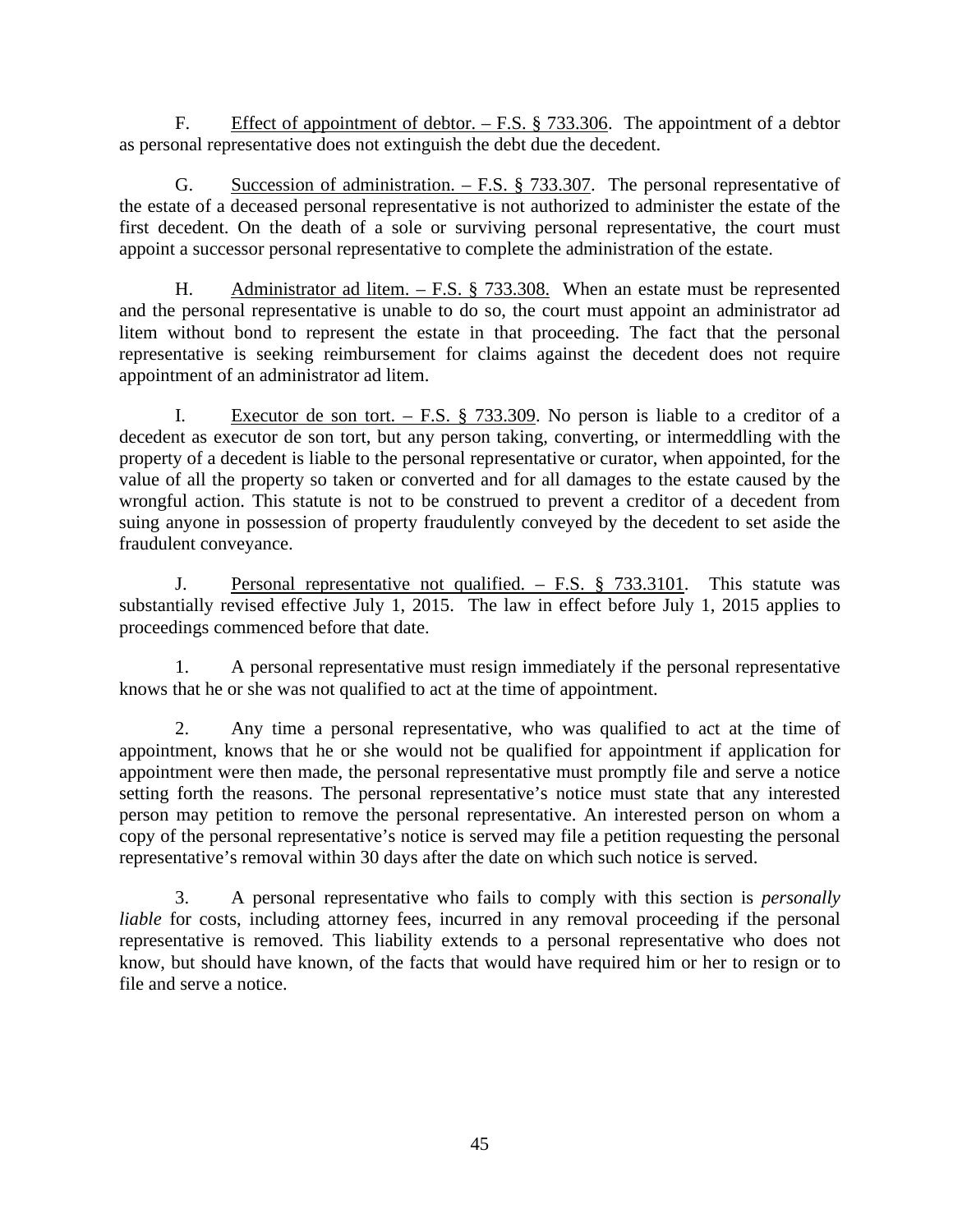F. Effect of appointment of debtor. – F.S. § 733.306. The appointment of a debtor as personal representative does not extinguish the debt due the decedent.

G. Succession of administration. – F.S. § 733.307. The personal representative of the estate of a deceased personal representative is not authorized to administer the estate of the first decedent. On the death of a sole or surviving personal representative, the court must appoint a successor personal representative to complete the administration of the estate.

H. Administrator ad litem. – F.S. § 733.308. When an estate must be represented and the personal representative is unable to do so, the court must appoint an administrator ad litem without bond to represent the estate in that proceeding. The fact that the personal representative is seeking reimbursement for claims against the decedent does not require appointment of an administrator ad litem.

I. Executor de son tort. – F.S. § 733.309. No person is liable to a creditor of a decedent as executor de son tort, but any person taking, converting, or intermeddling with the property of a decedent is liable to the personal representative or curator, when appointed, for the value of all the property so taken or converted and for all damages to the estate caused by the wrongful action. This statute is not to be construed to prevent a creditor of a decedent from suing anyone in possession of property fraudulently conveyed by the decedent to set aside the fraudulent conveyance.

J. Personal representative not qualified. – F.S. § 733.3101. This statute was substantially revised effective July 1, 2015. The law in effect before July 1, 2015 applies to proceedings commenced before that date.

1. A personal representative must resign immediately if the personal representative knows that he or she was not qualified to act at the time of appointment.

2. Any time a personal representative, who was qualified to act at the time of appointment, knows that he or she would not be qualified for appointment if application for appointment were then made, the personal representative must promptly file and serve a notice setting forth the reasons. The personal representative's notice must state that any interested person may petition to remove the personal representative. An interested person on whom a copy of the personal representative's notice is served may file a petition requesting the personal representative's removal within 30 days after the date on which such notice is served.

3. A personal representative who fails to comply with this section is *personally liable* for costs, including attorney fees, incurred in any removal proceeding if the personal representative is removed. This liability extends to a personal representative who does not know, but should have known, of the facts that would have required him or her to resign or to file and serve a notice.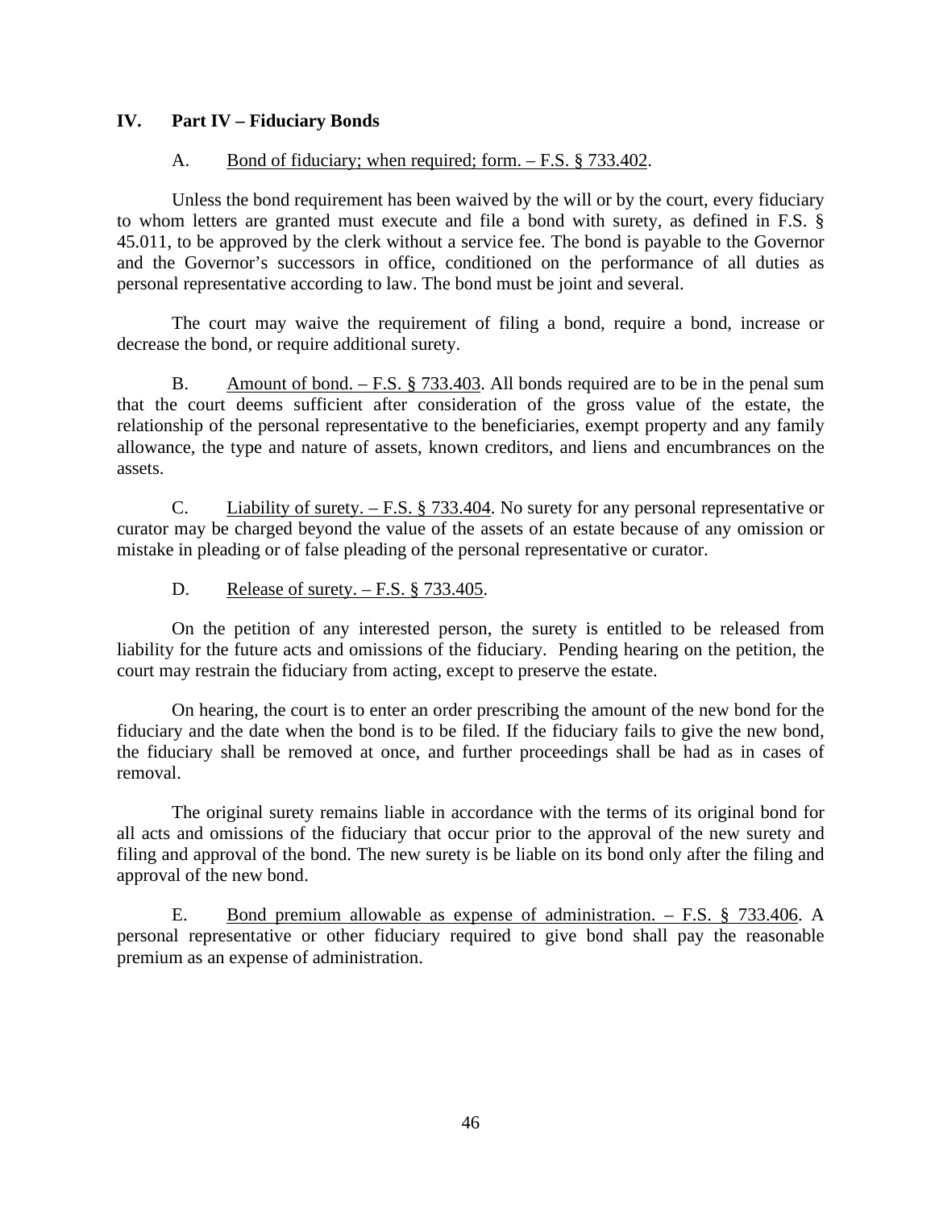## IV. Part IV – Fiduciary Bonds

A. Bond of fiduciary; when required; form. – F.S. § 733.402.

Unless the bond requirement has been waived by the will or by the court, every fiduciary to whom letters are granted must execute and file a bond with surety, as defined in F.S. § 45.011, to be approved by the clerk without a service fee. The bond is payable to the Governor and the Governor's successors in office, conditioned on the performance of all duties as personal representative according to law. The bond must be joint and several.

The court may waive the requirement of filing a bond, require a bond, increase or decrease the bond, or require additional surety.

B. Amount of bond. – F.S. § 733.403. All bonds required are to be in the penal sum that the court deems sufficient after consideration of the gross value of the estate, the relationship of the personal representative to the beneficiaries, exempt property and any family allowance, the type and nature of assets, known creditors, and liens and encumbrances on the assets.

C. Liability of surety. – F.S. § 733.404. No surety for any personal representative or curator may be charged beyond the value of the assets of an estate because of any omission or mistake in pleading or of false pleading of the personal representative or curator.

D. Release of surety. – F.S. § 733.405.

On the petition of any interested person, the surety is entitled to be released from liability for the future acts and omissions of the fiduciary. Pending hearing on the petition, the court may restrain the fiduciary from acting, except to preserve the estate.

On hearing, the court is to enter an order prescribing the amount of the new bond for the fiduciary and the date when the bond is to be filed. If the fiduciary fails to give the new bond, the fiduciary shall be removed at once, and further proceedings shall be had as in cases of removal.

The original surety remains liable in accordance with the terms of its original bond for all acts and omissions of the fiduciary that occur prior to the approval of the new surety and filing and approval of the bond. The new surety is be liable on its bond only after the filing and approval of the new bond.

E. Bond premium allowable as expense of administration. – F.S. § 733.406. A personal representative or other fiduciary required to give bond shall pay the reasonable premium as an expense of administration.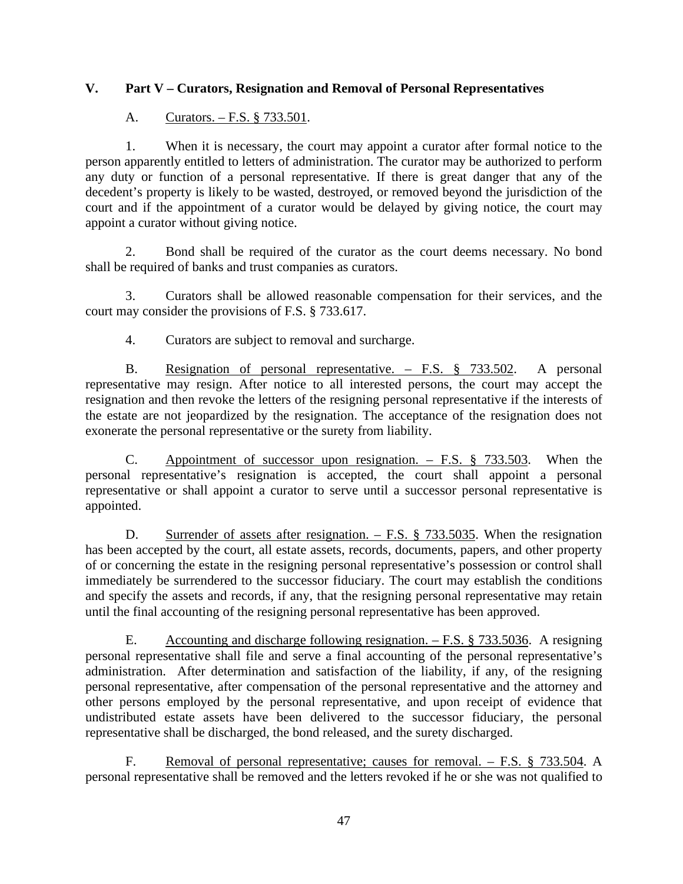## V. Part V – Curators, Resignation and Removal of Personal Representatives

A. Curators. – F.S. § 733.501.

1. When it is necessary, the court may appoint a curator after formal notice to the person apparently entitled to letters of administration. The curator may be authorized to perform any duty or function of a personal representative. If there is great danger that any of the decedent's property is likely to be wasted, destroyed, or removed beyond the jurisdiction of the court and if the appointment of a curator would be delayed by giving notice, the court may appoint a curator without giving notice.

2. Bond shall be required of the curator as the court deems necessary. No bond shall be required of banks and trust companies as curators.

3. Curators shall be allowed reasonable compensation for their services, and the court may consider the provisions of F.S. § 733.617.

4. Curators are subject to removal and surcharge.

B. Resignation of personal representative. – F.S. § 733.502. A personal representative may resign. After notice to all interested persons, the court may accept the resignation and then revoke the letters of the resigning personal representative if the interests of the estate are not jeopardized by the resignation. The acceptance of the resignation does not exonerate the personal representative or the surety from liability.

C. Appointment of successor upon resignation. – F.S. § 733.503. When the personal representative's resignation is accepted, the court shall appoint a personal representative or shall appoint a curator to serve until a successor personal representative is appointed.

D. Surrender of assets after resignation. – F.S. § 733.5035. When the resignation has been accepted by the court, all estate assets, records, documents, papers, and other property of or concerning the estate in the resigning personal representative's possession or control shall immediately be surrendered to the successor fiduciary. The court may establish the conditions and specify the assets and records, if any, that the resigning personal representative may retain until the final accounting of the resigning personal representative has been approved.

E. Accounting and discharge following resignation. – F.S. § 733.5036. A resigning personal representative shall file and serve a final accounting of the personal representative's administration. After determination and satisfaction of the liability, if any, of the resigning personal representative, after compensation of the personal representative and the attorney and other persons employed by the personal representative, and upon receipt of evidence that undistributed estate assets have been delivered to the successor fiduciary, the personal representative shall be discharged, the bond released, and the surety discharged.

F. Removal of personal representative; causes for removal. – F.S. § 733.504. A personal representative shall be removed and the letters revoked if he or she was not qualified to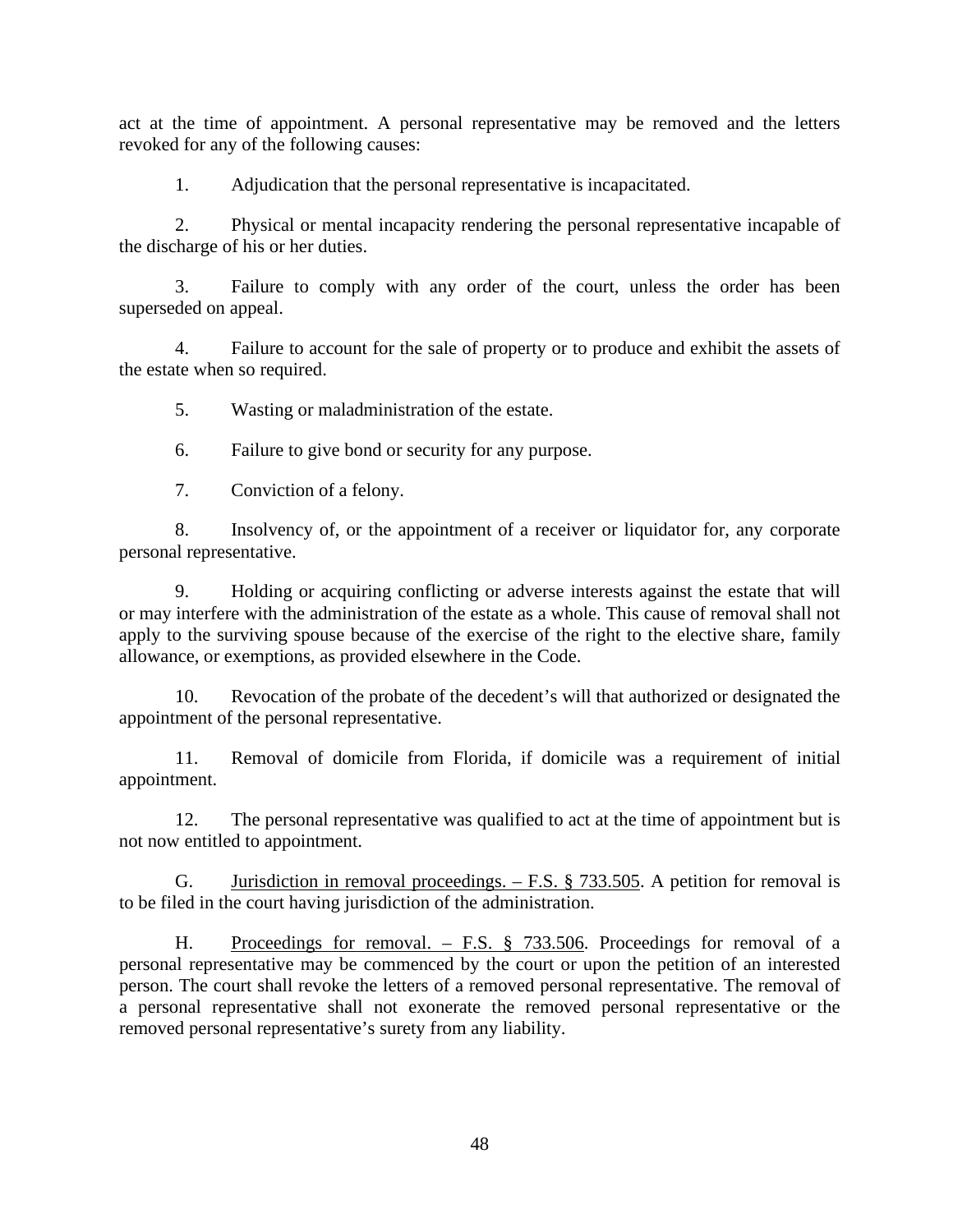act at the time of appointment. A personal representative may be removed and the letters revoked for any of the following causes:

1. Adjudication that the personal representative is incapacitated.

2. Physical or mental incapacity rendering the personal representative incapable of the discharge of his or her duties.

3. Failure to comply with any order of the court, unless the order has been superseded on appeal.

4. Failure to account for the sale of property or to produce and exhibit the assets of the estate when so required.

5. Wasting or maladministration of the estate.

6. Failure to give bond or security for any purpose.

7. Conviction of a felony.

8. Insolvency of, or the appointment of a receiver or liquidator for, any corporate personal representative.

9. Holding or acquiring conflicting or adverse interests against the estate that will or may interfere with the administration of the estate as a whole. This cause of removal shall not apply to the surviving spouse because of the exercise of the right to the elective share, family allowance, or exemptions, as provided elsewhere in the Code.

10. Revocation of the probate of the decedent's will that authorized or designated the appointment of the personal representative.

11. Removal of domicile from Florida, if domicile was a requirement of initial appointment.

12. The personal representative was qualified to act at the time of appointment but is not now entitled to appointment.

G. Jurisdiction in removal proceedings. – F.S. § 733.505. A petition for removal is to be filed in the court having jurisdiction of the administration.

H. Proceedings for removal. – F.S. § 733.506. Proceedings for removal of a personal representative may be commenced by the court or upon the petition of an interested person. The court shall revoke the letters of a removed personal representative. The removal of a personal representative shall not exonerate the removed personal representative or the removed personal representative's surety from any liability.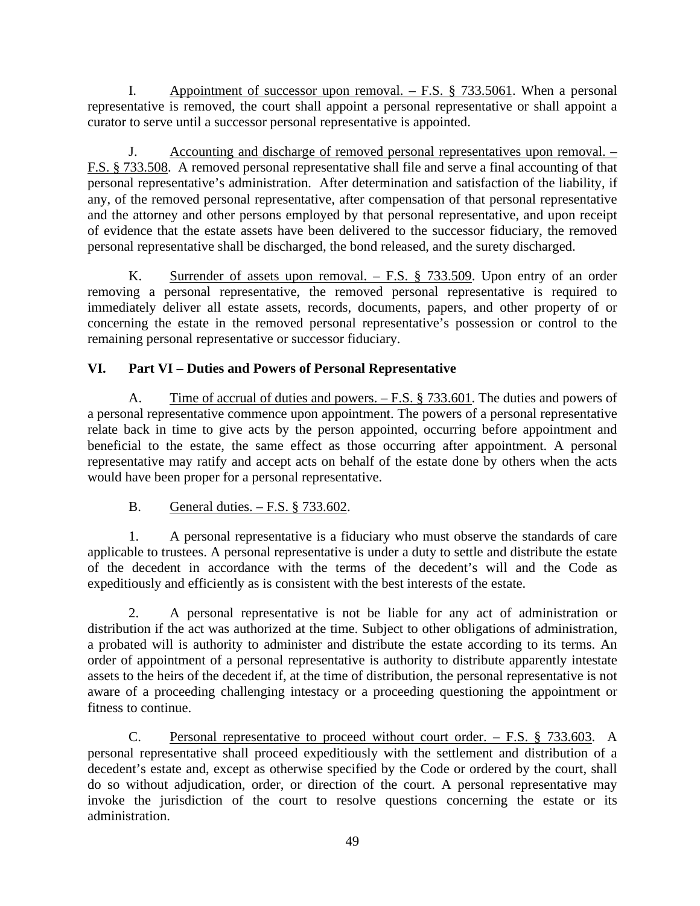I. Appointment of successor upon removal. – F.S. § 733.5061. When a personal representative is removed, the court shall appoint a personal representative or shall appoint a curator to serve until a successor personal representative is appointed.

J. Accounting and discharge of removed personal representatives upon removal. – F.S. § 733.508. A removed personal representative shall file and serve a final accounting of that personal representative's administration. After determination and satisfaction of the liability, if any, of the removed personal representative, after compensation of that personal representative and the attorney and other persons employed by that personal representative, and upon receipt of evidence that the estate assets have been delivered to the successor fiduciary, the removed personal representative shall be discharged, the bond released, and the surety discharged.

K. Surrender of assets upon removal. – F.S. § 733.509. Upon entry of an order removing a personal representative, the removed personal representative is required to immediately deliver all estate assets, records, documents, papers, and other property of or concerning the estate in the removed personal representative's possession or control to the remaining personal representative or successor fiduciary.

## VI. Part VI – Duties and Powers of Personal Representative

A. Time of accrual of duties and powers. – F.S. § 733.601. The duties and powers of a personal representative commence upon appointment. The powers of a personal representative relate back in time to give acts by the person appointed, occurring before appointment and beneficial to the estate, the same effect as those occurring after appointment. A personal representative may ratify and accept acts on behalf of the estate done by others when the acts would have been proper for a personal representative.

B. General duties. – F.S. § 733.602.

1. A personal representative is a fiduciary who must observe the standards of care applicable to trustees. A personal representative is under a duty to settle and distribute the estate of the decedent in accordance with the terms of the decedent's will and the Code as expeditiously and efficiently as is consistent with the best interests of the estate.

2. A personal representative is not be liable for any act of administration or distribution if the act was authorized at the time. Subject to other obligations of administration, a probated will is authority to administer and distribute the estate according to its terms. An order of appointment of a personal representative is authority to distribute apparently intestate assets to the heirs of the decedent if, at the time of distribution, the personal representative is not aware of a proceeding challenging intestacy or a proceeding questioning the appointment or fitness to continue.

C. Personal representative to proceed without court order. – F.S. § 733.603. A personal representative shall proceed expeditiously with the settlement and distribution of a decedent's estate and, except as otherwise specified by the Code or ordered by the court, shall do so without adjudication, order, or direction of the court. A personal representative may invoke the jurisdiction of the court to resolve questions concerning the estate or its administration.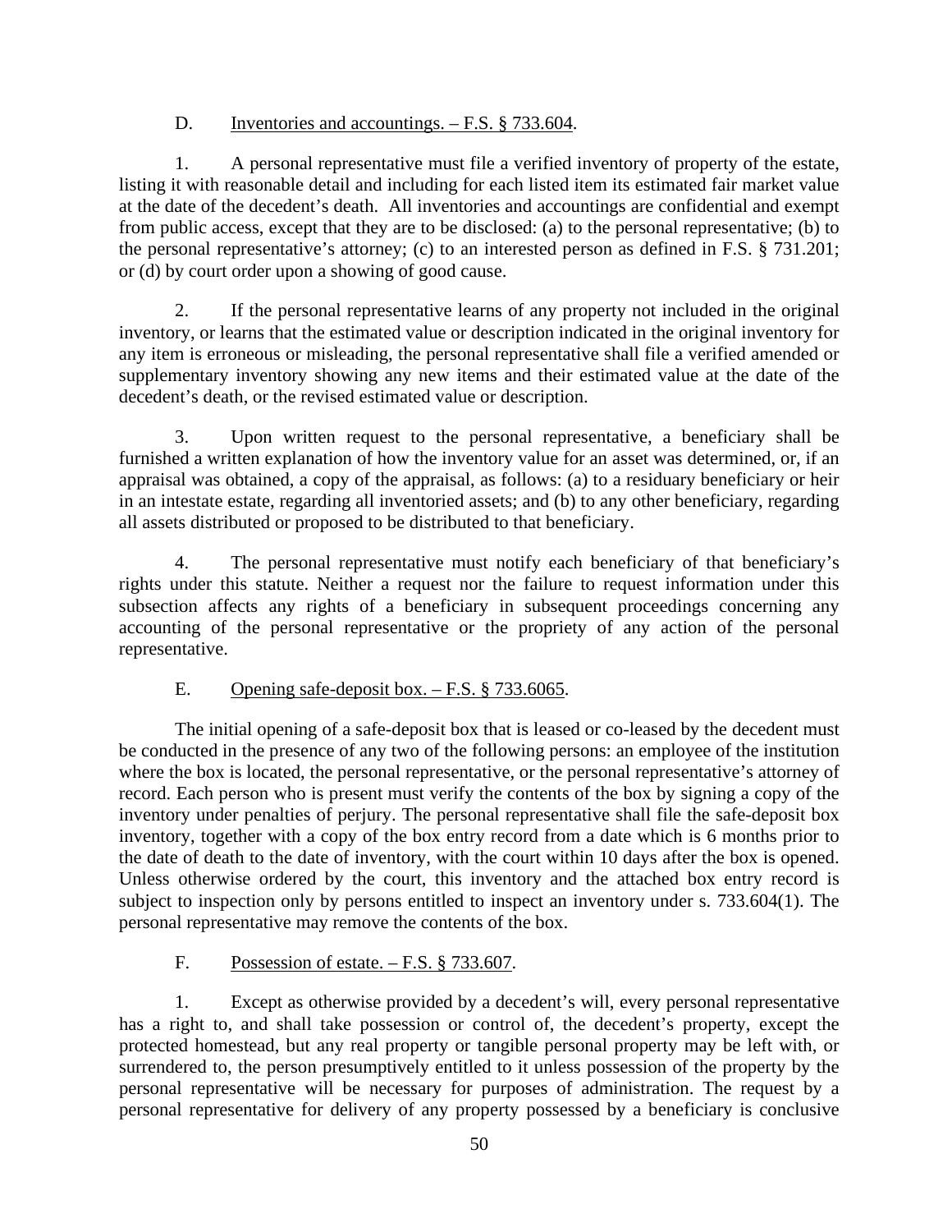D. Inventories and accountings. – F.S. § 733.604.

1. A personal representative must file a verified inventory of property of the estate, listing it with reasonable detail and including for each listed item its estimated fair market value at the date of the decedent's death. All inventories and accountings are confidential and exempt from public access, except that they are to be disclosed: (a) to the personal representative; (b) to the personal representative's attorney; (c) to an interested person as defined in F.S. § 731.201; or (d) by court order upon a showing of good cause.

2. If the personal representative learns of any property not included in the original inventory, or learns that the estimated value or description indicated in the original inventory for any item is erroneous or misleading, the personal representative shall file a verified amended or supplementary inventory showing any new items and their estimated value at the date of the decedent's death, or the revised estimated value or description.

3. Upon written request to the personal representative, a beneficiary shall be furnished a written explanation of how the inventory value for an asset was determined, or, if an appraisal was obtained, a copy of the appraisal, as follows: (a) to a residuary beneficiary or heir in an intestate estate, regarding all inventoried assets; and (b) to any other beneficiary, regarding all assets distributed or proposed to be distributed to that beneficiary.

4. The personal representative must notify each beneficiary of that beneficiary's rights under this statute. Neither a request nor the failure to request information under this subsection affects any rights of a beneficiary in subsequent proceedings concerning any accounting of the personal representative or the propriety of any action of the personal representative.

E. Opening safe-deposit box. – F.S. § 733.6065.

The initial opening of a safe-deposit box that is leased or co-leased by the decedent must be conducted in the presence of any two of the following persons: an employee of the institution where the box is located, the personal representative, or the personal representative's attorney of record. Each person who is present must verify the contents of the box by signing a copy of the inventory under penalties of perjury. The personal representative shall file the safe-deposit box inventory, together with a copy of the box entry record from a date which is 6 months prior to the date of death to the date of inventory, with the court within 10 days after the box is opened. Unless otherwise ordered by the court, this inventory and the attached box entry record is subject to inspection only by persons entitled to inspect an inventory under s. 733.604(1). The personal representative may remove the contents of the box.

F. Possession of estate. – F.S. § 733.607.

1. Except as otherwise provided by a decedent's will, every personal representative has a right to, and shall take possession or control of, the decedent's property, except the protected homestead, but any real property or tangible personal property may be left with, or surrendered to, the person presumptively entitled to it unless possession of the property by the personal representative will be necessary for purposes of administration. The request by a personal representative for delivery of any property possessed by a beneficiary is conclusive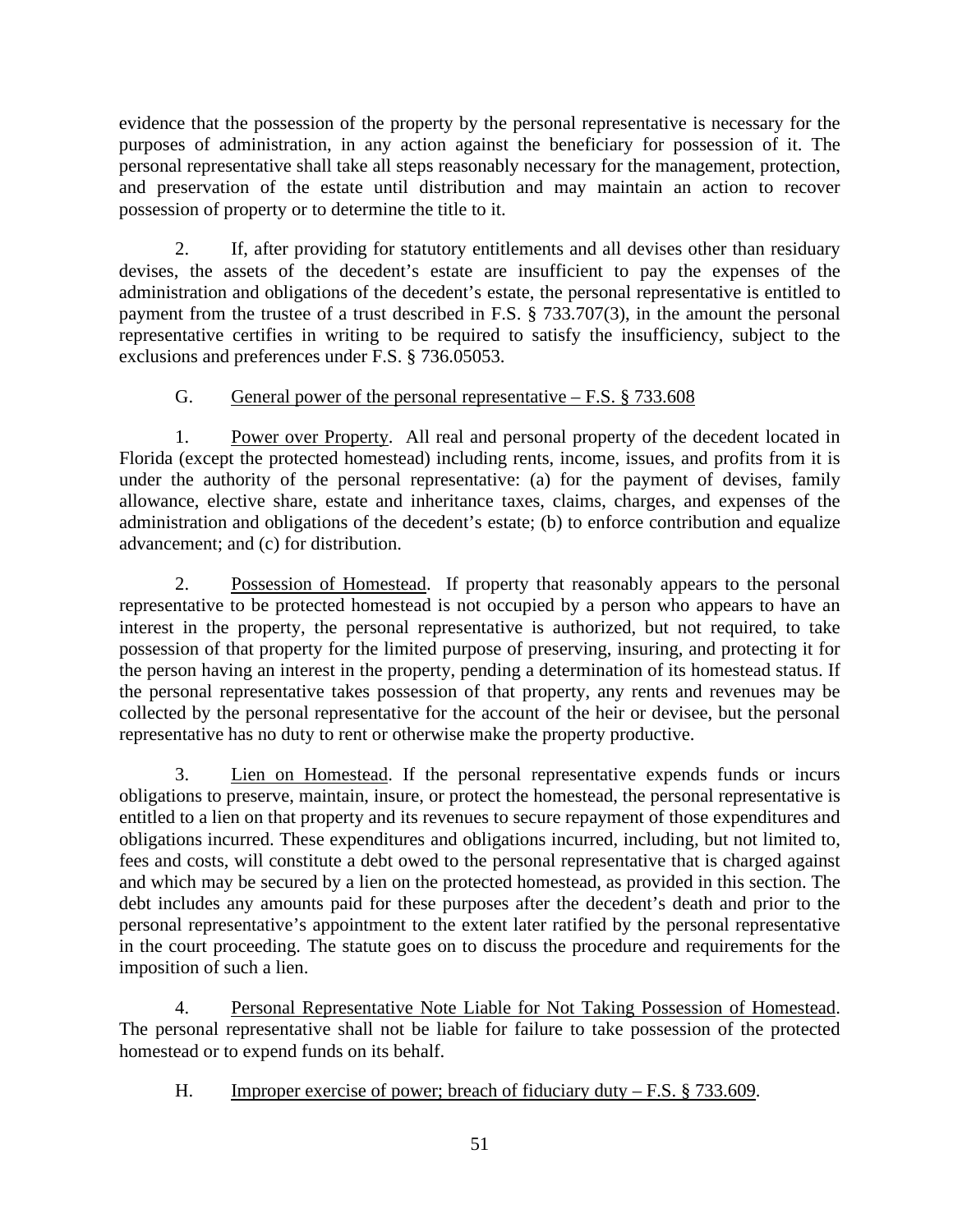evidence that the possession of the property by the personal representative is necessary for the purposes of administration, in any action against the beneficiary for possession of it. The personal representative shall take all steps reasonably necessary for the management, protection, and preservation of the estate until distribution and may maintain an action to recover possession of property or to determine the title to it.

2. If, after providing for statutory entitlements and all devises other than residuary devises, the assets of the decedent's estate are insufficient to pay the expenses of the administration and obligations of the decedent's estate, the personal representative is entitled to payment from the trustee of a trust described in F.S. § 733.707(3), in the amount the personal representative certifies in writing to be required to satisfy the insufficiency, subject to the exclusions and preferences under F.S. § 736.05053.

G. General power of the personal representative – F.S. § 733.608

1. Power over Property. All real and personal property of the decedent located in Florida (except the protected homestead) including rents, income, issues, and profits from it is under the authority of the personal representative: (a) for the payment of devises, family allowance, elective share, estate and inheritance taxes, claims, charges, and expenses of the administration and obligations of the decedent's estate; (b) to enforce contribution and equalize advancement; and (c) for distribution.

2. Possession of Homestead. If property that reasonably appears to the personal representative to be protected homestead is not occupied by a person who appears to have an interest in the property, the personal representative is authorized, but not required, to take possession of that property for the limited purpose of preserving, insuring, and protecting it for the person having an interest in the property, pending a determination of its homestead status. If the personal representative takes possession of that property, any rents and revenues may be collected by the personal representative for the account of the heir or devisee, but the personal representative has no duty to rent or otherwise make the property productive.

3. Lien on Homestead. If the personal representative expends funds or incurs obligations to preserve, maintain, insure, or protect the homestead, the personal representative is entitled to a lien on that property and its revenues to secure repayment of those expenditures and obligations incurred. These expenditures and obligations incurred, including, but not limited to, fees and costs, will constitute a debt owed to the personal representative that is charged against and which may be secured by a lien on the protected homestead, as provided in this section. The debt includes any amounts paid for these purposes after the decedent's death and prior to the personal representative's appointment to the extent later ratified by the personal representative in the court proceeding. The statute goes on to discuss the procedure and requirements for the imposition of such a lien.

4. Personal Representative Note Liable for Not Taking Possession of Homestead. The personal representative shall not be liable for failure to take possession of the protected homestead or to expend funds on its behalf.

H. Improper exercise of power; breach of fiduciary duty – F.S. § 733.609.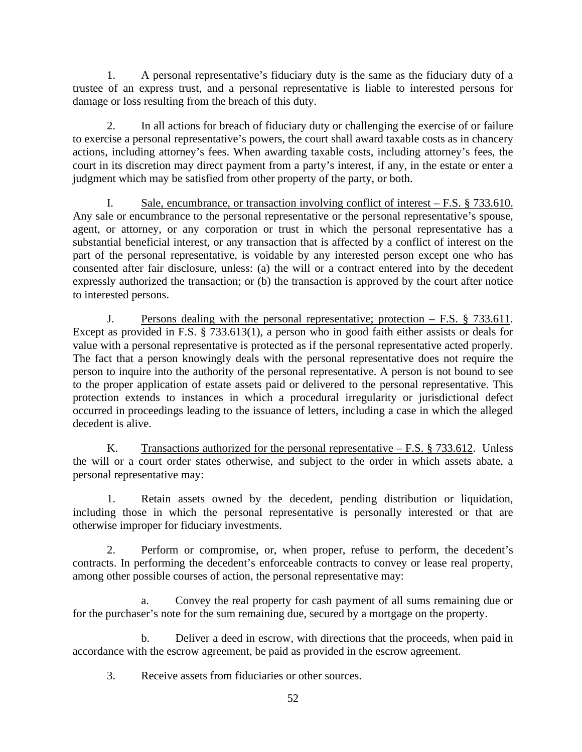1. A personal representative's fiduciary duty is the same as the fiduciary duty of a trustee of an express trust, and a personal representative is liable to interested persons for damage or loss resulting from the breach of this duty.

2. In all actions for breach of fiduciary duty or challenging the exercise of or failure to exercise a personal representative's powers, the court shall award taxable costs as in chancery actions, including attorney's fees. When awarding taxable costs, including attorney's fees, the court in its discretion may direct payment from a party's interest, if any, in the estate or enter a judgment which may be satisfied from other property of the party, or both.

I. Sale, encumbrance, or transaction involving conflict of interest – F.S. § 733.610. Any sale or encumbrance to the personal representative or the personal representative's spouse, agent, or attorney, or any corporation or trust in which the personal representative has a substantial beneficial interest, or any transaction that is affected by a conflict of interest on the part of the personal representative, is voidable by any interested person except one who has consented after fair disclosure, unless: (a) the will or a contract entered into by the decedent expressly authorized the transaction; or (b) the transaction is approved by the court after notice to interested persons.

J. Persons dealing with the personal representative; protection – F.S. § 733.611. Except as provided in F.S. § 733.613(1), a person who in good faith either assists or deals for value with a personal representative is protected as if the personal representative acted properly. The fact that a person knowingly deals with the personal representative does not require the person to inquire into the authority of the personal representative. A person is not bound to see to the proper application of estate assets paid or delivered to the personal representative. This protection extends to instances in which a procedural irregularity or jurisdictional defect occurred in proceedings leading to the issuance of letters, including a case in which the alleged decedent is alive.

K. Transactions authorized for the personal representative – F.S. § 733.612. Unless the will or a court order states otherwise, and subject to the order in which assets abate, a personal representative may:

1. Retain assets owned by the decedent, pending distribution or liquidation, including those in which the personal representative is personally interested or that are otherwise improper for fiduciary investments.

2. Perform or compromise, or, when proper, refuse to perform, the decedent's contracts. In performing the decedent's enforceable contracts to convey or lease real property, among other possible courses of action, the personal representative may:

a. Convey the real property for cash payment of all sums remaining due or for the purchaser's note for the sum remaining due, secured by a mortgage on the property.

b. Deliver a deed in escrow, with directions that the proceeds, when paid in accordance with the escrow agreement, be paid as provided in the escrow agreement.

3. Receive assets from fiduciaries or other sources.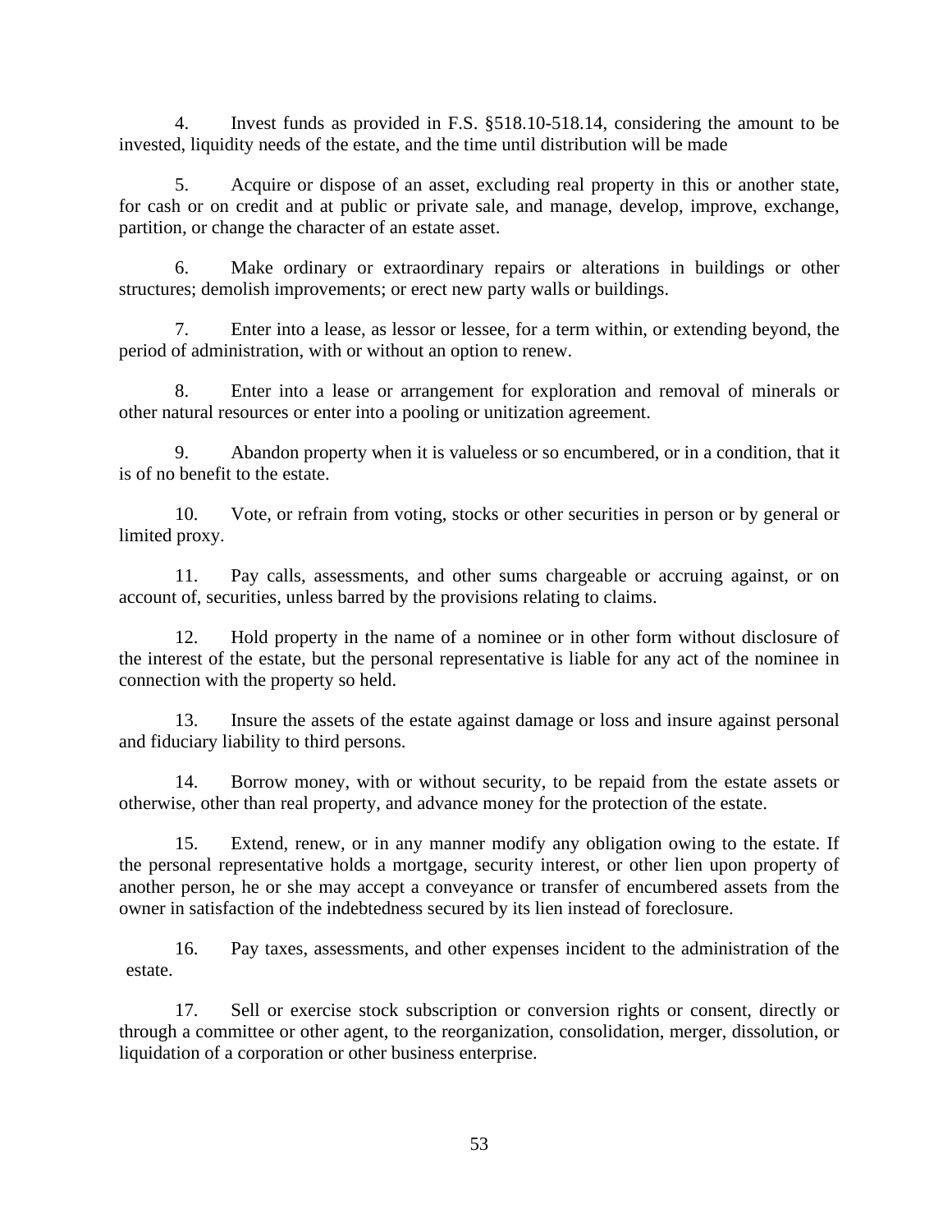4. Invest funds as provided in F.S. §518.10-518.14, considering the amount to be invested, liquidity needs of the estate, and the time until distribution will be made

5. Acquire or dispose of an asset, excluding real property in this or another state, for cash or on credit and at public or private sale, and manage, develop, improve, exchange, partition, or change the character of an estate asset.

6. Make ordinary or extraordinary repairs or alterations in buildings or other structures; demolish improvements; or erect new party walls or buildings.

7. Enter into a lease, as lessor or lessee, for a term within, or extending beyond, the period of administration, with or without an option to renew.

8. Enter into a lease or arrangement for exploration and removal of minerals or other natural resources or enter into a pooling or unitization agreement.

9. Abandon property when it is valueless or so encumbered, or in a condition, that it is of no benefit to the estate.

10. Vote, or refrain from voting, stocks or other securities in person or by general or limited proxy.

11. Pay calls, assessments, and other sums chargeable or accruing against, or on account of, securities, unless barred by the provisions relating to claims.

12. Hold property in the name of a nominee or in other form without disclosure of the interest of the estate, but the personal representative is liable for any act of the nominee in connection with the property so held.

13. Insure the assets of the estate against damage or loss and insure against personal and fiduciary liability to third persons.

14. Borrow money, with or without security, to be repaid from the estate assets or otherwise, other than real property, and advance money for the protection of the estate.

15. Extend, renew, or in any manner modify any obligation owing to the estate. If the personal representative holds a mortgage, security interest, or other lien upon property of another person, he or she may accept a conveyance or transfer of encumbered assets from the owner in satisfaction of the indebtedness secured by its lien instead of foreclosure.

16. Pay taxes, assessments, and other expenses incident to the administration of the estate.

17. Sell or exercise stock subscription or conversion rights or consent, directly or through a committee or other agent, to the reorganization, consolidation, merger, dissolution, or liquidation of a corporation or other business enterprise.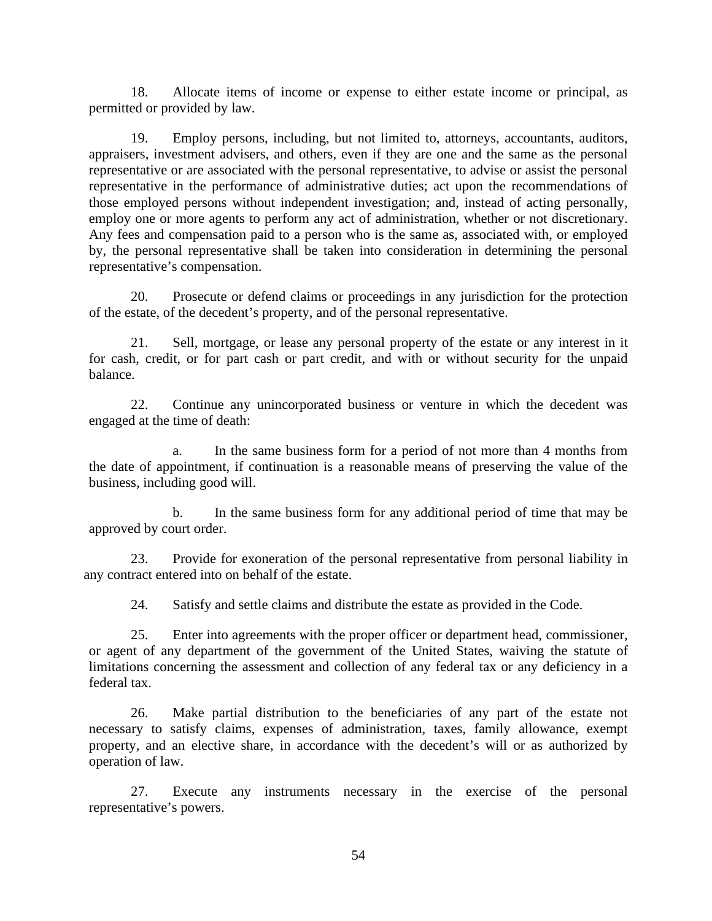18. Allocate items of income or expense to either estate income or principal, as permitted or provided by law.

19. Employ persons, including, but not limited to, attorneys, accountants, auditors, appraisers, investment advisers, and others, even if they are one and the same as the personal representative or are associated with the personal representative, to advise or assist the personal representative in the performance of administrative duties; act upon the recommendations of those employed persons without independent investigation; and, instead of acting personally, employ one or more agents to perform any act of administration, whether or not discretionary. Any fees and compensation paid to a person who is the same as, associated with, or employed by, the personal representative shall be taken into consideration in determining the personal representative's compensation.

20. Prosecute or defend claims or proceedings in any jurisdiction for the protection of the estate, of the decedent's property, and of the personal representative.

21. Sell, mortgage, or lease any personal property of the estate or any interest in it for cash, credit, or for part cash or part credit, and with or without security for the unpaid balance.

22. Continue any unincorporated business or venture in which the decedent was engaged at the time of death:

a. In the same business form for a period of not more than 4 months from the date of appointment, if continuation is a reasonable means of preserving the value of the business, including good will.

b. In the same business form for any additional period of time that may be approved by court order.

23. Provide for exoneration of the personal representative from personal liability in any contract entered into on behalf of the estate.

24. Satisfy and settle claims and distribute the estate as provided in the Code.

25. Enter into agreements with the proper officer or department head, commissioner, or agent of any department of the government of the United States, waiving the statute of limitations concerning the assessment and collection of any federal tax or any deficiency in a federal tax.

26. Make partial distribution to the beneficiaries of any part of the estate not necessary to satisfy claims, expenses of administration, taxes, family allowance, exempt property, and an elective share, in accordance with the decedent's will or as authorized by operation of law.

27. Execute any instruments necessary in the exercise of the personal representative's powers.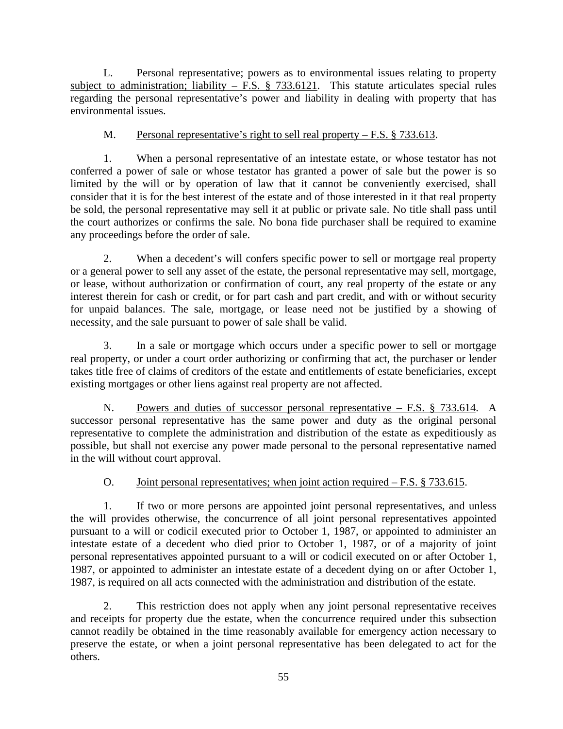L. <u>Personal representative; powers as to environmental issues relating to property subject to administration; liability – F.S. § 733.6121</u>. This statute articulates special rules regarding the personal representative's power and liability in dealing with property that has environmental issues.

M. <u>Personal representative's right to sell real property – F.S. § 733.613</u>.

1. When a personal representative of an intestate estate, or whose testator has not conferred a power of sale or whose testator has granted a power of sale but the power is so limited by the will or by operation of law that it cannot be conveniently exercised, shall consider that it is for the best interest of the estate and of those interested in it that real property be sold, the personal representative may sell it at public or private sale. No title shall pass until the court authorizes or confirms the sale. No bona fide purchaser shall be required to examine any proceedings before the order of sale.

2. When a decedent's will confers specific power to sell or mortgage real property or a general power to sell any asset of the estate, the personal representative may sell, mortgage, or lease, without authorization or confirmation of court, any real property of the estate or any interest therein for cash or credit, or for part cash and part credit, and with or without security for unpaid balances. The sale, mortgage, or lease need not be justified by a showing of necessity, and the sale pursuant to power of sale shall be valid.

3. In a sale or mortgage which occurs under a specific power to sell or mortgage real property, or under a court order authorizing or confirming that act, the purchaser or lender takes title free of claims of creditors of the estate and entitlements of estate beneficiaries, except existing mortgages or other liens against real property are not affected.

N. <u>Powers and duties of successor personal representative – F.S. § 733.614</u>. A successor personal representative has the same power and duty as the original personal representative to complete the administration and distribution of the estate as expeditiously as possible, but shall not exercise any power made personal to the personal representative named in the will without court approval.

O. <u>Joint personal representatives; when joint action required – F.S. § 733.615</u>.

1. If two or more persons are appointed joint personal representatives, and unless the will provides otherwise, the concurrence of all joint personal representatives appointed pursuant to a will or codicil executed prior to October 1, 1987, or appointed to administer an intestate estate of a decedent who died prior to October 1, 1987, or of a majority of joint personal representatives appointed pursuant to a will or codicil executed on or after October 1, 1987, or appointed to administer an intestate estate of a decedent dying on or after October 1, 1987, is required on all acts connected with the administration and distribution of the estate.

2. This restriction does not apply when any joint personal representative receives and receipts for property due the estate, when the concurrence required under this subsection cannot readily be obtained in the time reasonably available for emergency action necessary to preserve the estate, or when a joint personal representative has been delegated to act for the others.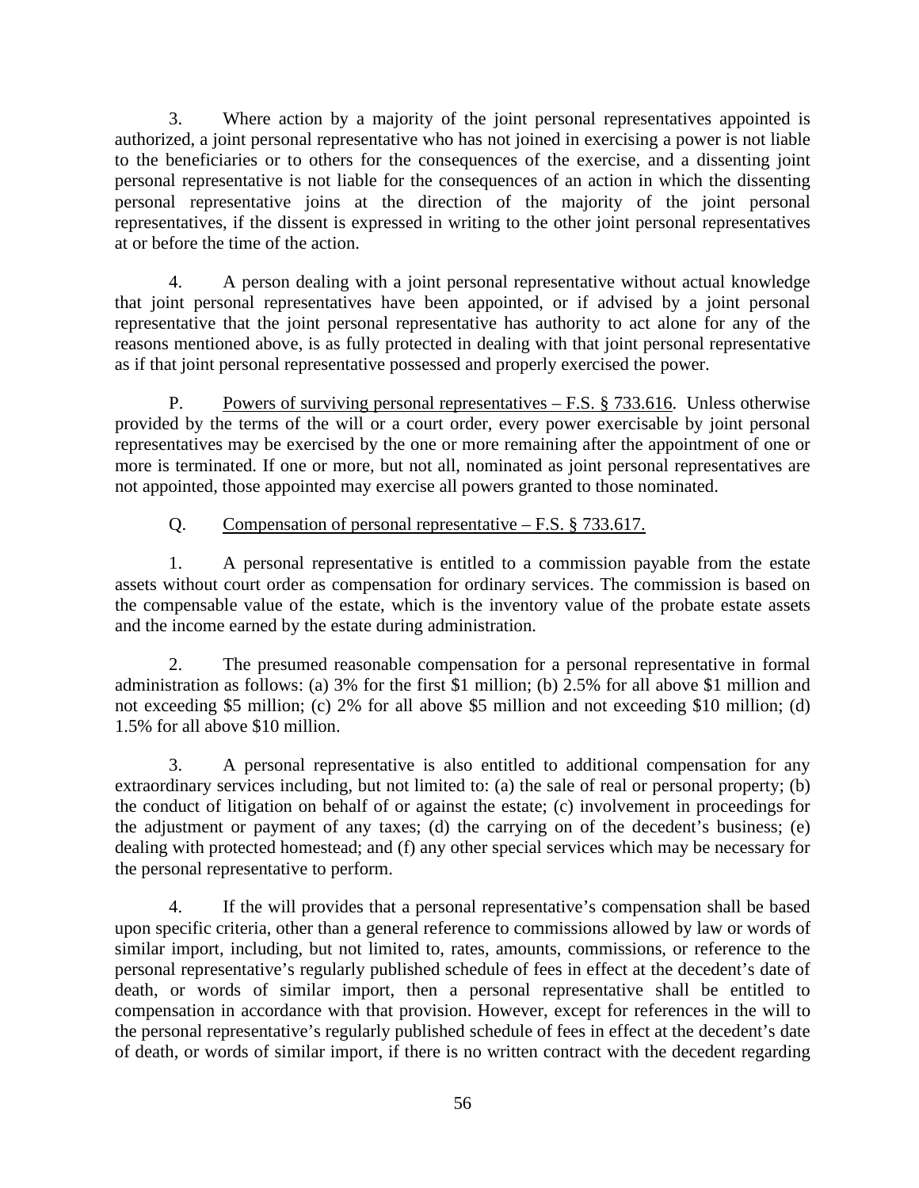3. Where action by a majority of the joint personal representatives appointed is authorized, a joint personal representative who has not joined in exercising a power is not liable to the beneficiaries or to others for the consequences of the exercise, and a dissenting joint personal representative is not liable for the consequences of an action in which the dissenting personal representative joins at the direction of the majority of the joint personal representatives, if the dissent is expressed in writing to the other joint personal representatives at or before the time of the action.

4. A person dealing with a joint personal representative without actual knowledge that joint personal representatives have been appointed, or if advised by a joint personal representative that the joint personal representative has authority to act alone for any of the reasons mentioned above, is as fully protected in dealing with that joint personal representative as if that joint personal representative possessed and properly exercised the power.

P. Powers of surviving personal representatives – F.S. § 733.616. Unless otherwise provided by the terms of the will or a court order, every power exercisable by joint personal representatives may be exercised by the one or more remaining after the appointment of one or more is terminated. If one or more, but not all, nominated as joint personal representatives are not appointed, those appointed may exercise all powers granted to those nominated.

Q. Compensation of personal representative – F.S. § 733.617.

1. A personal representative is entitled to a commission payable from the estate assets without court order as compensation for ordinary services. The commission is based on the compensable value of the estate, which is the inventory value of the probate estate assets and the income earned by the estate during administration.

2. The presumed reasonable compensation for a personal representative in formal administration as follows: (a) 3% for the first $1 million; (b) 2.5% for all above $1 million and not exceeding $5 million; (c) 2% for all above $5 million and not exceeding $10 million; (d) 1.5% for all above $10 million.

3. A personal representative is also entitled to additional compensation for any extraordinary services including, but not limited to: (a) the sale of real or personal property; (b) the conduct of litigation on behalf of or against the estate; (c) involvement in proceedings for the adjustment or payment of any taxes; (d) the carrying on of the decedent's business; (e) dealing with protected homestead; and (f) any other special services which may be necessary for the personal representative to perform.

4. If the will provides that a personal representative's compensation shall be based upon specific criteria, other than a general reference to commissions allowed by law or words of similar import, including, but not limited to, rates, amounts, commissions, or reference to the personal representative's regularly published schedule of fees in effect at the decedent's date of death, or words of similar import, then a personal representative shall be entitled to compensation in accordance with that provision. However, except for references in the will to the personal representative's regularly published schedule of fees in effect at the decedent's date of death, or words of similar import, if there is no written contract with the decedent regarding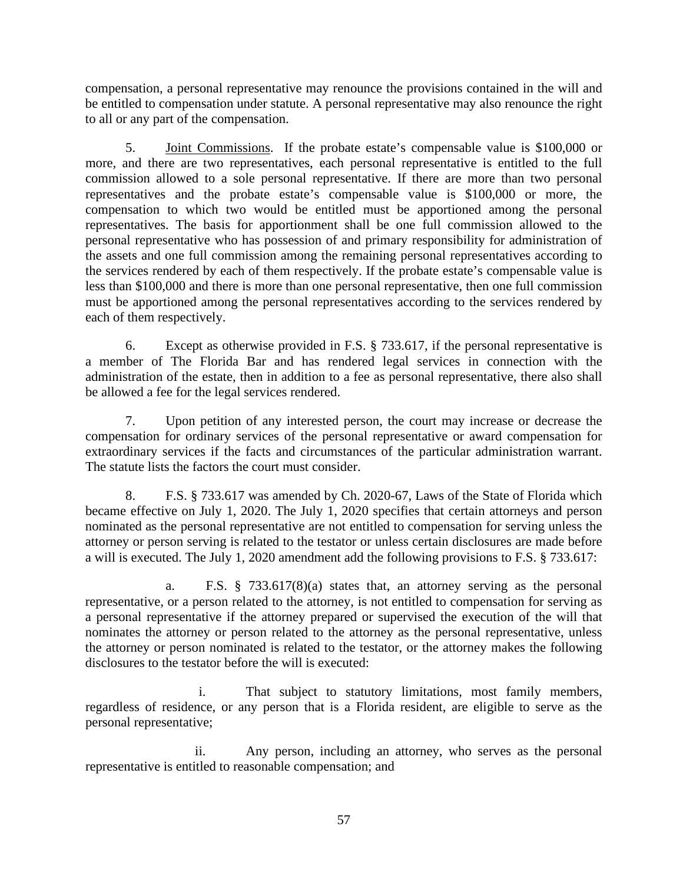compensation, a personal representative may renounce the provisions contained in the will and be entitled to compensation under statute. A personal representative may also renounce the right to all or any part of the compensation.

5. Joint Commissions. If the probate estate's compensable value is $100,000 or more, and there are two representatives, each personal representative is entitled to the full commission allowed to a sole personal representative. If there are more than two personal representatives and the probate estate's compensable value is $100,000 or more, the compensation to which two would be entitled must be apportioned among the personal representatives. The basis for apportionment shall be one full commission allowed to the personal representative who has possession of and primary responsibility for administration of the assets and one full commission among the remaining personal representatives according to the services rendered by each of them respectively. If the probate estate's compensable value is less than $100,000 and there is more than one personal representative, then one full commission must be apportioned among the personal representatives according to the services rendered by each of them respectively.

6. Except as otherwise provided in F.S. § 733.617, if the personal representative is a member of The Florida Bar and has rendered legal services in connection with the administration of the estate, then in addition to a fee as personal representative, there also shall be allowed a fee for the legal services rendered.

7. Upon petition of any interested person, the court may increase or decrease the compensation for ordinary services of the personal representative or award compensation for extraordinary services if the facts and circumstances of the particular administration warrant. The statute lists the factors the court must consider.

8. F.S. § 733.617 was amended by Ch. 2020-67, Laws of the State of Florida which became effective on July 1, 2020. The July 1, 2020 specifies that certain attorneys and person nominated as the personal representative are not entitled to compensation for serving unless the attorney or person serving is related to the testator or unless certain disclosures are made before a will is executed. The July 1, 2020 amendment add the following provisions to F.S. § 733.617:

a. F.S. § 733.617(8)(a) states that, an attorney serving as the personal representative, or a person related to the attorney, is not entitled to compensation for serving as a personal representative if the attorney prepared or supervised the execution of the will that nominates the attorney or person related to the attorney as the personal representative, unless the attorney or person nominated is related to the testator, or the attorney makes the following disclosures to the testator before the will is executed:

i. That subject to statutory limitations, most family members, regardless of residence, or any person that is a Florida resident, are eligible to serve as the personal representative;

ii. Any person, including an attorney, who serves as the personal representative is entitled to reasonable compensation; and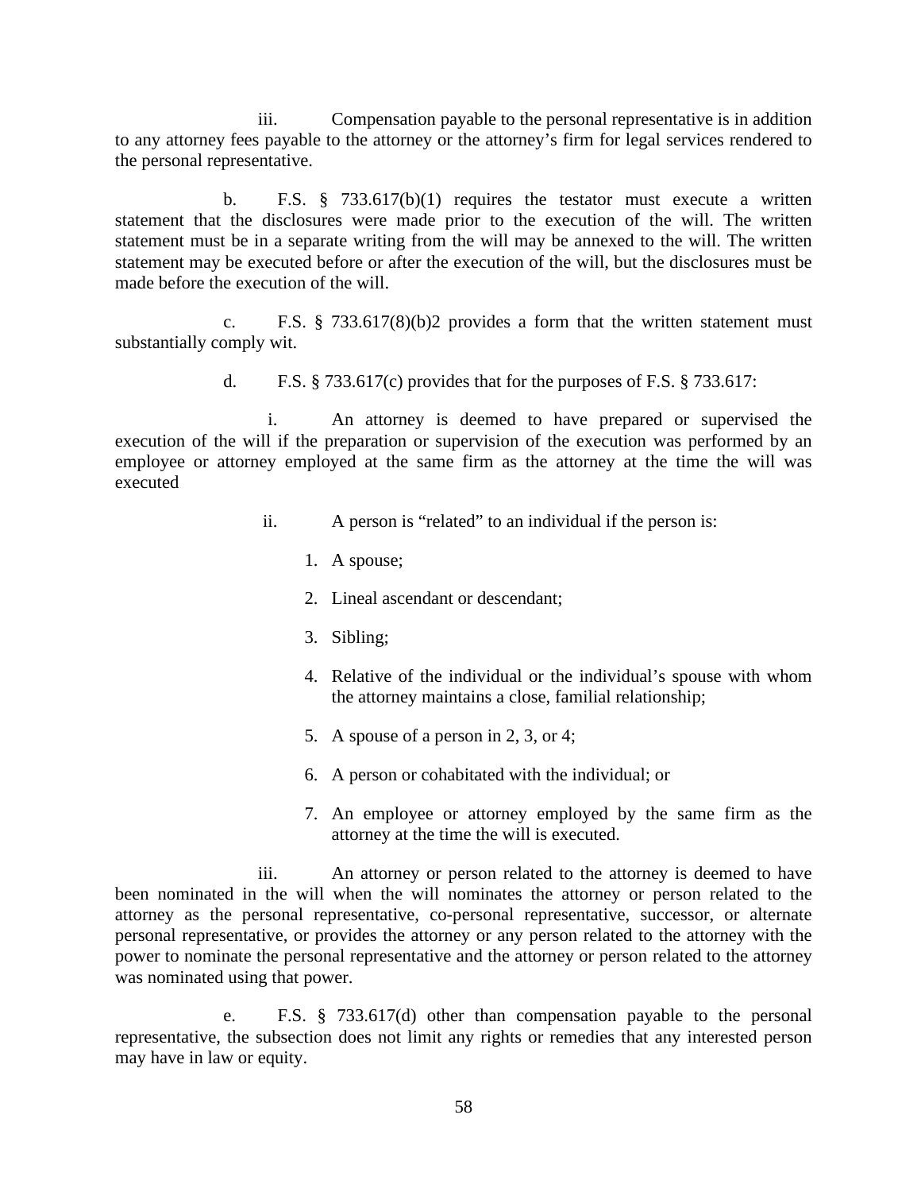iii. Compensation payable to the personal representative is in addition to any attorney fees payable to the attorney or the attorney's firm for legal services rendered to the personal representative.

b. F.S. § 733.617(b)(1) requires the testator must execute a written statement that the disclosures were made prior to the execution of the will. The written statement must be in a separate writing from the will may be annexed to the will. The written statement may be executed before or after the execution of the will, but the disclosures must be made before the execution of the will.

c. F.S. § 733.617(8)(b)2 provides a form that the written statement must substantially comply wit.

d. F.S. § 733.617(c) provides that for the purposes of F.S. § 733.617:

i. An attorney is deemed to have prepared or supervised the execution of the will if the preparation or supervision of the execution was performed by an employee or attorney employed at the same firm as the attorney at the time the will was executed

ii. A person is "related" to an individual if the person is:

1. A spouse;
2. Lineal ascendant or descendant;
3. Sibling;
4. Relative of the individual or the individual's spouse with whom the attorney maintains a close, familial relationship;
5. A spouse of a person in 2, 3, or 4;
6. A person or cohabitated with the individual; or
7. An employee or attorney employed by the same firm as the attorney at the time the will is executed.

iii. An attorney or person related to the attorney is deemed to have been nominated in the will when the will nominates the attorney or person related to the attorney as the personal representative, co-personal representative, successor, or alternate personal representative, or provides the attorney or any person related to the attorney with the power to nominate the personal representative and the attorney or person related to the attorney was nominated using that power.

e. F.S. § 733.617(d) other than compensation payable to the personal representative, the subsection does not limit any rights or remedies that any interested person may have in law or equity.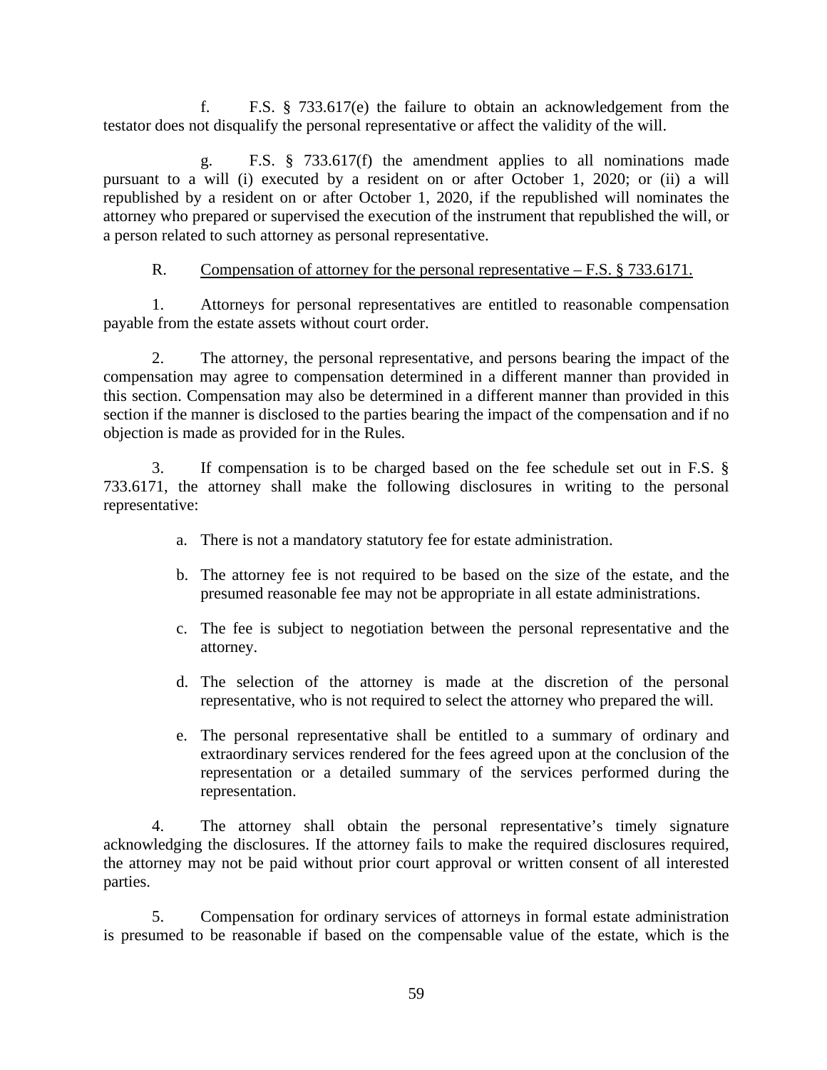f. F.S. § 733.617(e) the failure to obtain an acknowledgement from the testator does not disqualify the personal representative or affect the validity of the will.

g. F.S. § 733.617(f) the amendment applies to all nominations made pursuant to a will (i) executed by a resident on or after October 1, 2020; or (ii) a will republished by a resident on or after October 1, 2020, if the republished will nominates the attorney who prepared or supervised the execution of the instrument that republished the will, or a person related to such attorney as personal representative.

R. Compensation of attorney for the personal representative – F.S. § 733.6171.

1. Attorneys for personal representatives are entitled to reasonable compensation payable from the estate assets without court order.

2. The attorney, the personal representative, and persons bearing the impact of the compensation may agree to compensation determined in a different manner than provided in this section. Compensation may also be determined in a different manner than provided in this section if the manner is disclosed to the parties bearing the impact of the compensation and if no objection is made as provided for in the Rules.

3. If compensation is to be charged based on the fee schedule set out in F.S. § 733.6171, the attorney shall make the following disclosures in writing to the personal representative:

a. There is not a mandatory statutory fee for estate administration.

b. The attorney fee is not required to be based on the size of the estate, and the presumed reasonable fee may not be appropriate in all estate administrations.

c. The fee is subject to negotiation between the personal representative and the attorney.

d. The selection of the attorney is made at the discretion of the personal representative, who is not required to select the attorney who prepared the will.

e. The personal representative shall be entitled to a summary of ordinary and extraordinary services rendered for the fees agreed upon at the conclusion of the representation or a detailed summary of the services performed during the representation.

4. The attorney shall obtain the personal representative's timely signature acknowledging the disclosures. If the attorney fails to make the required disclosures required, the attorney may not be paid without prior court approval or written consent of all interested parties.

5. Compensation for ordinary services of attorneys in formal estate administration is presumed to be reasonable if based on the compensable value of the estate, which is the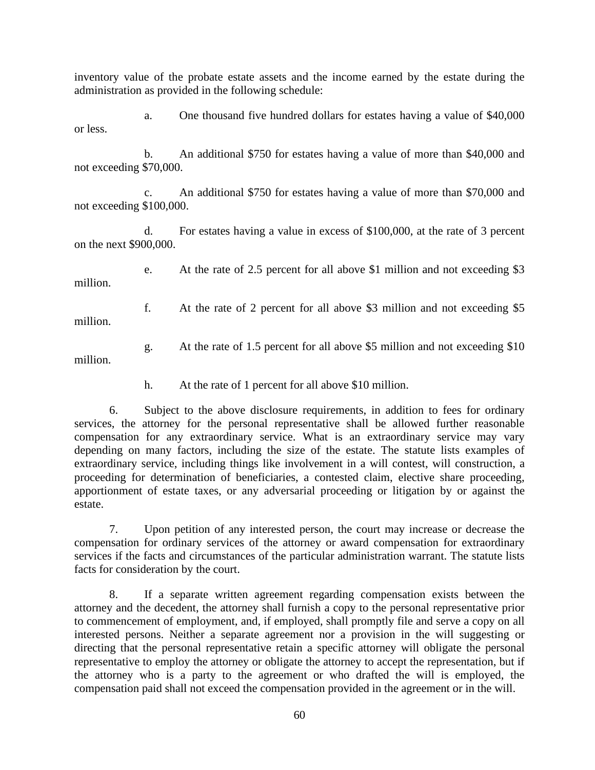inventory value of the probate estate assets and the income earned by the estate during the administration as provided in the following schedule:

a. One thousand five hundred dollars for estates having a value of $40,000 or less.

b. An additional $750 for estates having a value of more than $40,000 and not exceeding $70,000.

c. An additional $750 for estates having a value of more than $70,000 and not exceeding $100,000.

d. For estates having a value in excess of $100,000, at the rate of 3 percent on the next $900,000.

e. At the rate of 2.5 percent for all above $1 million and not exceeding $3 million.

f. At the rate of 2 percent for all above $3 million and not exceeding $5 million.

g. At the rate of 1.5 percent for all above $5 million and not exceeding $10 million.

h. At the rate of 1 percent for all above $10 million.

6. Subject to the above disclosure requirements, in addition to fees for ordinary services, the attorney for the personal representative shall be allowed further reasonable compensation for any extraordinary service. What is an extraordinary service may vary depending on many factors, including the size of the estate. The statute lists examples of extraordinary service, including things like involvement in a will contest, will construction, a proceeding for determination of beneficiaries, a contested claim, elective share proceeding, apportionment of estate taxes, or any adversarial proceeding or litigation by or against the estate.

7. Upon petition of any interested person, the court may increase or decrease the compensation for ordinary services of the attorney or award compensation for extraordinary services if the facts and circumstances of the particular administration warrant. The statute lists facts for consideration by the court.

8. If a separate written agreement regarding compensation exists between the attorney and the decedent, the attorney shall furnish a copy to the personal representative prior to commencement of employment, and, if employed, shall promptly file and serve a copy on all interested persons. Neither a separate agreement nor a provision in the will suggesting or directing that the personal representative retain a specific attorney will obligate the personal representative to employ the attorney or obligate the attorney to accept the representation, but if the attorney who is a party to the agreement or who drafted the will is employed, the compensation paid shall not exceed the compensation provided in the agreement or in the will.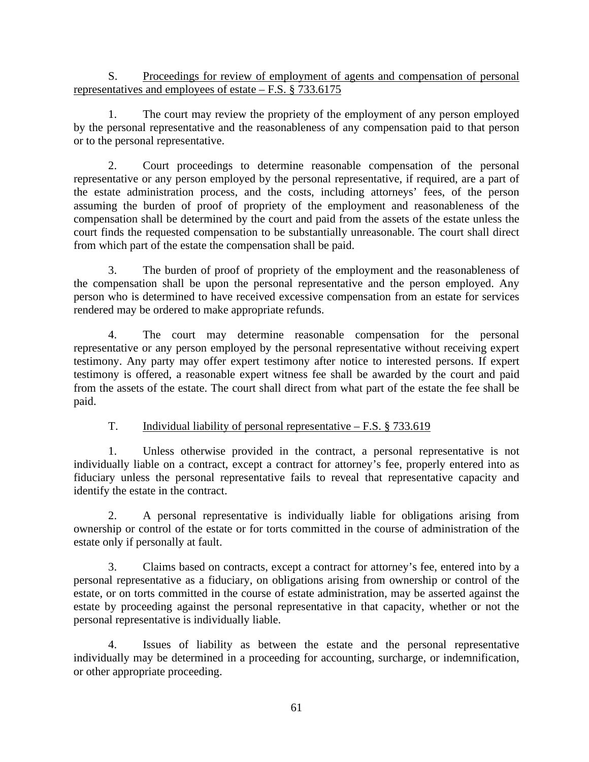S. Proceedings for review of employment of agents and compensation of personal representatives and employees of estate – F.S. § 733.6175

1. The court may review the propriety of the employment of any person employed by the personal representative and the reasonableness of any compensation paid to that person or to the personal representative.

2. Court proceedings to determine reasonable compensation of the personal representative or any person employed by the personal representative, if required, are a part of the estate administration process, and the costs, including attorneys' fees, of the person assuming the burden of proof of propriety of the employment and reasonableness of the compensation shall be determined by the court and paid from the assets of the estate unless the court finds the requested compensation to be substantially unreasonable. The court shall direct from which part of the estate the compensation shall be paid.

3. The burden of proof of propriety of the employment and the reasonableness of the compensation shall be upon the personal representative and the person employed. Any person who is determined to have received excessive compensation from an estate for services rendered may be ordered to make appropriate refunds.

4. The court may determine reasonable compensation for the personal representative or any person employed by the personal representative without receiving expert testimony. Any party may offer expert testimony after notice to interested persons. If expert testimony is offered, a reasonable expert witness fee shall be awarded by the court and paid from the assets of the estate. The court shall direct from what part of the estate the fee shall be paid.

T. Individual liability of personal representative – F.S. § 733.619

1. Unless otherwise provided in the contract, a personal representative is not individually liable on a contract, except a contract for attorney's fee, properly entered into as fiduciary unless the personal representative fails to reveal that representative capacity and identify the estate in the contract.

2. A personal representative is individually liable for obligations arising from ownership or control of the estate or for torts committed in the course of administration of the estate only if personally at fault.

3. Claims based on contracts, except a contract for attorney's fee, entered into by a personal representative as a fiduciary, on obligations arising from ownership or control of the estate, or on torts committed in the course of estate administration, may be asserted against the estate by proceeding against the personal representative in that capacity, whether or not the personal representative is individually liable.

4. Issues of liability as between the estate and the personal representative individually may be determined in a proceeding for accounting, surcharge, or indemnification, or other appropriate proceeding.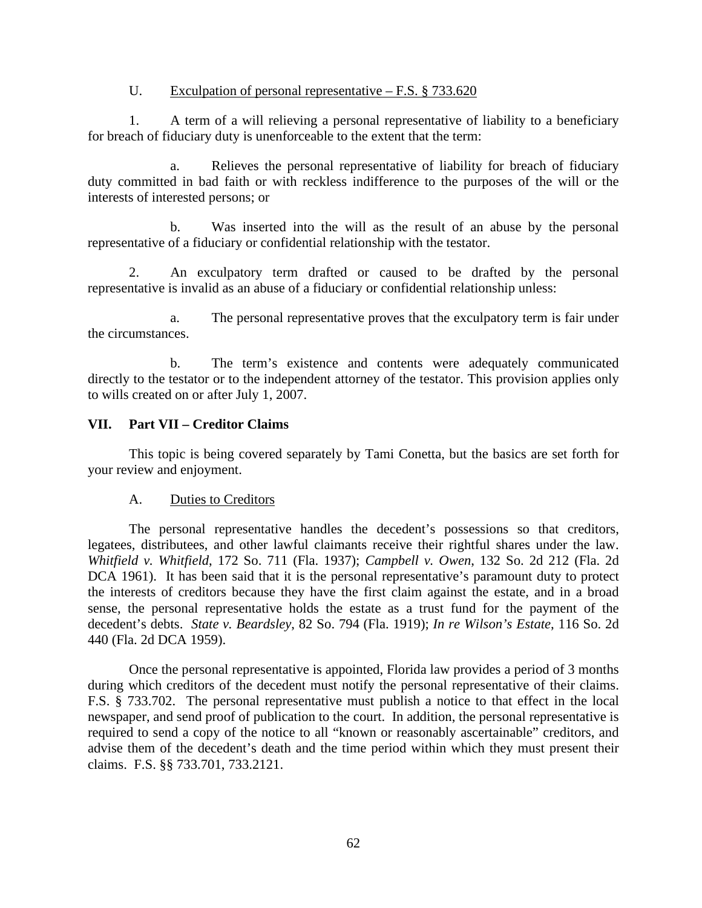U. Exculpation of personal representative – F.S. § 733.620

1. A term of a will relieving a personal representative of liability to a beneficiary for breach of fiduciary duty is unenforceable to the extent that the term:

a. Relieves the personal representative of liability for breach of fiduciary duty committed in bad faith or with reckless indifference to the purposes of the will or the interests of interested persons; or

b. Was inserted into the will as the result of an abuse by the personal representative of a fiduciary or confidential relationship with the testator.

2. An exculpatory term drafted or caused to be drafted by the personal representative is invalid as an abuse of a fiduciary or confidential relationship unless:

a. The personal representative proves that the exculpatory term is fair under the circumstances.

b. The term's existence and contents were adequately communicated directly to the testator or to the independent attorney of the testator. This provision applies only to wills created on or after July 1, 2007.

## VII. Part VII – Creditor Claims

This topic is being covered separately by Tami Conetta, but the basics are set forth for your review and enjoyment.

A. Duties to Creditors

The personal representative handles the decedent's possessions so that creditors, legatees, distributees, and other lawful claimants receive their rightful shares under the law. *Whitfield v. Whitfield*, 172 So. 711 (Fla. 1937); *Campbell v. Owen*, 132 So. 2d 212 (Fla. 2d DCA 1961). It has been said that it is the personal representative's paramount duty to protect the interests of creditors because they have the first claim against the estate, and in a broad sense, the personal representative holds the estate as a trust fund for the payment of the decedent's debts. *State v. Beardsley*, 82 So. 794 (Fla. 1919); *In re Wilson's Estate*, 116 So. 2d 440 (Fla. 2d DCA 1959).

Once the personal representative is appointed, Florida law provides a period of 3 months during which creditors of the decedent must notify the personal representative of their claims. F.S. § 733.702. The personal representative must publish a notice to that effect in the local newspaper, and send proof of publication to the court. In addition, the personal representative is required to send a copy of the notice to all "known or reasonably ascertainable" creditors, and advise them of the decedent's death and the time period within which they must present their claims. F.S. §§ 733.701, 733.2121.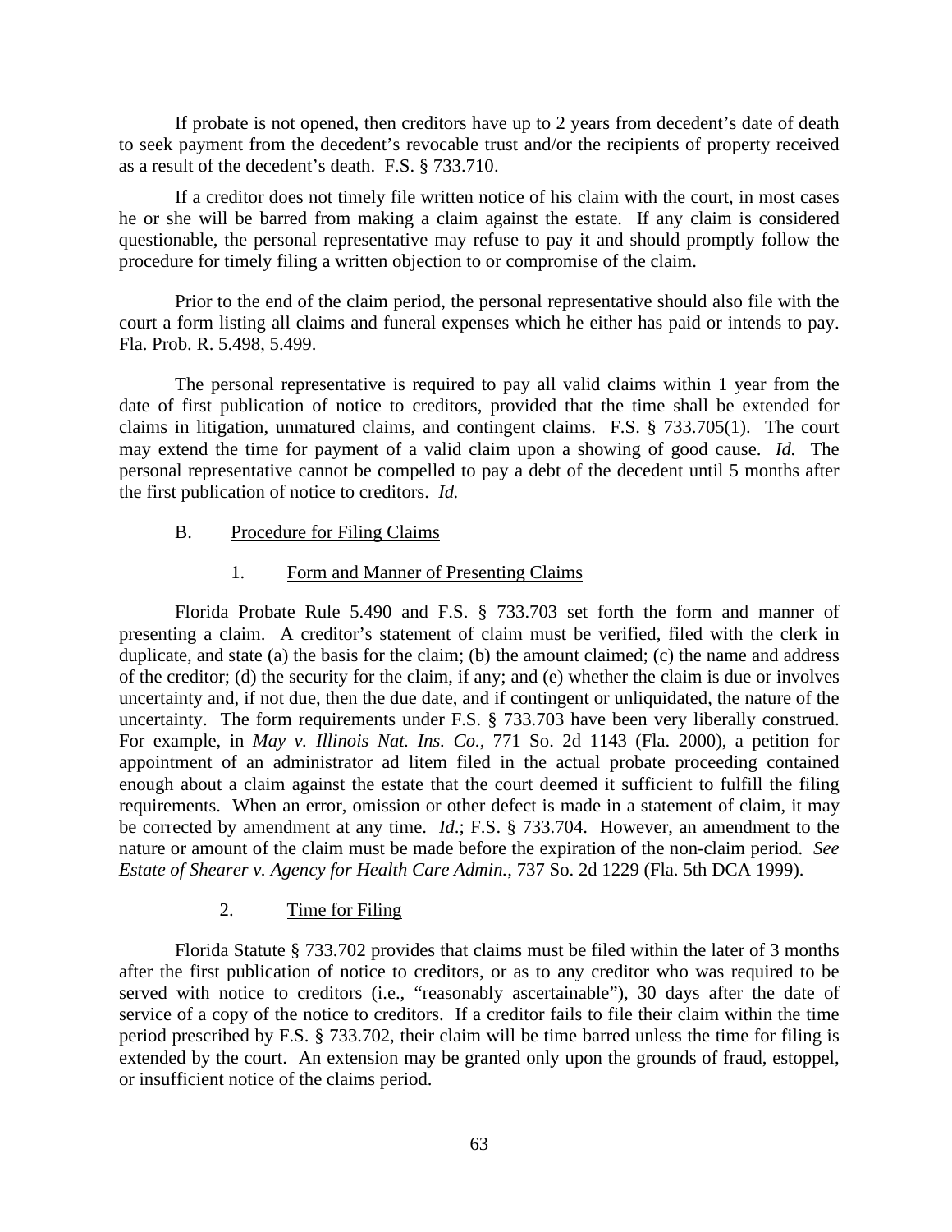If probate is not opened, then creditors have up to 2 years from decedent's date of death to seek payment from the decedent's revocable trust and/or the recipients of property received as a result of the decedent's death. F.S. § 733.710.

If a creditor does not timely file written notice of his claim with the court, in most cases he or she will be barred from making a claim against the estate. If any claim is considered questionable, the personal representative may refuse to pay it and should promptly follow the procedure for timely filing a written objection to or compromise of the claim.

Prior to the end of the claim period, the personal representative should also file with the court a form listing all claims and funeral expenses which he either has paid or intends to pay. Fla. Prob. R. 5.498, 5.499.

The personal representative is required to pay all valid claims within 1 year from the date of first publication of notice to creditors, provided that the time shall be extended for claims in litigation, unmatured claims, and contingent claims. F.S. § 733.705(1). The court may extend the time for payment of a valid claim upon a showing of good cause. *Id.* The personal representative cannot be compelled to pay a debt of the decedent until 5 months after the first publication of notice to creditors. *Id.*

### B. Procedure for Filing Claims

#### 1. Form and Manner of Presenting Claims

Florida Probate Rule 5.490 and F.S. § 733.703 set forth the form and manner of presenting a claim. A creditor's statement of claim must be verified, filed with the clerk in duplicate, and state (a) the basis for the claim; (b) the amount claimed; (c) the name and address of the creditor; (d) the security for the claim, if any; and (e) whether the claim is due or involves uncertainty and, if not due, then the due date, and if contingent or unliquidated, the nature of the uncertainty. The form requirements under F.S. § 733.703 have been very liberally construed. For example, in *May v. Illinois Nat. Ins. Co.*, 771 So. 2d 1143 (Fla. 2000), a petition for appointment of an administrator ad litem filed in the actual probate proceeding contained enough about a claim against the estate that the court deemed it sufficient to fulfill the filing requirements. When an error, omission or other defect is made in a statement of claim, it may be corrected by amendment at any time. *Id.*; F.S. § 733.704. However, an amendment to the nature or amount of the claim must be made before the expiration of the non-claim period. *See Estate of Shearer v. Agency for Health Care Admin.*, 737 So. 2d 1229 (Fla. 5th DCA 1999).

#### 2. Time for Filing

Florida Statute § 733.702 provides that claims must be filed within the later of 3 months after the first publication of notice to creditors, or as to any creditor who was required to be served with notice to creditors (i.e., "reasonably ascertainable"), 30 days after the date of service of a copy of the notice to creditors. If a creditor fails to file their claim within the time period prescribed by F.S. § 733.702, their claim will be time barred unless the time for filing is extended by the court. An extension may be granted only upon the grounds of fraud, estoppel, or insufficient notice of the claims period.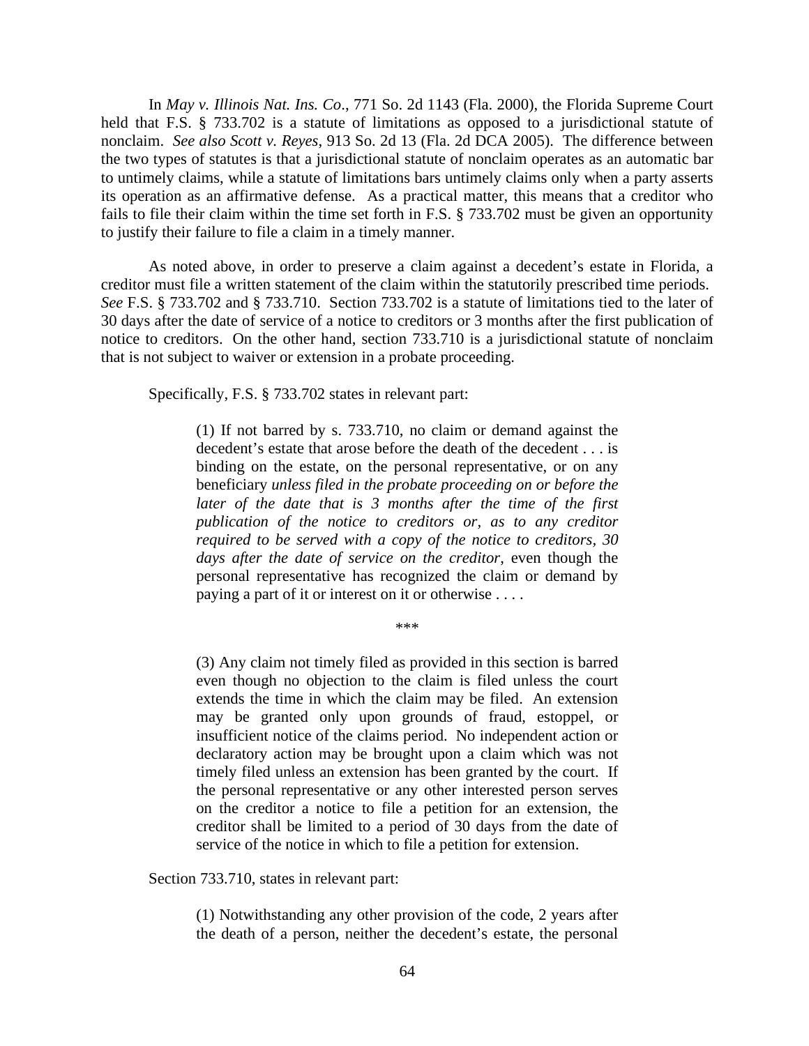In *May v. Illinois Nat. Ins. Co*., 771 So. 2d 1143 (Fla. 2000), the Florida Supreme Court held that F.S. § 733.702 is a statute of limitations as opposed to a jurisdictional statute of nonclaim. *See also Scott v. Reyes*, 913 So. 2d 13 (Fla. 2d DCA 2005). The difference between the two types of statutes is that a jurisdictional statute of nonclaim operates as an automatic bar to untimely claims, while a statute of limitations bars untimely claims only when a party asserts its operation as an affirmative defense. As a practical matter, this means that a creditor who fails to file their claim within the time set forth in F.S. § 733.702 must be given an opportunity to justify their failure to file a claim in a timely manner.

As noted above, in order to preserve a claim against a decedent's estate in Florida, a creditor must file a written statement of the claim within the statutorily prescribed time periods. *See* F.S. § 733.702 and § 733.710. Section 733.702 is a statute of limitations tied to the later of 30 days after the date of service of a notice to creditors or 3 months after the first publication of notice to creditors. On the other hand, section 733.710 is a jurisdictional statute of nonclaim that is not subject to waiver or extension in a probate proceeding.

Specifically, F.S. § 733.702 states in relevant part:

> (1) If not barred by s. 733.710, no claim or demand against the decedent's estate that arose before the death of the decedent . . . is binding on the estate, on the personal representative, or on any beneficiary *unless filed in the probate proceeding on or before the later of the date that is 3 months after the time of the first publication of the notice to creditors or, as to any creditor required to be served with a copy of the notice to creditors, 30 days after the date of service on the creditor*, even though the personal representative has recognized the claim or demand by paying a part of it or interest on it or otherwise . . . .
>
> \*\*\*
>
> (3) Any claim not timely filed as provided in this section is barred even though no objection to the claim is filed unless the court extends the time in which the claim may be filed. An extension may be granted only upon grounds of fraud, estoppel, or insufficient notice of the claims period. No independent action or declaratory action may be brought upon a claim which was not timely filed unless an extension has been granted by the court. If the personal representative or any other interested person serves on the creditor a notice to file a petition for an extension, the creditor shall be limited to a period of 30 days from the date of service of the notice in which to file a petition for extension.

Section 733.710, states in relevant part:

> (1) Notwithstanding any other provision of the code, 2 years after the death of a person, neither the decedent's estate, the personal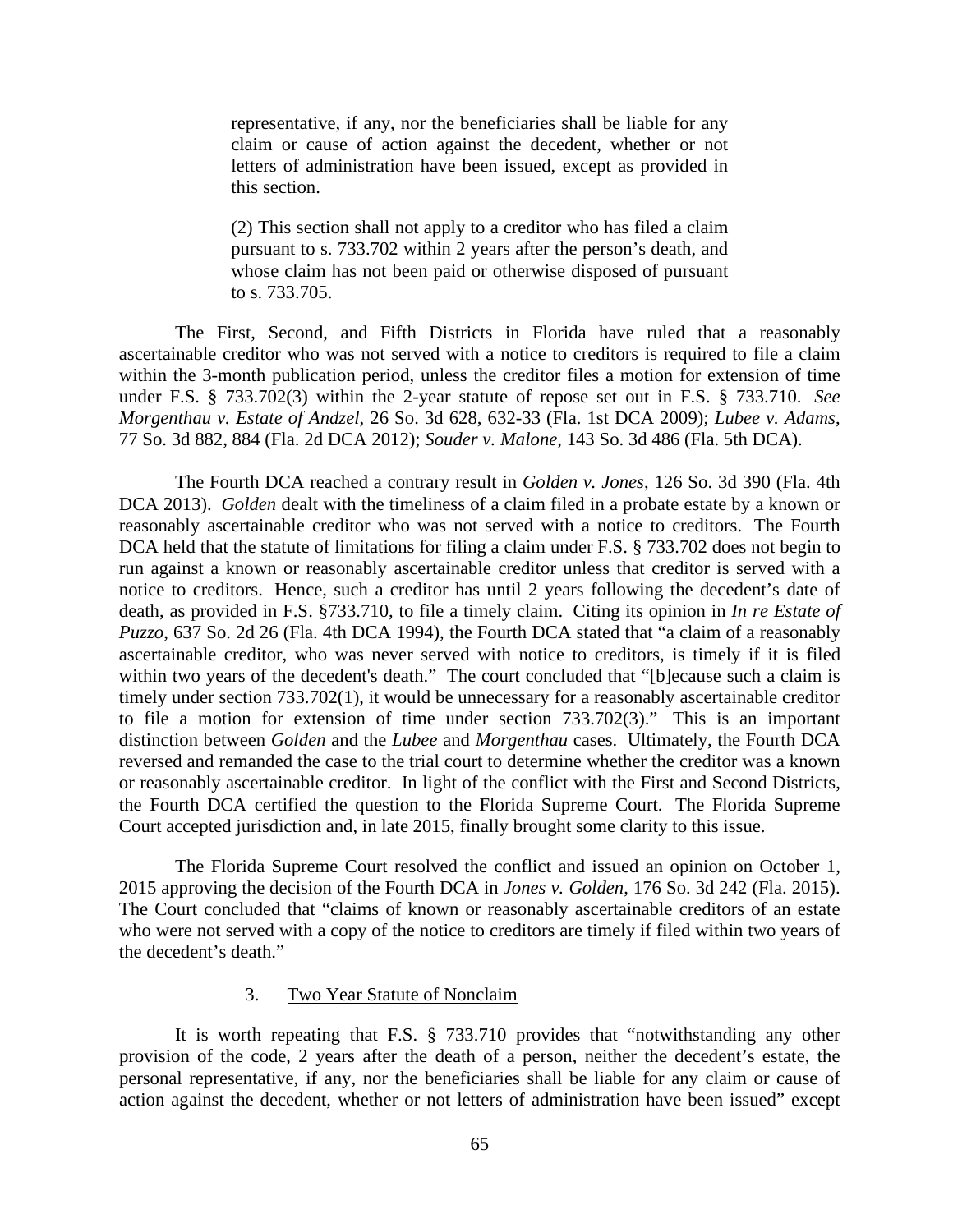> representative, if any, nor the beneficiaries shall be liable for any claim or cause of action against the decedent, whether or not letters of administration have been issued, except as provided in this section.
>
> (2) This section shall not apply to a creditor who has filed a claim pursuant to s. 733.702 within 2 years after the person's death, and whose claim has not been paid or otherwise disposed of pursuant to s. 733.705.

The First, Second, and Fifth Districts in Florida have ruled that a reasonably ascertainable creditor who was not served with a notice to creditors is required to file a claim within the 3-month publication period, unless the creditor files a motion for extension of time under F.S. § 733.702(3) within the 2-year statute of repose set out in F.S. § 733.710. *See Morgenthau v. Estate of Andzel*, 26 So. 3d 628, 632-33 (Fla. 1st DCA 2009); *Lubee v. Adams*, 77 So. 3d 882, 884 (Fla. 2d DCA 2012); *Souder v. Malone*, 143 So. 3d 486 (Fla. 5th DCA).

The Fourth DCA reached a contrary result in *Golden v. Jones*, 126 So. 3d 390 (Fla. 4th DCA 2013). *Golden* dealt with the timeliness of a claim filed in a probate estate by a known or reasonably ascertainable creditor who was not served with a notice to creditors. The Fourth DCA held that the statute of limitations for filing a claim under F.S. § 733.702 does not begin to run against a known or reasonably ascertainable creditor unless that creditor is served with a notice to creditors. Hence, such a creditor has until 2 years following the decedent's date of death, as provided in F.S. §733.710, to file a timely claim. Citing its opinion in *In re Estate of Puzzo*, 637 So. 2d 26 (Fla. 4th DCA 1994), the Fourth DCA stated that "a claim of a reasonably ascertainable creditor, who was never served with notice to creditors, is timely if it is filed within two years of the decedent's death." The court concluded that "[b]ecause such a claim is timely under section 733.702(1), it would be unnecessary for a reasonably ascertainable creditor to file a motion for extension of time under section 733.702(3)." This is an important distinction between *Golden* and the *Lubee* and *Morgenthau* cases. Ultimately, the Fourth DCA reversed and remanded the case to the trial court to determine whether the creditor was a known or reasonably ascertainable creditor. In light of the conflict with the First and Second Districts, the Fourth DCA certified the question to the Florida Supreme Court. The Florida Supreme Court accepted jurisdiction and, in late 2015, finally brought some clarity to this issue.

The Florida Supreme Court resolved the conflict and issued an opinion on October 1, 2015 approving the decision of the Fourth DCA in *Jones v. Golden*, 176 So. 3d 242 (Fla. 2015). The Court concluded that "claims of known or reasonably ascertainable creditors of an estate who were not served with a copy of the notice to creditors are timely if filed within two years of the decedent's death."

3. Two Year Statute of Nonclaim

It is worth repeating that F.S. § 733.710 provides that "notwithstanding any other provision of the code, 2 years after the death of a person, neither the decedent's estate, the personal representative, if any, nor the beneficiaries shall be liable for any claim or cause of action against the decedent, whether or not letters of administration have been issued" except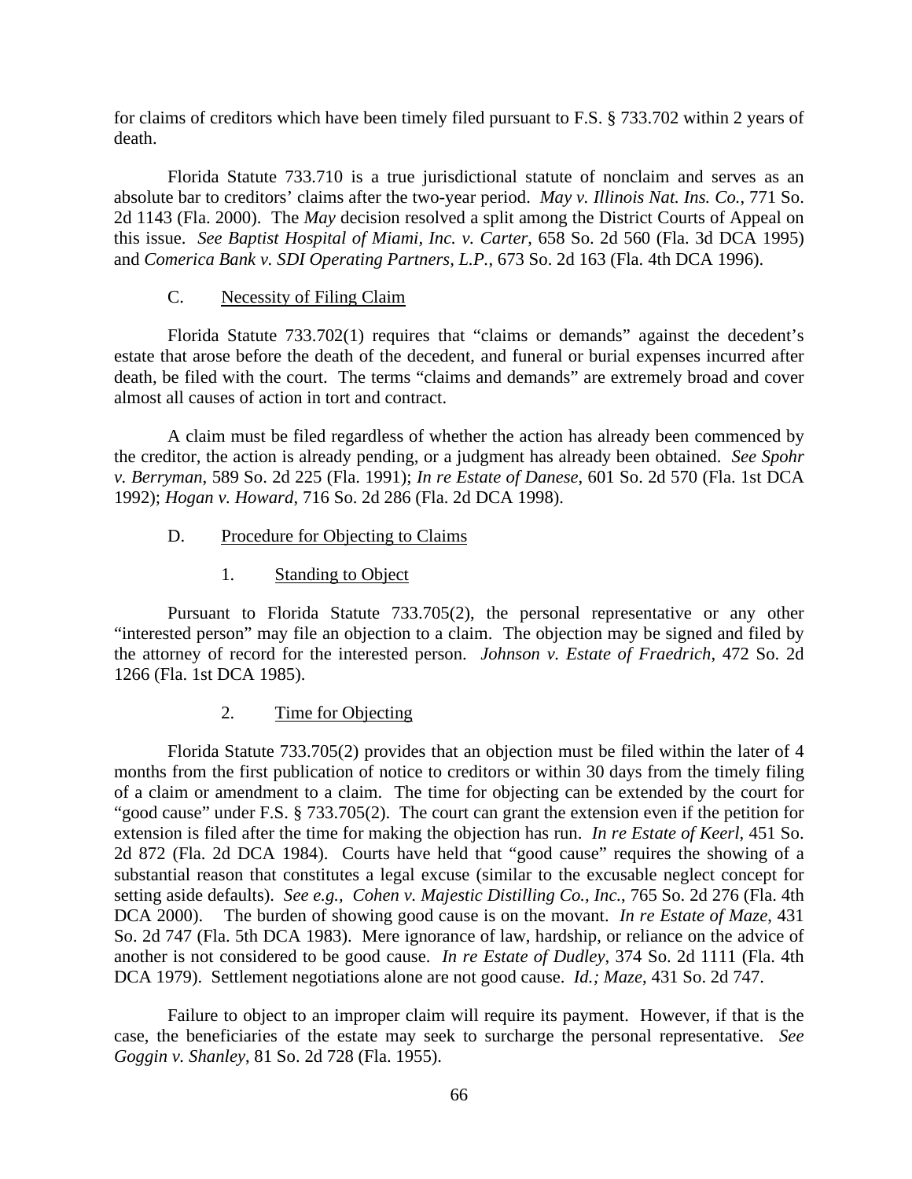for claims of creditors which have been timely filed pursuant to F.S. § 733.702 within 2 years of death.

Florida Statute 733.710 is a true jurisdictional statute of nonclaim and serves as an absolute bar to creditors' claims after the two-year period. *May v. Illinois Nat. Ins. Co.*, 771 So. 2d 1143 (Fla. 2000). The *May* decision resolved a split among the District Courts of Appeal on this issue. *See Baptist Hospital of Miami, Inc. v. Carter*, 658 So. 2d 560 (Fla. 3d DCA 1995) and *Comerica Bank v. SDI Operating Partners, L.P.*, 673 So. 2d 163 (Fla. 4th DCA 1996).

### C. Necessity of Filing Claim

Florida Statute 733.702(1) requires that "claims or demands" against the decedent's estate that arose before the death of the decedent, and funeral or burial expenses incurred after death, be filed with the court. The terms "claims and demands" are extremely broad and cover almost all causes of action in tort and contract.

A claim must be filed regardless of whether the action has already been commenced by the creditor, the action is already pending, or a judgment has already been obtained. *See Spohr v. Berryman*, 589 So. 2d 225 (Fla. 1991); *In re Estate of Danese*, 601 So. 2d 570 (Fla. 1st DCA 1992); *Hogan v. Howard*, 716 So. 2d 286 (Fla. 2d DCA 1998).

### D. Procedure for Objecting to Claims

#### 1. Standing to Object

Pursuant to Florida Statute 733.705(2), the personal representative or any other "interested person" may file an objection to a claim. The objection may be signed and filed by the attorney of record for the interested person. *Johnson v. Estate of Fraedrich*, 472 So. 2d 1266 (Fla. 1st DCA 1985).

#### 2. Time for Objecting

Florida Statute 733.705(2) provides that an objection must be filed within the later of 4 months from the first publication of notice to creditors or within 30 days from the timely filing of a claim or amendment to a claim. The time for objecting can be extended by the court for "good cause" under F.S. § 733.705(2). The court can grant the extension even if the petition for extension is filed after the time for making the objection has run. *In re Estate of Keerl*, 451 So. 2d 872 (Fla. 2d DCA 1984). Courts have held that "good cause" requires the showing of a substantial reason that constitutes a legal excuse (similar to the excusable neglect concept for setting aside defaults). *See e.g., Cohen v. Majestic Distilling Co., Inc.*, 765 So. 2d 276 (Fla. 4th DCA 2000). The burden of showing good cause is on the movant. *In re Estate of Maze*, 431 So. 2d 747 (Fla. 5th DCA 1983). Mere ignorance of law, hardship, or reliance on the advice of another is not considered to be good cause. *In re Estate of Dudley*, 374 So. 2d 1111 (Fla. 4th DCA 1979). Settlement negotiations alone are not good cause. *Id.; Maze*, 431 So. 2d 747.

Failure to object to an improper claim will require its payment. However, if that is the case, the beneficiaries of the estate may seek to surcharge the personal representative. *See Goggin v. Shanley*, 81 So. 2d 728 (Fla. 1955).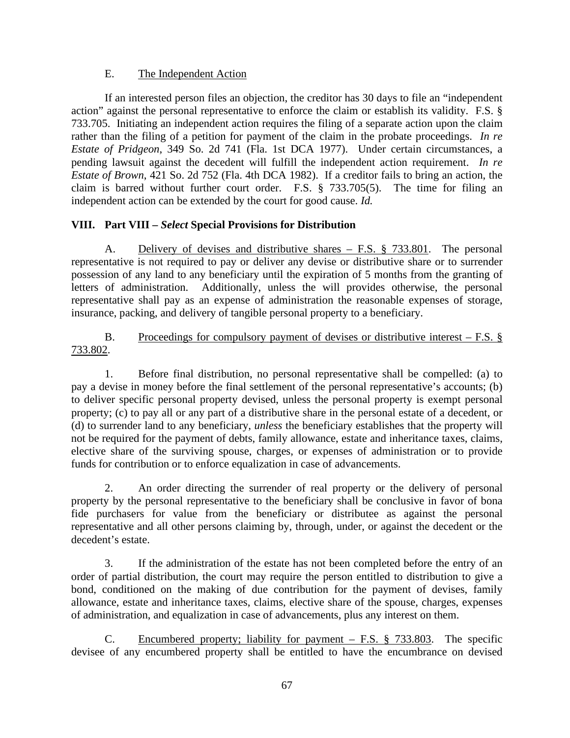E. <u>The Independent Action</u>

If an interested person files an objection, the creditor has 30 days to file an "independent action" against the personal representative to enforce the claim or establish its validity. F.S. § 733.705. Initiating an independent action requires the filing of a separate action upon the claim rather than the filing of a petition for payment of the claim in the probate proceedings. *In re Estate of Pridgeon*, 349 So. 2d 741 (Fla. 1st DCA 1977). Under certain circumstances, a pending lawsuit against the decedent will fulfill the independent action requirement. *In re Estate of Brown*, 421 So. 2d 752 (Fla. 4th DCA 1982). If a creditor fails to bring an action, the claim is barred without further court order. F.S. § 733.705(5). The time for filing an independent action can be extended by the court for good cause. *Id.*

## VIII. Part VIII – *Select* Special Provisions for Distribution

A. <u>Delivery of devises and distributive shares – F.S. § 733.801</u>. The personal representative is not required to pay or deliver any devise or distributive share or to surrender possession of any land to any beneficiary until the expiration of 5 months from the granting of letters of administration. Additionally, unless the will provides otherwise, the personal representative shall pay as an expense of administration the reasonable expenses of storage, insurance, packing, and delivery of tangible personal property to a beneficiary.

B. <u>Proceedings for compulsory payment of devises or distributive interest – F.S. § 733.802</u>.

1. Before final distribution, no personal representative shall be compelled: (a) to pay a devise in money before the final settlement of the personal representative's accounts; (b) to deliver specific personal property devised, unless the personal property is exempt personal property; (c) to pay all or any part of a distributive share in the personal estate of a decedent, or (d) to surrender land to any beneficiary, *unless* the beneficiary establishes that the property will not be required for the payment of debts, family allowance, estate and inheritance taxes, claims, elective share of the surviving spouse, charges, or expenses of administration or to provide funds for contribution or to enforce equalization in case of advancements.

2. An order directing the surrender of real property or the delivery of personal property by the personal representative to the beneficiary shall be conclusive in favor of bona fide purchasers for value from the beneficiary or distributee as against the personal representative and all other persons claiming by, through, under, or against the decedent or the decedent's estate.

3. If the administration of the estate has not been completed before the entry of an order of partial distribution, the court may require the person entitled to distribution to give a bond, conditioned on the making of due contribution for the payment of devises, family allowance, estate and inheritance taxes, claims, elective share of the spouse, charges, expenses of administration, and equalization in case of advancements, plus any interest on them.

C. <u>Encumbered property; liability for payment – F.S. § 733.803</u>. The specific devisee of any encumbered property shall be entitled to have the encumbrance on devised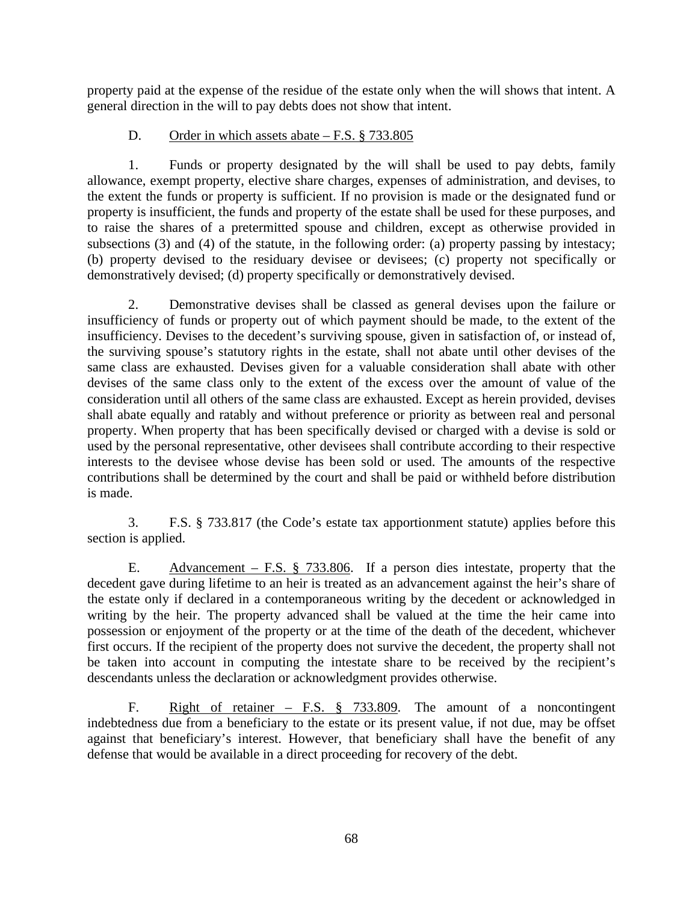property paid at the expense of the residue of the estate only when the will shows that intent. A general direction in the will to pay debts does not show that intent.

D. Order in which assets abate – F.S. § 733.805

1. Funds or property designated by the will shall be used to pay debts, family allowance, exempt property, elective share charges, expenses of administration, and devises, to the extent the funds or property is sufficient. If no provision is made or the designated fund or property is insufficient, the funds and property of the estate shall be used for these purposes, and to raise the shares of a pretermitted spouse and children, except as otherwise provided in subsections (3) and (4) of the statute, in the following order: (a) property passing by intestacy; (b) property devised to the residuary devisee or devisees; (c) property not specifically or demonstratively devised; (d) property specifically or demonstratively devised.

2. Demonstrative devises shall be classed as general devises upon the failure or insufficiency of funds or property out of which payment should be made, to the extent of the insufficiency. Devises to the decedent's surviving spouse, given in satisfaction of, or instead of, the surviving spouse's statutory rights in the estate, shall not abate until other devises of the same class are exhausted. Devises given for a valuable consideration shall abate with other devises of the same class only to the extent of the excess over the amount of value of the consideration until all others of the same class are exhausted. Except as herein provided, devises shall abate equally and ratably and without preference or priority as between real and personal property. When property that has been specifically devised or charged with a devise is sold or used by the personal representative, other devisees shall contribute according to their respective interests to the devisee whose devise has been sold or used. The amounts of the respective contributions shall be determined by the court and shall be paid or withheld before distribution is made.

3. F.S. § 733.817 (the Code's estate tax apportionment statute) applies before this section is applied.

E. Advancement – F.S. § 733.806. If a person dies intestate, property that the decedent gave during lifetime to an heir is treated as an advancement against the heir's share of the estate only if declared in a contemporaneous writing by the decedent or acknowledged in writing by the heir. The property advanced shall be valued at the time the heir came into possession or enjoyment of the property or at the time of the death of the decedent, whichever first occurs. If the recipient of the property does not survive the decedent, the property shall not be taken into account in computing the intestate share to be received by the recipient's descendants unless the declaration or acknowledgment provides otherwise.

F. Right of retainer – F.S. § 733.809. The amount of a noncontingent indebtedness due from a beneficiary to the estate or its present value, if not due, may be offset against that beneficiary's interest. However, that beneficiary shall have the benefit of any defense that would be available in a direct proceeding for recovery of the debt.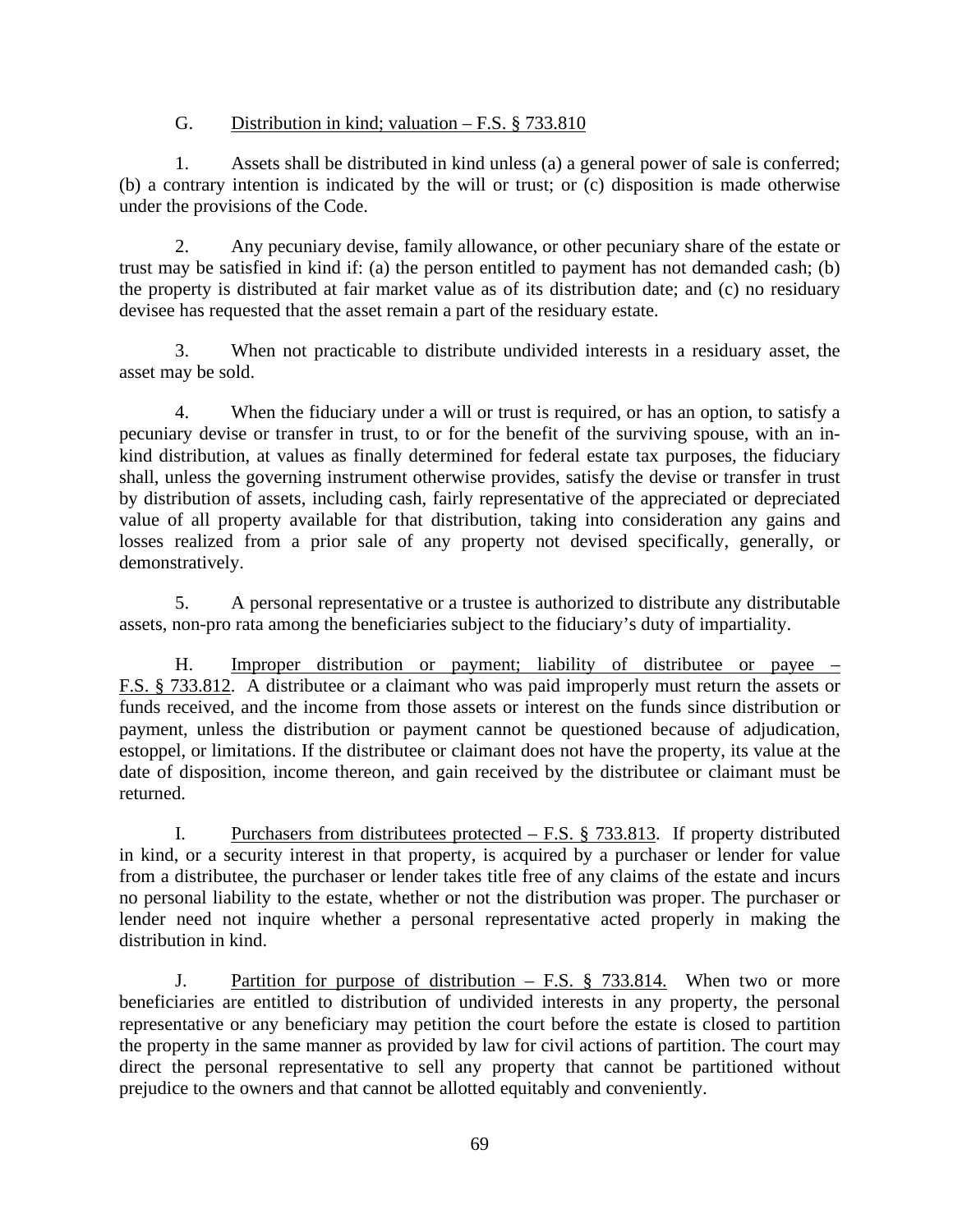G. Distribution in kind; valuation – F.S. § 733.810

1. Assets shall be distributed in kind unless (a) a general power of sale is conferred; (b) a contrary intention is indicated by the will or trust; or (c) disposition is made otherwise under the provisions of the Code.

2. Any pecuniary devise, family allowance, or other pecuniary share of the estate or trust may be satisfied in kind if: (a) the person entitled to payment has not demanded cash; (b) the property is distributed at fair market value as of its distribution date; and (c) no residuary devisee has requested that the asset remain a part of the residuary estate.

3. When not practicable to distribute undivided interests in a residuary asset, the asset may be sold.

4. When the fiduciary under a will or trust is required, or has an option, to satisfy a pecuniary devise or transfer in trust, to or for the benefit of the surviving spouse, with an in-kind distribution, at values as finally determined for federal estate tax purposes, the fiduciary shall, unless the governing instrument otherwise provides, satisfy the devise or transfer in trust by distribution of assets, including cash, fairly representative of the appreciated or depreciated value of all property available for that distribution, taking into consideration any gains and losses realized from a prior sale of any property not devised specifically, generally, or demonstratively.

5. A personal representative or a trustee is authorized to distribute any distributable assets, non-pro rata among the beneficiaries subject to the fiduciary's duty of impartiality.

H. Improper distribution or payment; liability of distributee or payee – F.S. § 733.812. A distributee or a claimant who was paid improperly must return the assets or funds received, and the income from those assets or interest on the funds since distribution or payment, unless the distribution or payment cannot be questioned because of adjudication, estoppel, or limitations. If the distributee or claimant does not have the property, its value at the date of disposition, income thereon, and gain received by the distributee or claimant must be returned.

I. Purchasers from distributees protected – F.S. § 733.813. If property distributed in kind, or a security interest in that property, is acquired by a purchaser or lender for value from a distributee, the purchaser or lender takes title free of any claims of the estate and incurs no personal liability to the estate, whether or not the distribution was proper. The purchaser or lender need not inquire whether a personal representative acted properly in making the distribution in kind.

J. Partition for purpose of distribution – F.S. § 733.814. When two or more beneficiaries are entitled to distribution of undivided interests in any property, the personal representative or any beneficiary may petition the court before the estate is closed to partition the property in the same manner as provided by law for civil actions of partition. The court may direct the personal representative to sell any property that cannot be partitioned without prejudice to the owners and that cannot be allotted equitably and conveniently.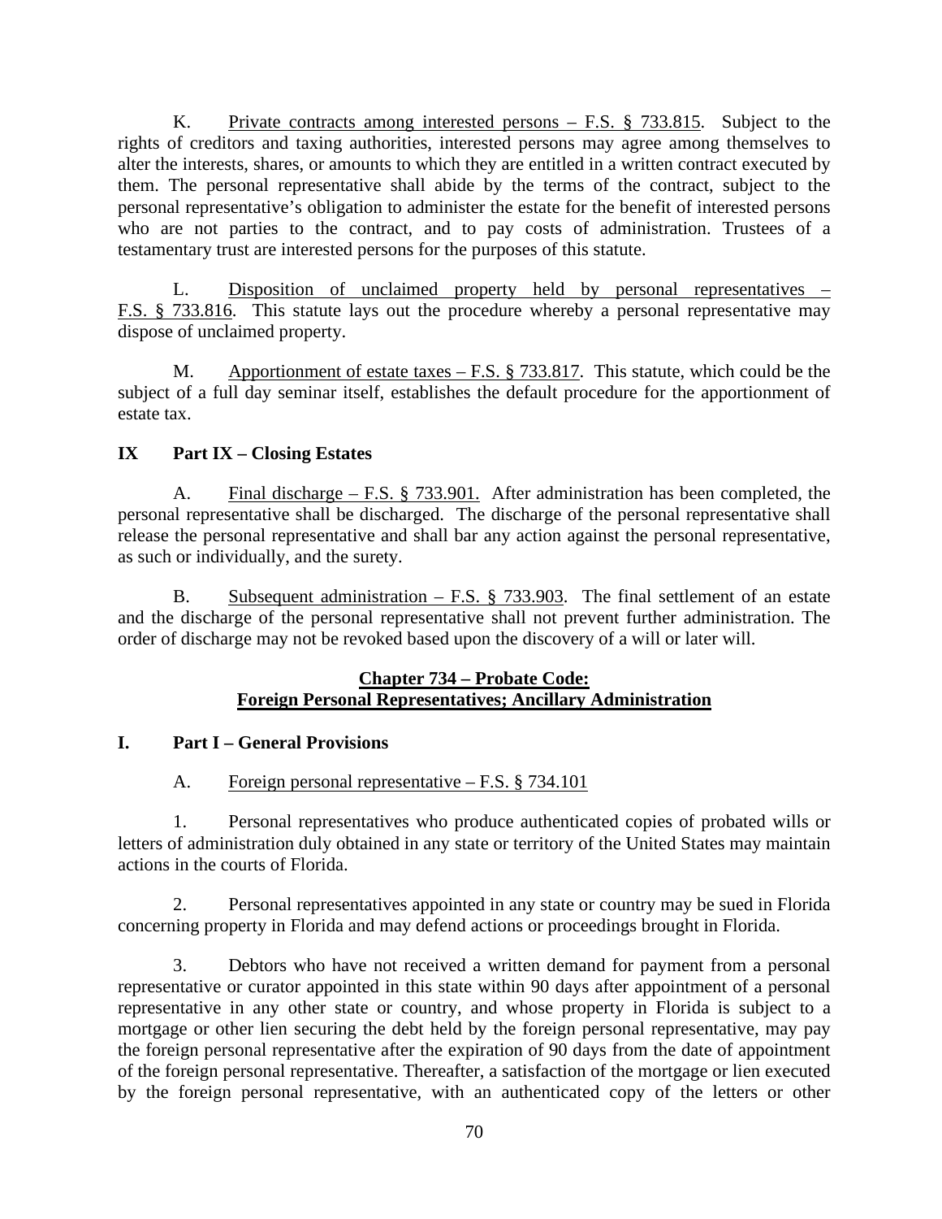K. Private contracts among interested persons – F.S. § 733.815. Subject to the rights of creditors and taxing authorities, interested persons may agree among themselves to alter the interests, shares, or amounts to which they are entitled in a written contract executed by them. The personal representative shall abide by the terms of the contract, subject to the personal representative's obligation to administer the estate for the benefit of interested persons who are not parties to the contract, and to pay costs of administration. Trustees of a testamentary trust are interested persons for the purposes of this statute.

L. Disposition of unclaimed property held by personal representatives – F.S. § 733.816. This statute lays out the procedure whereby a personal representative may dispose of unclaimed property.

M. Apportionment of estate taxes – F.S. § 733.817. This statute, which could be the subject of a full day seminar itself, establishes the default procedure for the apportionment of estate tax.

## IX Part IX – Closing Estates

A. Final discharge – F.S. § 733.901. After administration has been completed, the personal representative shall be discharged. The discharge of the personal representative shall release the personal representative and shall bar any action against the personal representative, as such or individually, and the surety.

B. Subsequent administration – F.S. § 733.903. The final settlement of an estate and the discharge of the personal representative shall not prevent further administration. The order of discharge may not be revoked based upon the discovery of a will or later will.

# Chapter 734 – Probate Code: Foreign Personal Representatives; Ancillary Administration

## I. Part I – General Provisions

A. Foreign personal representative – F.S. § 734.101

1. Personal representatives who produce authenticated copies of probated wills or letters of administration duly obtained in any state or territory of the United States may maintain actions in the courts of Florida.

2. Personal representatives appointed in any state or country may be sued in Florida concerning property in Florida and may defend actions or proceedings brought in Florida.

3. Debtors who have not received a written demand for payment from a personal representative or curator appointed in this state within 90 days after appointment of a personal representative in any other state or country, and whose property in Florida is subject to a mortgage or other lien securing the debt held by the foreign personal representative, may pay the foreign personal representative after the expiration of 90 days from the date of appointment of the foreign personal representative. Thereafter, a satisfaction of the mortgage or lien executed by the foreign personal representative, with an authenticated copy of the letters or other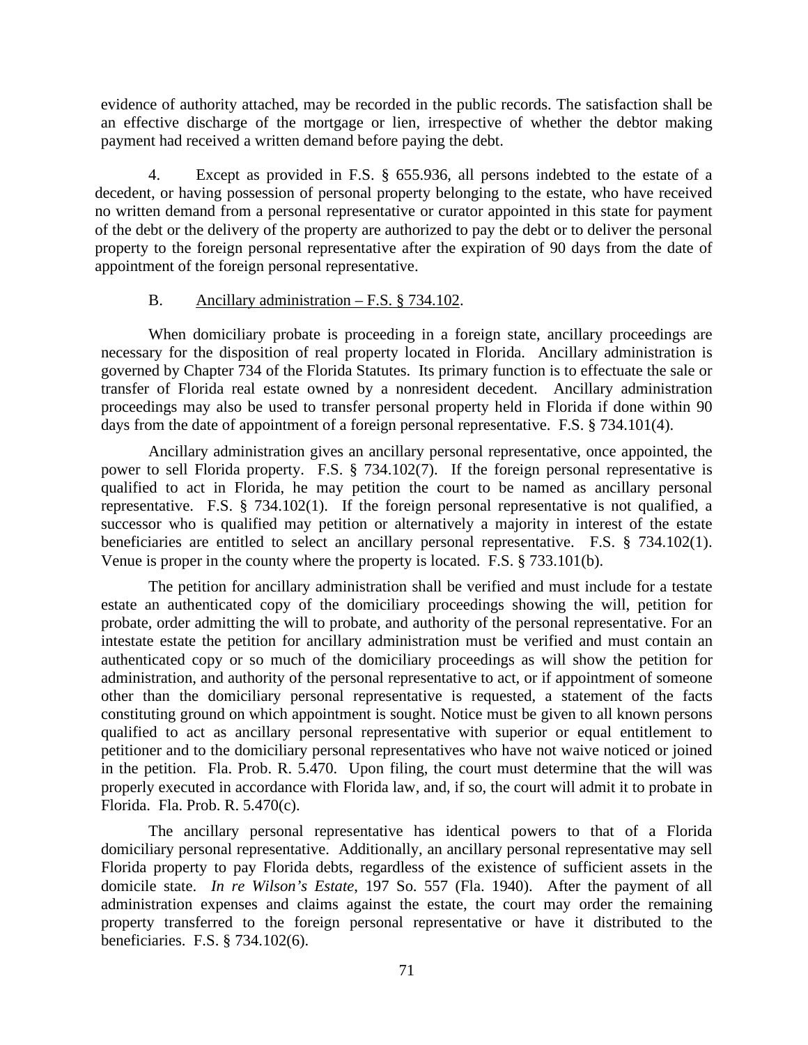evidence of authority attached, may be recorded in the public records. The satisfaction shall be an effective discharge of the mortgage or lien, irrespective of whether the debtor making payment had received a written demand before paying the debt.

4. Except as provided in F.S. § 655.936, all persons indebted to the estate of a decedent, or having possession of personal property belonging to the estate, who have received no written demand from a personal representative or curator appointed in this state for payment of the debt or the delivery of the property are authorized to pay the debt or to deliver the personal property to the foreign personal representative after the expiration of 90 days from the date of appointment of the foreign personal representative.

B. Ancillary administration – F.S. § 734.102.

When domiciliary probate is proceeding in a foreign state, ancillary proceedings are necessary for the disposition of real property located in Florida. Ancillary administration is governed by Chapter 734 of the Florida Statutes. Its primary function is to effectuate the sale or transfer of Florida real estate owned by a nonresident decedent. Ancillary administration proceedings may also be used to transfer personal property held in Florida if done within 90 days from the date of appointment of a foreign personal representative. F.S. § 734.101(4).

Ancillary administration gives an ancillary personal representative, once appointed, the power to sell Florida property. F.S. § 734.102(7). If the foreign personal representative is qualified to act in Florida, he may petition the court to be named as ancillary personal representative. F.S. § 734.102(1). If the foreign personal representative is not qualified, a successor who is qualified may petition or alternatively a majority in interest of the estate beneficiaries are entitled to select an ancillary personal representative. F.S. § 734.102(1). Venue is proper in the county where the property is located. F.S. § 733.101(b).

The petition for ancillary administration shall be verified and must include for a testate estate an authenticated copy of the domiciliary proceedings showing the will, petition for probate, order admitting the will to probate, and authority of the personal representative. For an intestate estate the petition for ancillary administration must be verified and must contain an authenticated copy or so much of the domiciliary proceedings as will show the petition for administration, and authority of the personal representative to act, or if appointment of someone other than the domiciliary personal representative is requested, a statement of the facts constituting ground on which appointment is sought. Notice must be given to all known persons qualified to act as ancillary personal representative with superior or equal entitlement to petitioner and to the domiciliary personal representatives who have not waive noticed or joined in the petition. Fla. Prob. R. 5.470. Upon filing, the court must determine that the will was properly executed in accordance with Florida law, and, if so, the court will admit it to probate in Florida. Fla. Prob. R. 5.470(c).

The ancillary personal representative has identical powers to that of a Florida domiciliary personal representative. Additionally, an ancillary personal representative may sell Florida property to pay Florida debts, regardless of the existence of sufficient assets in the domicile state. *In re Wilson's Estate*, 197 So. 557 (Fla. 1940). After the payment of all administration expenses and claims against the estate, the court may order the remaining property transferred to the foreign personal representative or have it distributed to the beneficiaries. F.S. § 734.102(6).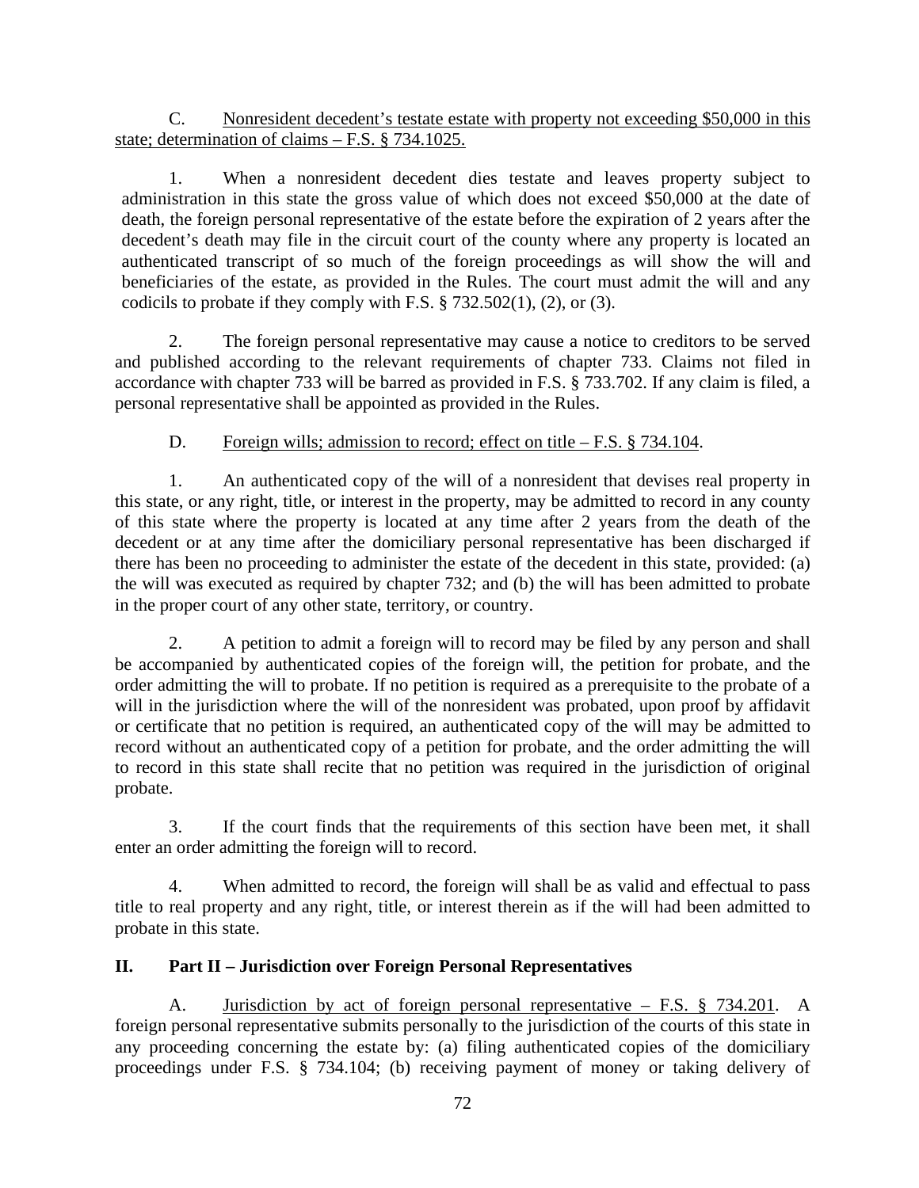C. Nonresident decedent's testate estate with property not exceeding $50,000 in this state; determination of claims – F.S. § 734.1025.

1. When a nonresident decedent dies testate and leaves property subject to administration in this state the gross value of which does not exceed $50,000 at the date of death, the foreign personal representative of the estate before the expiration of 2 years after the decedent's death may file in the circuit court of the county where any property is located an authenticated transcript of so much of the foreign proceedings as will show the will and beneficiaries of the estate, as provided in the Rules. The court must admit the will and any codicils to probate if they comply with F.S. § 732.502(1), (2), or (3).

2. The foreign personal representative may cause a notice to creditors to be served and published according to the relevant requirements of chapter 733. Claims not filed in accordance with chapter 733 will be barred as provided in F.S. § 733.702. If any claim is filed, a personal representative shall be appointed as provided in the Rules.

D. Foreign wills; admission to record; effect on title – F.S. § 734.104.

1. An authenticated copy of the will of a nonresident that devises real property in this state, or any right, title, or interest in the property, may be admitted to record in any county of this state where the property is located at any time after 2 years from the death of the decedent or at any time after the domiciliary personal representative has been discharged if there has been no proceeding to administer the estate of the decedent in this state, provided: (a) the will was executed as required by chapter 732; and (b) the will has been admitted to probate in the proper court of any other state, territory, or country.

2. A petition to admit a foreign will to record may be filed by any person and shall be accompanied by authenticated copies of the foreign will, the petition for probate, and the order admitting the will to probate. If no petition is required as a prerequisite to the probate of a will in the jurisdiction where the will of the nonresident was probated, upon proof by affidavit or certificate that no petition is required, an authenticated copy of the will may be admitted to record without an authenticated copy of a petition for probate, and the order admitting the will to record in this state shall recite that no petition was required in the jurisdiction of original probate.

3. If the court finds that the requirements of this section have been met, it shall enter an order admitting the foreign will to record.

4. When admitted to record, the foreign will shall be as valid and effectual to pass title to real property and any right, title, or interest therein as if the will had been admitted to probate in this state.

## II. Part II – Jurisdiction over Foreign Personal Representatives

A. Jurisdiction by act of foreign personal representative – F.S. § 734.201. A foreign personal representative submits personally to the jurisdiction of the courts of this state in any proceeding concerning the estate by: (a) filing authenticated copies of the domiciliary proceedings under F.S. § 734.104; (b) receiving payment of money or taking delivery of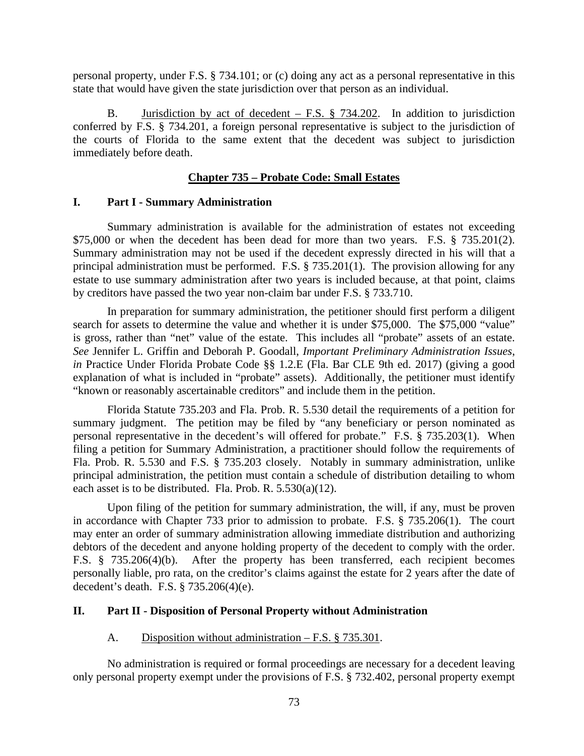personal property, under F.S. § 734.101; or (c) doing any act as a personal representative in this state that would have given the state jurisdiction over that person as an individual.

B. <u>Jurisdiction by act of decedent – F.S. § 734.202</u>. In addition to jurisdiction conferred by F.S. § 734.201, a foreign personal representative is subject to the jurisdiction of the courts of Florida to the same extent that the decedent was subject to jurisdiction immediately before death.

## <u>Chapter 735 – Probate Code: Small Estates</u>

### I. Part I - Summary Administration

Summary administration is available for the administration of estates not exceeding \$75,000 or when the decedent has been dead for more than two years. F.S. § 735.201(2). Summary administration may not be used if the decedent expressly directed in his will that a principal administration must be performed. F.S. § 735.201(1). The provision allowing for any estate to use summary administration after two years is included because, at that point, claims by creditors have passed the two year non-claim bar under F.S. § 733.710.

In preparation for summary administration, the petitioner should first perform a diligent search for assets to determine the value and whether it is under \$75,000. The \$75,000 "value" is gross, rather than "net" value of the estate. This includes all "probate" assets of an estate. *See* Jennifer L. Griffin and Deborah P. Goodall, *Important Preliminary Administration Issues*, *in* Practice Under Florida Probate Code §§ 1.2.E (Fla. Bar CLE 9th ed. 2017) (giving a good explanation of what is included in "probate" assets). Additionally, the petitioner must identify "known or reasonably ascertainable creditors" and include them in the petition.

Florida Statute 735.203 and Fla. Prob. R. 5.530 detail the requirements of a petition for summary judgment. The petition may be filed by "any beneficiary or person nominated as personal representative in the decedent's will offered for probate." F.S. § 735.203(1). When filing a petition for Summary Administration, a practitioner should follow the requirements of Fla. Prob. R. 5.530 and F.S. § 735.203 closely. Notably in summary administration, unlike principal administration, the petition must contain a schedule of distribution detailing to whom each asset is to be distributed. Fla. Prob. R. 5.530(a)(12).

Upon filing of the petition for summary administration, the will, if any, must be proven in accordance with Chapter 733 prior to admission to probate. F.S. § 735.206(1). The court may enter an order of summary administration allowing immediate distribution and authorizing debtors of the decedent and anyone holding property of the decedent to comply with the order. F.S. § 735.206(4)(b). After the property has been transferred, each recipient becomes personally liable, pro rata, on the creditor's claims against the estate for 2 years after the date of decedent's death. F.S. § 735.206(4)(e).

### II. Part II - Disposition of Personal Property without Administration

A. <u>Disposition without administration – F.S. § 735.301</u>.

No administration is required or formal proceedings are necessary for a decedent leaving only personal property exempt under the provisions of F.S. § 732.402, personal property exempt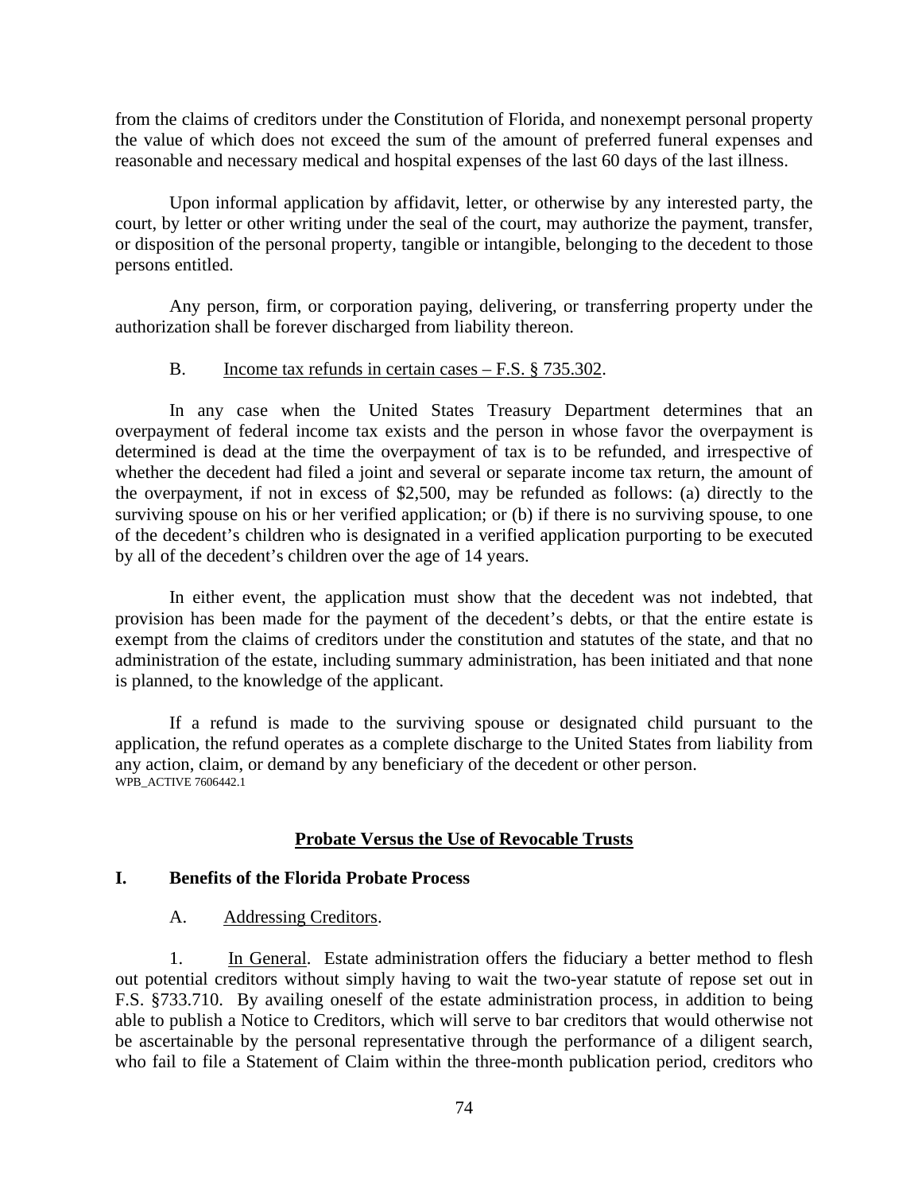from the claims of creditors under the Constitution of Florida, and nonexempt personal property the value of which does not exceed the sum of the amount of preferred funeral expenses and reasonable and necessary medical and hospital expenses of the last 60 days of the last illness.

Upon informal application by affidavit, letter, or otherwise by any interested party, the court, by letter or other writing under the seal of the court, may authorize the payment, transfer, or disposition of the personal property, tangible or intangible, belonging to the decedent to those persons entitled.

Any person, firm, or corporation paying, delivering, or transferring property under the authorization shall be forever discharged from liability thereon.

B. Income tax refunds in certain cases – F.S. § 735.302.

In any case when the United States Treasury Department determines that an overpayment of federal income tax exists and the person in whose favor the overpayment is determined is dead at the time the overpayment of tax is to be refunded, and irrespective of whether the decedent had filed a joint and several or separate income tax return, the amount of the overpayment, if not in excess of $2,500, may be refunded as follows: (a) directly to the surviving spouse on his or her verified application; or (b) if there is no surviving spouse, to one of the decedent's children who is designated in a verified application purporting to be executed by all of the decedent's children over the age of 14 years.

In either event, the application must show that the decedent was not indebted, that provision has been made for the payment of the decedent's debts, or that the entire estate is exempt from the claims of creditors under the constitution and statutes of the state, and that no administration of the estate, including summary administration, has been initiated and that none is planned, to the knowledge of the applicant.

If a refund is made to the surviving spouse or designated child pursuant to the application, the refund operates as a complete discharge to the United States from liability from any action, claim, or demand by any beneficiary of the decedent or other person.

WPB_ACTIVE 7606442.1

## Probate Versus the Use of Revocable Trusts

### I. Benefits of the Florida Probate Process

A. Addressing Creditors.

1. In General. Estate administration offers the fiduciary a better method to flesh out potential creditors without simply having to wait the two-year statute of repose set out in F.S. §733.710. By availing oneself of the estate administration process, in addition to being able to publish a Notice to Creditors, which will serve to bar creditors that would otherwise not be ascertainable by the personal representative through the performance of a diligent search, who fail to file a Statement of Claim within the three-month publication period, creditors who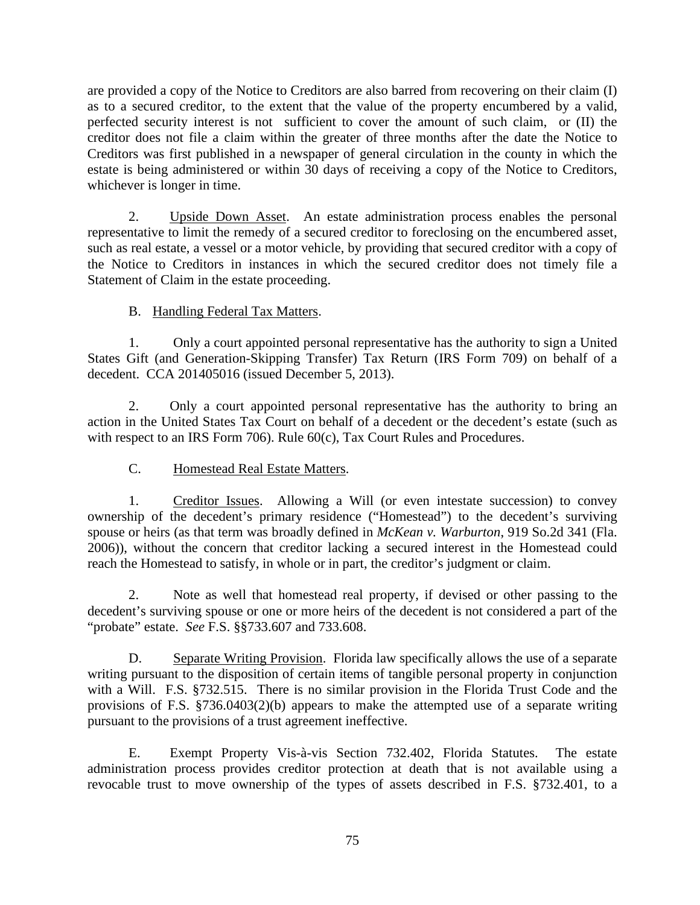are provided a copy of the Notice to Creditors are also barred from recovering on their claim (I) as to a secured creditor, to the extent that the value of the property encumbered by a valid, perfected security interest is not sufficient to cover the amount of such claim, or (II) the creditor does not file a claim within the greater of three months after the date the Notice to Creditors was first published in a newspaper of general circulation in the county in which the estate is being administered or within 30 days of receiving a copy of the Notice to Creditors, whichever is longer in time.

2. Upside Down Asset. An estate administration process enables the personal representative to limit the remedy of a secured creditor to foreclosing on the encumbered asset, such as real estate, a vessel or a motor vehicle, by providing that secured creditor with a copy of the Notice to Creditors in instances in which the secured creditor does not timely file a Statement of Claim in the estate proceeding.

B. Handling Federal Tax Matters.

1. Only a court appointed personal representative has the authority to sign a United States Gift (and Generation-Skipping Transfer) Tax Return (IRS Form 709) on behalf of a decedent. CCA 201405016 (issued December 5, 2013).

2. Only a court appointed personal representative has the authority to bring an action in the United States Tax Court on behalf of a decedent or the decedent's estate (such as with respect to an IRS Form 706). Rule 60(c), Tax Court Rules and Procedures.

C. Homestead Real Estate Matters.

1. Creditor Issues. Allowing a Will (or even intestate succession) to convey ownership of the decedent's primary residence ("Homestead") to the decedent's surviving spouse or heirs (as that term was broadly defined in *McKean v. Warburton*, 919 So.2d 341 (Fla. 2006)), without the concern that creditor lacking a secured interest in the Homestead could reach the Homestead to satisfy, in whole or in part, the creditor's judgment or claim.

2. Note as well that homestead real property, if devised or other passing to the decedent's surviving spouse or one or more heirs of the decedent is not considered a part of the "probate" estate. *See* F.S. §§733.607 and 733.608.

D. Separate Writing Provision. Florida law specifically allows the use of a separate writing pursuant to the disposition of certain items of tangible personal property in conjunction with a Will. F.S. §732.515. There is no similar provision in the Florida Trust Code and the provisions of F.S. §736.0403(2)(b) appears to make the attempted use of a separate writing pursuant to the provisions of a trust agreement ineffective.

E. Exempt Property Vis-à-vis Section 732.402, Florida Statutes. The estate administration process provides creditor protection at death that is not available using a revocable trust to move ownership of the types of assets described in F.S. §732.401, to a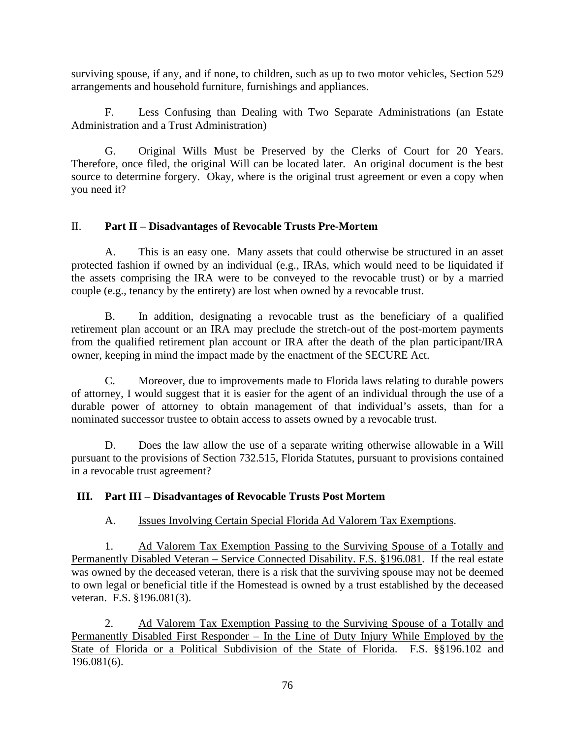surviving spouse, if any, and if none, to children, such as up to two motor vehicles, Section 529 arrangements and household furniture, furnishings and appliances.

F. Less Confusing than Dealing with Two Separate Administrations (an Estate Administration and a Trust Administration)

G. Original Wills Must be Preserved by the Clerks of Court for 20 Years. Therefore, once filed, the original Will can be located later. An original document is the best source to determine forgery. Okay, where is the original trust agreement or even a copy when you need it?

## II. **Part II – Disadvantages of Revocable Trusts Pre-Mortem**

A. This is an easy one. Many assets that could otherwise be structured in an asset protected fashion if owned by an individual (e.g., IRAs, which would need to be liquidated if the assets comprising the IRA were to be conveyed to the revocable trust) or by a married couple (e.g., tenancy by the entirety) are lost when owned by a revocable trust.

B. In addition, designating a revocable trust as the beneficiary of a qualified retirement plan account or an IRA may preclude the stretch-out of the post-mortem payments from the qualified retirement plan account or IRA after the death of the plan participant/IRA owner, keeping in mind the impact made by the enactment of the SECURE Act.

C. Moreover, due to improvements made to Florida laws relating to durable powers of attorney, I would suggest that it is easier for the agent of an individual through the use of a durable power of attorney to obtain management of that individual's assets, than for a nominated successor trustee to obtain access to assets owned by a revocable trust.

D. Does the law allow the use of a separate writing otherwise allowable in a Will pursuant to the provisions of Section 732.515, Florida Statutes, pursuant to provisions contained in a revocable trust agreement?

## III. **Part III – Disadvantages of Revocable Trusts Post Mortem**

A. Issues Involving Certain Special Florida Ad Valorem Tax Exemptions.

1. Ad Valorem Tax Exemption Passing to the Surviving Spouse of a Totally and Permanently Disabled Veteran – Service Connected Disability. F.S. §196.081. If the real estate was owned by the deceased veteran, there is a risk that the surviving spouse may not be deemed to own legal or beneficial title if the Homestead is owned by a trust established by the deceased veteran. F.S. §196.081(3).

2. Ad Valorem Tax Exemption Passing to the Surviving Spouse of a Totally and Permanently Disabled First Responder – In the Line of Duty Injury While Employed by the State of Florida or a Political Subdivision of the State of Florida. F.S. §§196.102 and 196.081(6).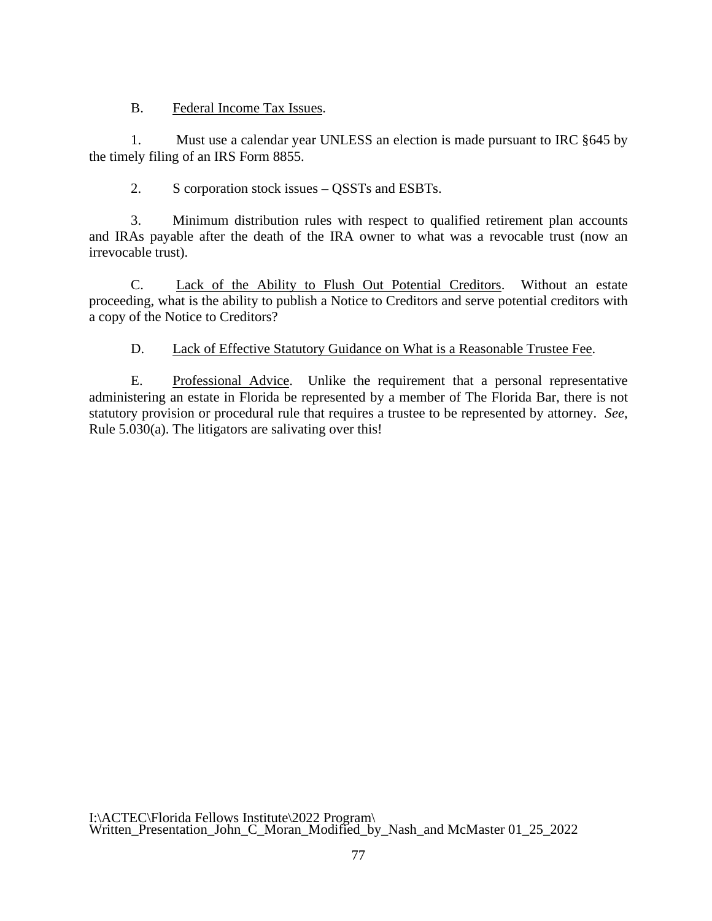B. Federal Income Tax Issues.

1. Must use a calendar year UNLESS an election is made pursuant to IRC §645 by the timely filing of an IRS Form 8855.

2. S corporation stock issues – QSSTs and ESBTs.

3. Minimum distribution rules with respect to qualified retirement plan accounts and IRAs payable after the death of the IRA owner to what was a revocable trust (now an irrevocable trust).

C. Lack of the Ability to Flush Out Potential Creditors. Without an estate proceeding, what is the ability to publish a Notice to Creditors and serve potential creditors with a copy of the Notice to Creditors?

D. Lack of Effective Statutory Guidance on What is a Reasonable Trustee Fee.

E. Professional Advice. Unlike the requirement that a personal representative administering an estate in Florida be represented by a member of The Florida Bar, there is not statutory provision or procedural rule that requires a trustee to be represented by attorney. *See*, Rule 5.030(a). The litigators are salivating over this!